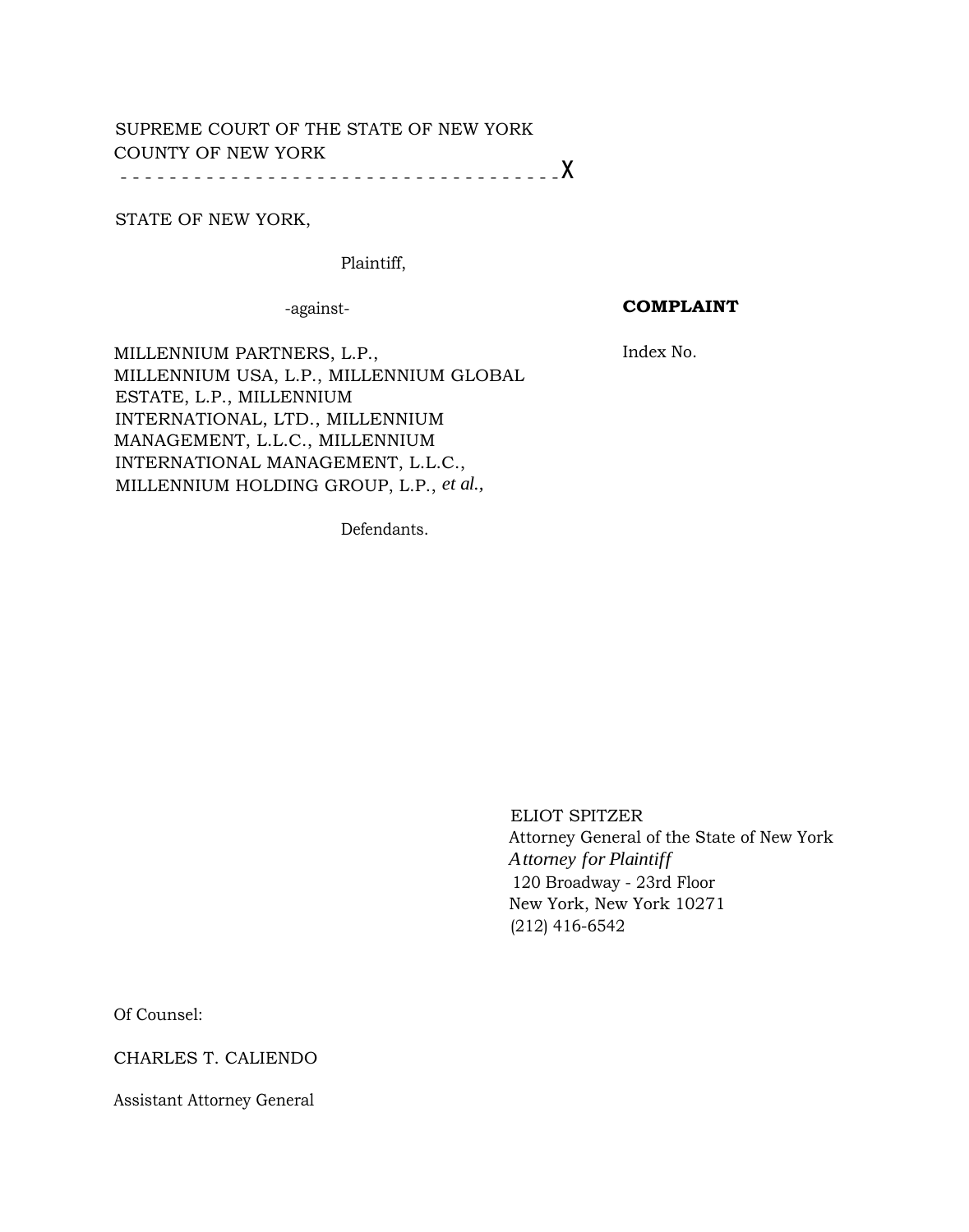SUPREME COURT OF THE STATE OF NEW YORK
COUNTY OF NEW YORK

- - - - - - - - - - - - - - - - - - - - - - - - - - - - - - - - - - - - X

STATE OF NEW YORK,

Plaintiff,

-against-

**COMPLAINT**

Index No.

MILLENNIUM PARTNERS, L.P., MILLENNIUM USA, L.P., MILLENNIUM GLOBAL ESTATE, L.P., MILLENNIUM INTERNATIONAL, LTD., MILLENNIUM MANAGEMENT, L.L.C., MILLENNIUM INTERNATIONAL MANAGEMENT, L.L.C., MILLENNIUM HOLDING GROUP, L.P., *et al.,*

Defendants.

ELIOT SPITZER
Attorney General of the State of New York
*Attorney for Plaintiff*
120 Broadway - 23rd Floor
New York, New York 10271
(212) 416-6542

Of Counsel:

CHARLES T. CALIENDO

Assistant Attorney General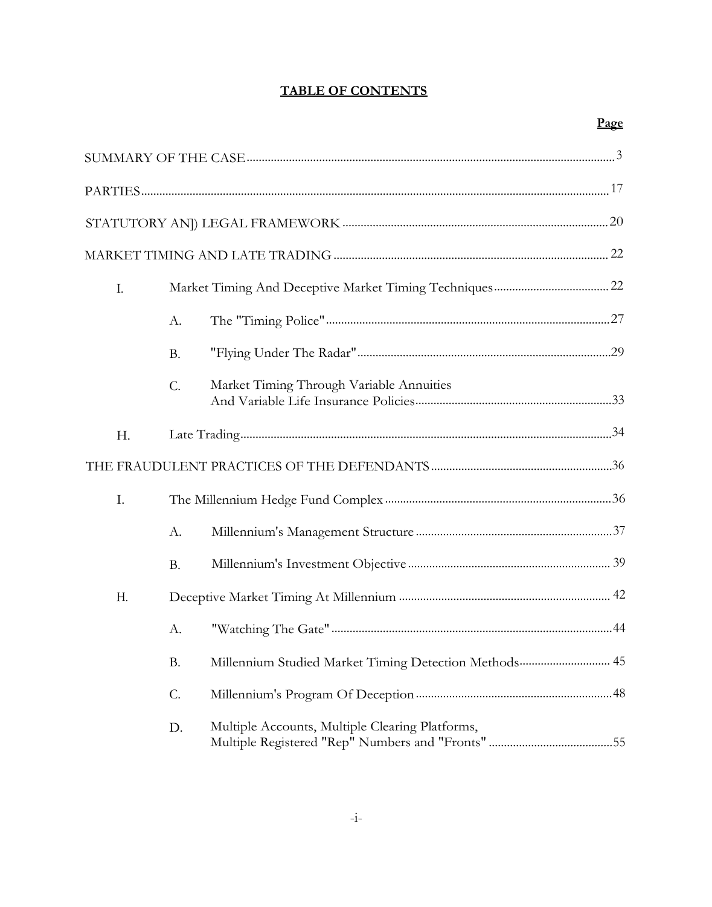**TABLE OF CONTENTS**

| | | | Page |
|---|---|---|---|
| SUMMARY OF THE CASE | | | 3 |
| PARTIES | | | 17 |
| STATUTORY AN]) LEGAL FRAMEWORK | | | 20 |
| MARKET TIMING AND LATE TRADING | | | 22 |
| I. | Market Timing And Deceptive Market Timing Techniques | | 22 |
| | A. | The "Timing Police" | 27 |
| | B. | "Flying Under The Radar" | 29 |
| | C. | Market Timing Through Variable Annuities And Variable Life Insurance Policies | 33 |
| H. | Late Trading | | 34 |
| THE FRAUDULENT PRACTICES OF THE DEFENDANTS | | | 36 |
| I. | The Millennium Hedge Fund Complex | | 36 |
| | A. | Millennium's Management Structure | 37 |
| | B. | Millennium's Investment Objective | 39 |
| H. | Deceptive Market Timing At Millennium | | 42 |
| | A. | "Watching The Gate" | 44 |
| | B. | Millennium Studied Market Timing Detection Methods | 45 |
| | C. | Millennium's Program Of Deception | 48 |
| | D. | Multiple Accounts, Multiple Clearing Platforms, Multiple Registered "Rep" Numbers and "Fronts" | 55 |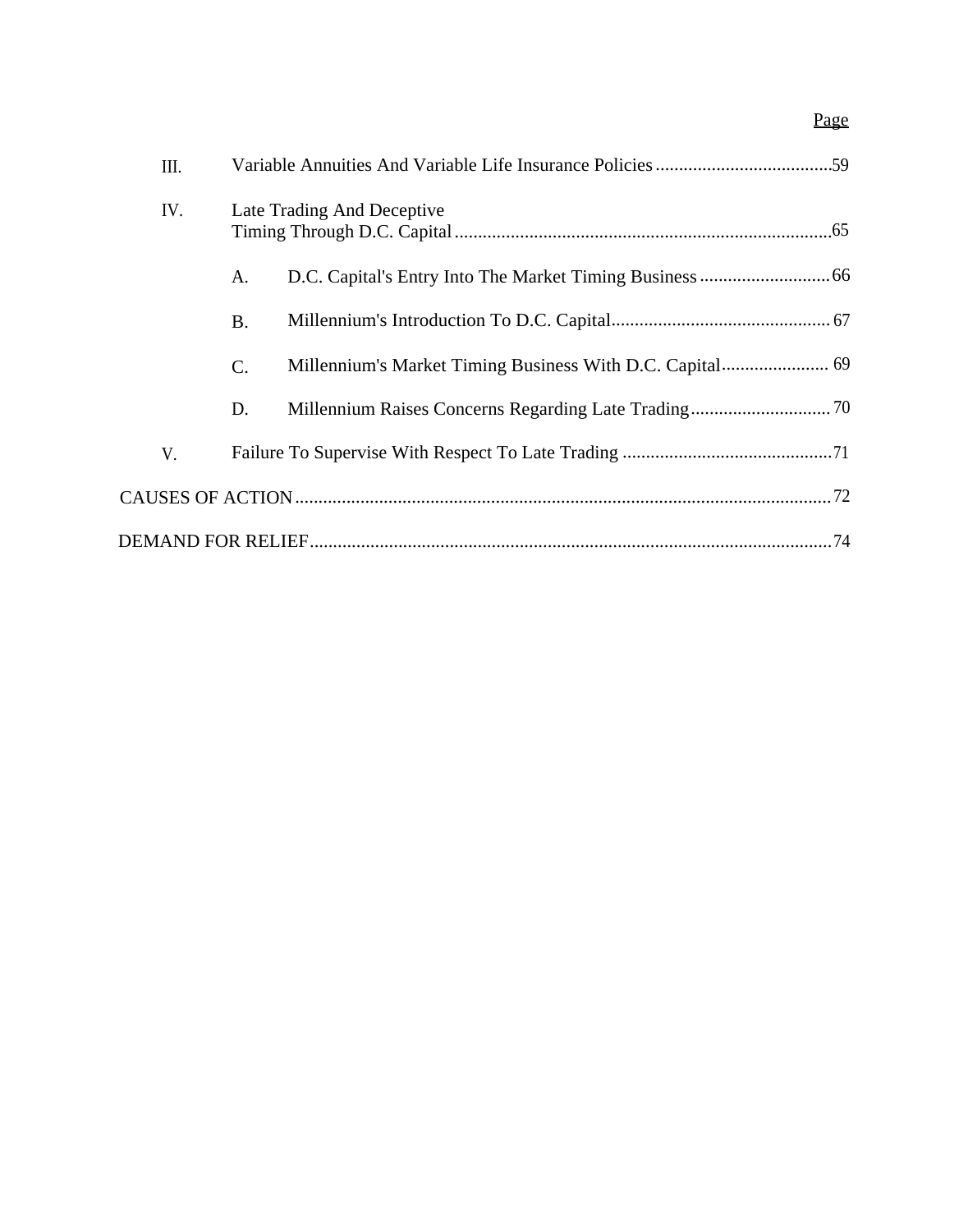Page

III. Variable Annuities And Variable Life Insurance Policies ......................................59

IV. Late Trading And Deceptive Timing Through D.C. Capital ................................................................................65

- A. D.C. Capital's Entry Into The Market Timing Business ............................66
- B. Millennium's Introduction To D.C. Capital...............................................67
- C. Millennium's Market Timing Business With D.C. Capital....................... 69
- D. Millennium Raises Concerns Regarding Late Trading..............................70

V. Failure To Supervise With Respect To Late Trading .............................................71

CAUSES OF ACTION..................................................................................................................72

DEMAND FOR RELIEF...............................................................................................................74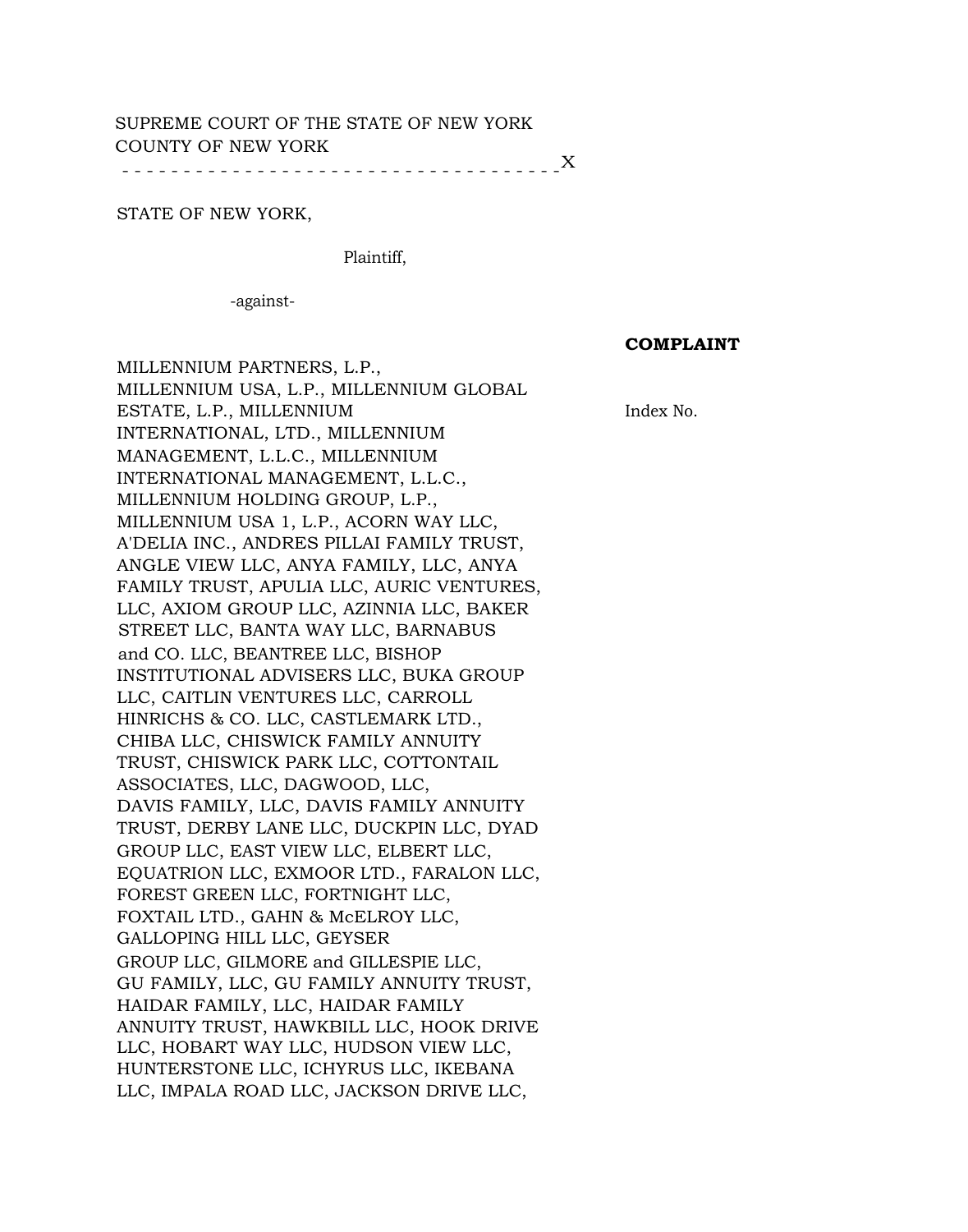SUPREME COURT OF THE STATE OF NEW YORK
COUNTY OF NEW YORK

- - - - - - - - - - - - - - - - - - - - - - - - - - - - - - - - - - - X

STATE OF NEW YORK,

Plaintiff,

-against-

**COMPLAINT**

Index No.

MILLENNIUM PARTNERS, L.P., MILLENNIUM USA, L.P., MILLENNIUM GLOBAL ESTATE, L.P., MILLENNIUM INTERNATIONAL, LTD., MILLENNIUM MANAGEMENT, L.L.C., MILLENNIUM INTERNATIONAL MANAGEMENT, L.L.C., MILLENNIUM HOLDING GROUP, L.P., MILLENNIUM USA 1, L.P., ACORN WAY LLC, A'DELIA INC., ANDRES PILLAI FAMILY TRUST, ANGLE VIEW LLC, ANYA FAMILY, LLC, ANYA FAMILY TRUST, APULIA LLC, AURIC VENTURES, LLC, AXIOM GROUP LLC, AZINNIA LLC, BAKER STREET LLC, BANTA WAY LLC, BARNABUS and CO. LLC, BEANTREE LLC, BISHOP INSTITUTIONAL ADVISERS LLC, BUKA GROUP LLC, CAITLIN VENTURES LLC, CARROLL HINRICHS & CO. LLC, CASTLEMARK LTD., CHIBA LLC, CHISWICK FAMILY ANNUITY TRUST, CHISWICK PARK LLC, COTTONTAIL ASSOCIATES, LLC, DAGWOOD, LLC, DAVIS FAMILY, LLC, DAVIS FAMILY ANNUITY TRUST, DERBY LANE LLC, DUCKPIN LLC, DYAD GROUP LLC, EAST VIEW LLC, ELBERT LLC, EQUATRION LLC, EXMOOR LTD., FARALON LLC, FOREST GREEN LLC, FORTNIGHT LLC, FOXTAIL LTD., GAHN & McELROY LLC, GALLOPING HILL LLC, GEYSER GROUP LLC, GILMORE and GILLESPIE LLC, GU FAMILY, LLC, GU FAMILY ANNUITY TRUST, HAIDAR FAMILY, LLC, HAIDAR FAMILY ANNUITY TRUST, HAWKBILL LLC, HOOK DRIVE LLC, HOBART WAY LLC, HUDSON VIEW LLC, HUNTERSTONE LLC, ICHYRUS LLC, IKEBANA LLC, IMPALA ROAD LLC, JACKSON DRIVE LLC,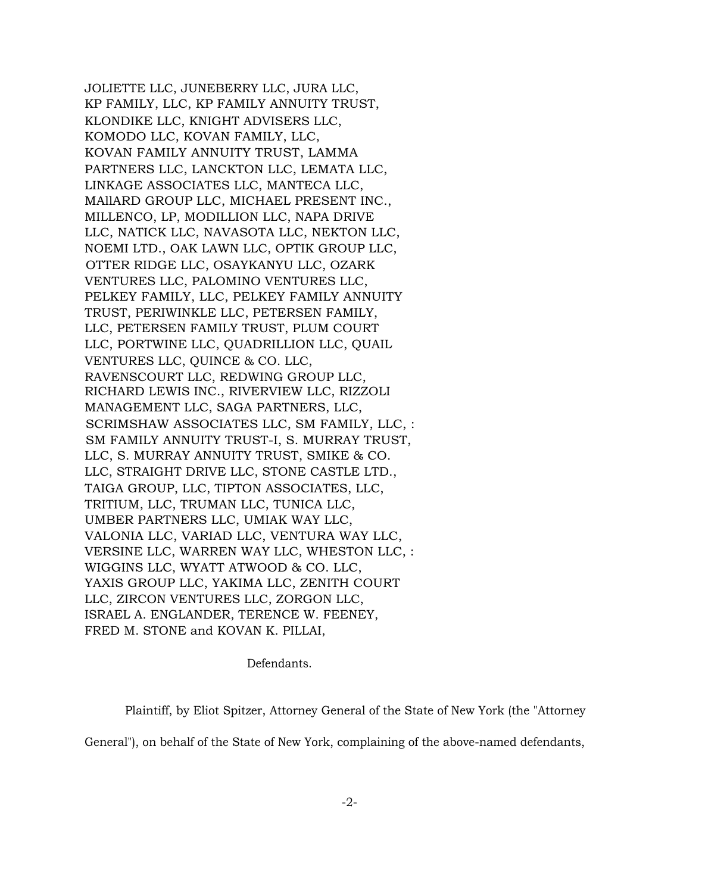JOLIETTE LLC, JUNEBERRY LLC, JURA LLC,
KP FAMILY, LLC, KP FAMILY ANNUITY TRUST,
KLONDIKE LLC, KNIGHT ADVISERS LLC,
KOMODO LLC, KOVAN FAMILY, LLC,
KOVAN FAMILY ANNUITY TRUST, LAMMA
PARTNERS LLC, LANCKTON LLC, LEMATA LLC,
LINKAGE ASSOCIATES LLC, MANTECA LLC,
MAllARD GROUP LLC, MICHAEL PRESENT INC.,
MILLENCO, LP, MODILLION LLC, NAPA DRIVE
LLC, NATICK LLC, NAVASOTA LLC, NEKTON LLC,
NOEMI LTD., OAK LAWN LLC, OPTIK GROUP LLC,
OTTER RIDGE LLC, OSAYKANYU LLC, OZARK
VENTURES LLC, PALOMINO VENTURES LLC,
PELKEY FAMILY, LLC, PELKEY FAMILY ANNUITY
TRUST, PERIWINKLE LLC, PETERSEN FAMILY,
LLC, PETERSEN FAMILY TRUST, PLUM COURT
LLC, PORTWINE LLC, QUADRILLION LLC, QUAIL
VENTURES LLC, QUINCE & CO. LLC,
RAVENSCOURT LLC, REDWING GROUP LLC,
RICHARD LEWIS INC., RIVERVIEW LLC, RIZZOLI
MANAGEMENT LLC, SAGA PARTNERS, LLC,
SCRIMSHAW ASSOCIATES LLC, SM FAMILY, LLC, :
SM FAMILY ANNUITY TRUST-I, S. MURRAY TRUST,
LLC, S. MURRAY ANNUITY TRUST, SMIKE & CO.
LLC, STRAIGHT DRIVE LLC, STONE CASTLE LTD.,
TAIGA GROUP, LLC, TIPTON ASSOCIATES, LLC,
TRITIUM, LLC, TRUMAN LLC, TUNICA LLC,
UMBER PARTNERS LLC, UMIAK WAY LLC,
VALONIA LLC, VARIAD LLC, VENTURA WAY LLC,
VERSINE LLC, WARREN WAY LLC, WHESTON LLC, :
WIGGINS LLC, WYATT ATWOOD & CO. LLC,
YAXIS GROUP LLC, YAKIMA LLC, ZENITH COURT
LLC, ZIRCON VENTURES LLC, ZORGON LLC,
ISRAEL A. ENGLANDER, TERENCE W. FEENEY,
FRED M. STONE and KOVAN K. PILLAI,

Defendants.

Plaintiff, by Eliot Spitzer, Attorney General of the State of New York (the "Attorney General"), on behalf of the State of New York, complaining of the above-named defendants,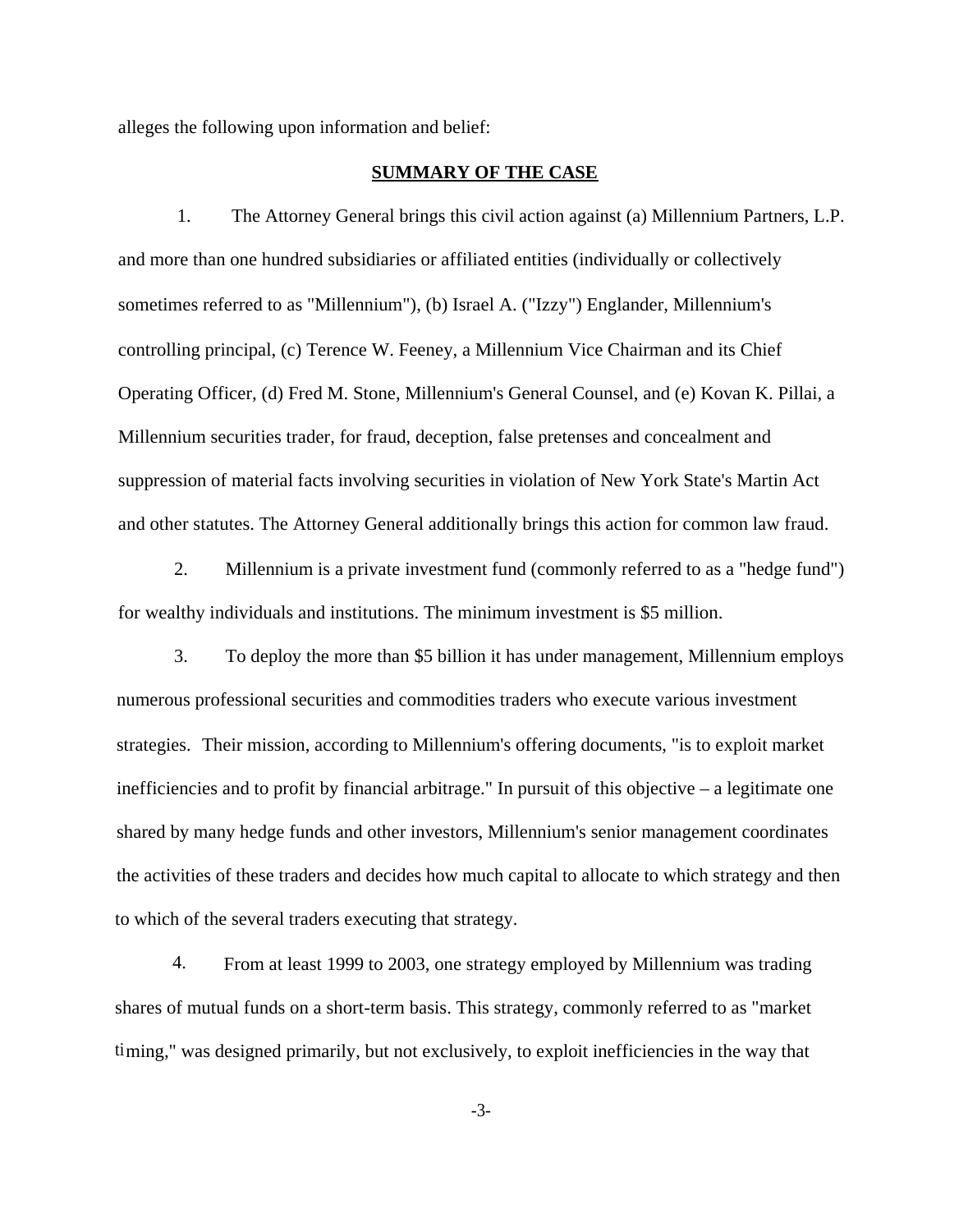alleges the following upon information and belief:

## SUMMARY OF THE CASE

1. The Attorney General brings this civil action against (a) Millennium Partners, L.P. and more than one hundred subsidiaries or affiliated entities (individually or collectively sometimes referred to as "Millennium"), (b) Israel A. ("Izzy") Englander, Millennium's controlling principal, (c) Terence W. Feeney, a Millennium Vice Chairman and its Chief Operating Officer, (d) Fred M. Stone, Millennium's General Counsel, and (e) Kovan K. Pillai, a Millennium securities trader, for fraud, deception, false pretenses and concealment and suppression of material facts involving securities in violation of New York State's Martin Act and other statutes. The Attorney General additionally brings this action for common law fraud.

2. Millennium is a private investment fund (commonly referred to as a "hedge fund") for wealthy individuals and institutions. The minimum investment is $5 million.

3. To deploy the more than $5 billion it has under management, Millennium employs numerous professional securities and commodities traders who execute various investment strategies. Their mission, according to Millennium's offering documents, "is to exploit market inefficiencies and to profit by financial arbitrage." In pursuit of this objective – a legitimate one shared by many hedge funds and other investors, Millennium's senior management coordinates the activities of these traders and decides how much capital to allocate to which strategy and then to which of the several traders executing that strategy.

4. From at least 1999 to 2003, one strategy employed by Millennium was trading shares of mutual funds on a short-term basis. This strategy, commonly referred to as "market timing," was designed primarily, but not exclusively, to exploit inefficiencies in the way that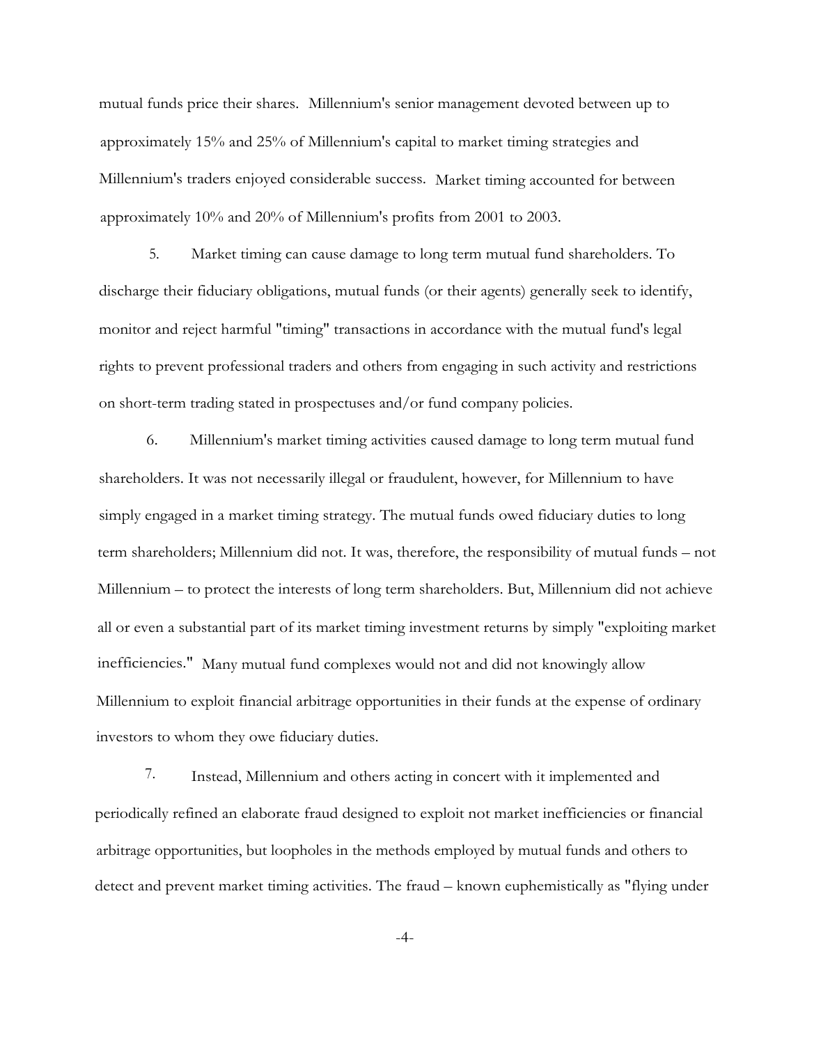mutual funds price their shares. Millennium's senior management devoted between up to approximately 15% and 25% of Millennium's capital to market timing strategies and Millennium's traders enjoyed considerable success. Market timing accounted for between approximately 10% and 20% of Millennium's profits from 2001 to 2003.

5. Market timing can cause damage to long term mutual fund shareholders. To discharge their fiduciary obligations, mutual funds (or their agents) generally seek to identify, monitor and reject harmful "timing" transactions in accordance with the mutual fund's legal rights to prevent professional traders and others from engaging in such activity and restrictions on short-term trading stated in prospectuses and/or fund company policies.

6. Millennium's market timing activities caused damage to long term mutual fund shareholders. It was not necessarily illegal or fraudulent, however, for Millennium to have simply engaged in a market timing strategy. The mutual funds owed fiduciary duties to long term shareholders; Millennium did not. It was, therefore, the responsibility of mutual funds – not Millennium – to protect the interests of long term shareholders. But, Millennium did not achieve all or even a substantial part of its market timing investment returns by simply "exploiting market inefficiencies." Many mutual fund complexes would not and did not knowingly allow Millennium to exploit financial arbitrage opportunities in their funds at the expense of ordinary investors to whom they owe fiduciary duties.

7. Instead, Millennium and others acting in concert with it implemented and periodically refined an elaborate fraud designed to exploit not market inefficiencies or financial arbitrage opportunities, but loopholes in the methods employed by mutual funds and others to detect and prevent market timing activities. The fraud – known euphemistically as "flying under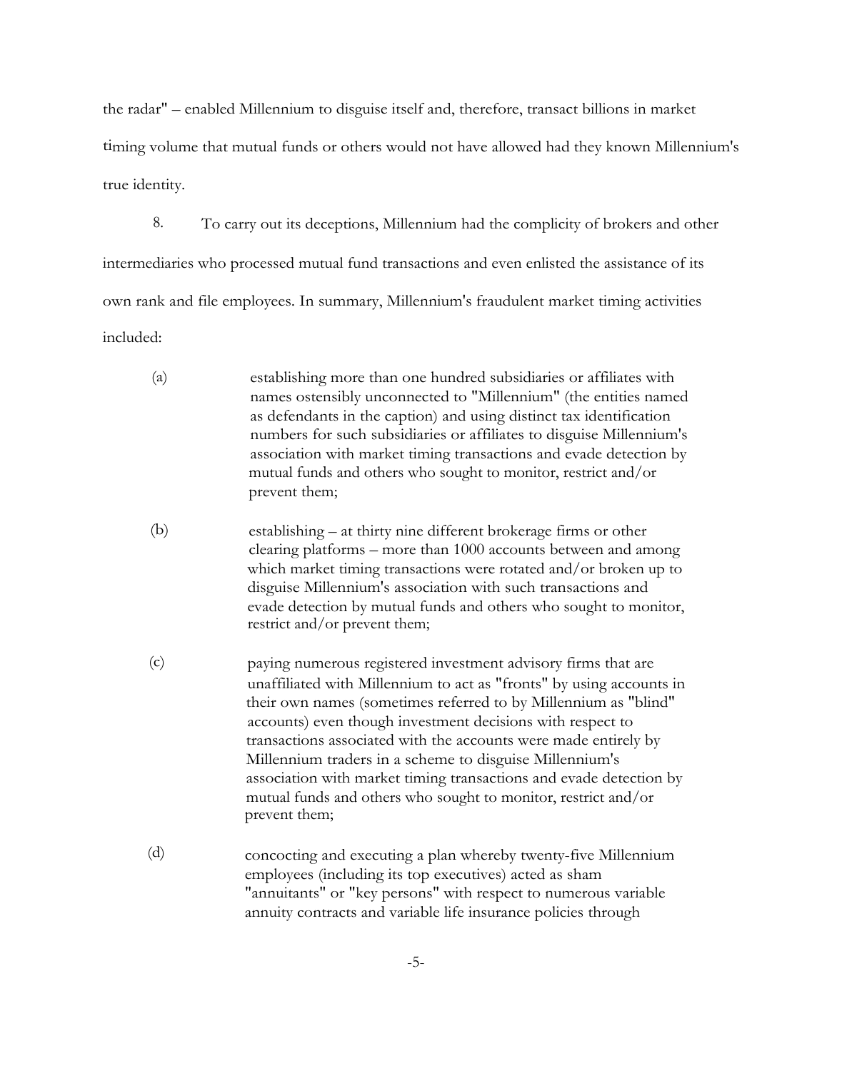the radar" – enabled Millennium to disguise itself and, therefore, transact billions in market timing volume that mutual funds or others would not have allowed had they known Millennium's true identity.

8. To carry out its deceptions, Millennium had the complicity of brokers and other intermediaries who processed mutual fund transactions and even enlisted the assistance of its own rank and file employees. In summary, Millennium's fraudulent market timing activities included:

(a) establishing more than one hundred subsidiaries or affiliates with names ostensibly unconnected to "Millennium" (the entities named as defendants in the caption) and using distinct tax identification numbers for such subsidiaries or affiliates to disguise Millennium's association with market timing transactions and evade detection by mutual funds and others who sought to monitor, restrict and/or prevent them;

(b) establishing – at thirty nine different brokerage firms or other clearing platforms – more than 1000 accounts between and among which market timing transactions were rotated and/or broken up to disguise Millennium's association with such transactions and evade detection by mutual funds and others who sought to monitor, restrict and/or prevent them;

(c) paying numerous registered investment advisory firms that are unaffiliated with Millennium to act as "fronts" by using accounts in their own names (sometimes referred to by Millennium as "blind" accounts) even though investment decisions with respect to transactions associated with the accounts were made entirely by Millennium traders in a scheme to disguise Millennium's association with market timing transactions and evade detection by mutual funds and others who sought to monitor, restrict and/or prevent them;

(d) concocting and executing a plan whereby twenty-five Millennium employees (including its top executives) acted as sham "annuitants" or "key persons" with respect to numerous variable annuity contracts and variable life insurance policies through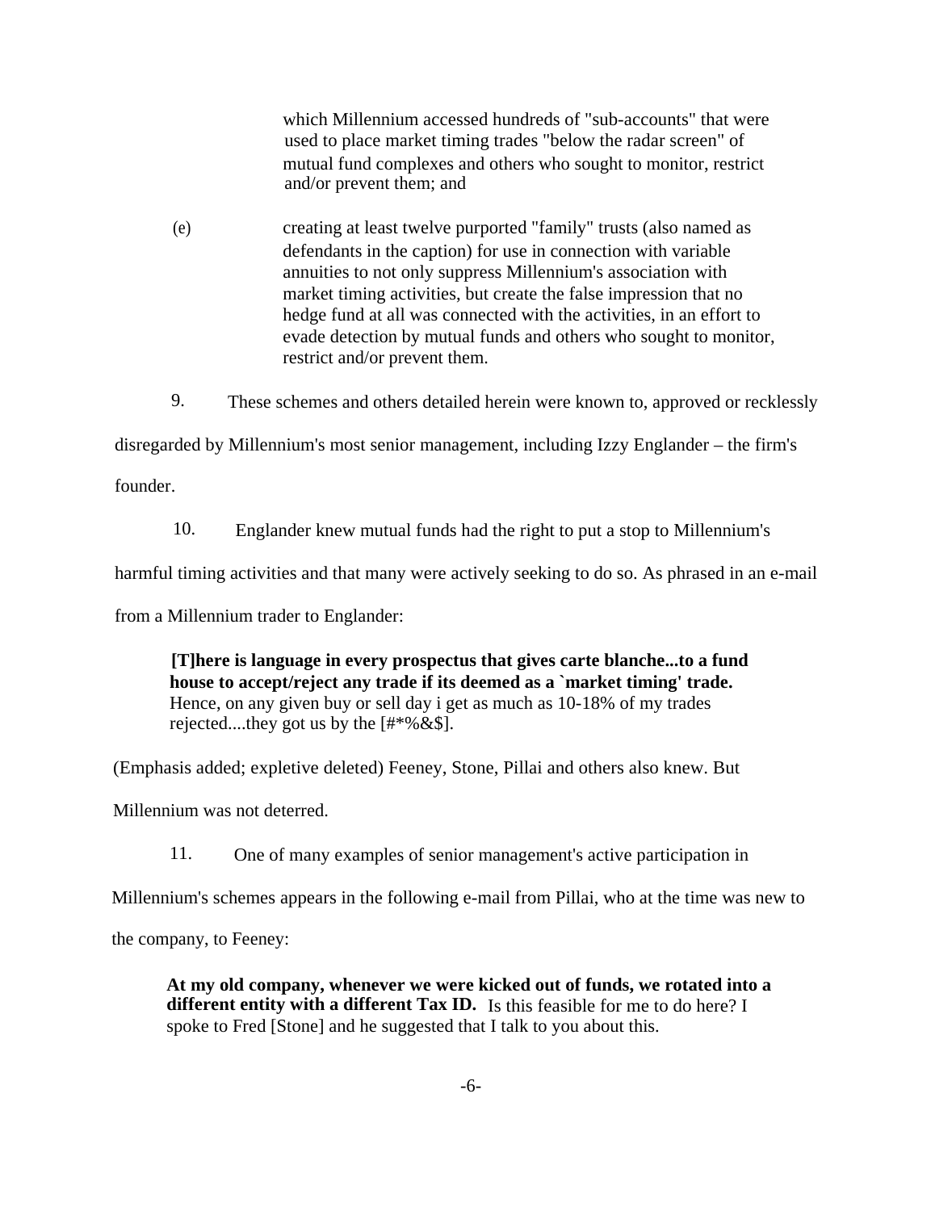which Millennium accessed hundreds of "sub-accounts" that were used to place market timing trades "below the radar screen" of mutual fund complexes and others who sought to monitor, restrict and/or prevent them; and

(e) creating at least twelve purported "family" trusts (also named as defendants in the caption) for use in connection with variable annuities to not only suppress Millennium's association with market timing activities, but create the false impression that no hedge fund at all was connected with the activities, in an effort to evade detection by mutual funds and others who sought to monitor, restrict and/or prevent them.

9. These schemes and others detailed herein were known to, approved or recklessly disregarded by Millennium's most senior management, including Izzy Englander – the firm's founder.

10. Englander knew mutual funds had the right to put a stop to Millennium's harmful timing activities and that many were actively seeking to do so. As phrased in an e-mail from a Millennium trader to Englander:

> **[T]here is language in every prospectus that gives carte blanche...to a fund house to accept/reject any trade if its deemed as a `market timing' trade.** Hence, on any given buy or sell day i get as much as 10-18% of my trades rejected....they got us by the [#*%&$].

(Emphasis added; expletive deleted) Feeney, Stone, Pillai and others also knew. But Millennium was not deterred.

11. One of many examples of senior management's active participation in Millennium's schemes appears in the following e-mail from Pillai, who at the time was new to the company, to Feeney:

> **At my old company, whenever we were kicked out of funds, we rotated into a different entity with a different Tax ID.** Is this feasible for me to do here? I spoke to Fred [Stone] and he suggested that I talk to you about this.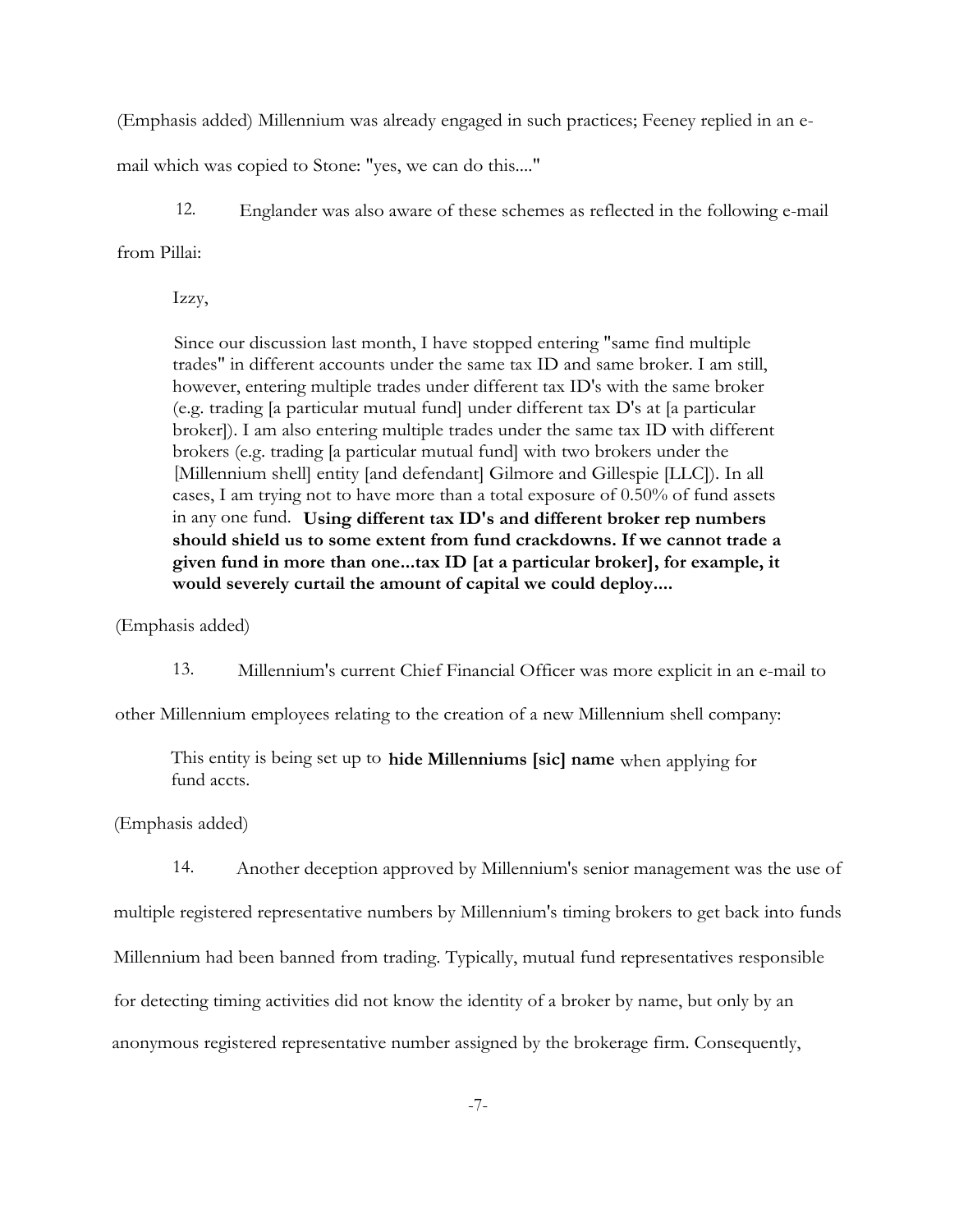(Emphasis added) Millennium was already engaged in such practices; Feeney replied in an e-mail which was copied to Stone: "yes, we can do this...."

12. Englander was also aware of these schemes as reflected in the following e-mail from Pillai:

> Izzy,
>
> Since our discussion last month, I have stopped entering "same find multiple trades" in different accounts under the same tax ID and same broker. I am still, however, entering multiple trades under different tax ID's with the same broker (e.g. trading [a particular mutual fund] under different tax D's at [a particular broker]). I am also entering multiple trades under the same tax ID with different brokers (e.g. trading [a particular mutual fund] with two brokers under the [Millennium shell] entity [and defendant] Gilmore and Gillespie [LLC]). In all cases, I am trying not to have more than a total exposure of 0.50% of fund assets in any one fund. **Using different tax ID's and different broker rep numbers should shield us to some extent from fund crackdowns. If we cannot trade a given fund in more than one...tax ID [at a particular broker], for example, it would severely curtail the amount of capital we could deploy....**

(Emphasis added)

13. Millennium's current Chief Financial Officer was more explicit in an e-mail to other Millennium employees relating to the creation of a new Millennium shell company:

> This entity is being set up to **hide Millenniums [sic] name** when applying for fund accts.

(Emphasis added)

14. Another deception approved by Millennium's senior management was the use of multiple registered representative numbers by Millennium's timing brokers to get back into funds Millennium had been banned from trading. Typically, mutual fund representatives responsible for detecting timing activities did not know the identity of a broker by name, but only by an anonymous registered representative number assigned by the brokerage firm. Consequently,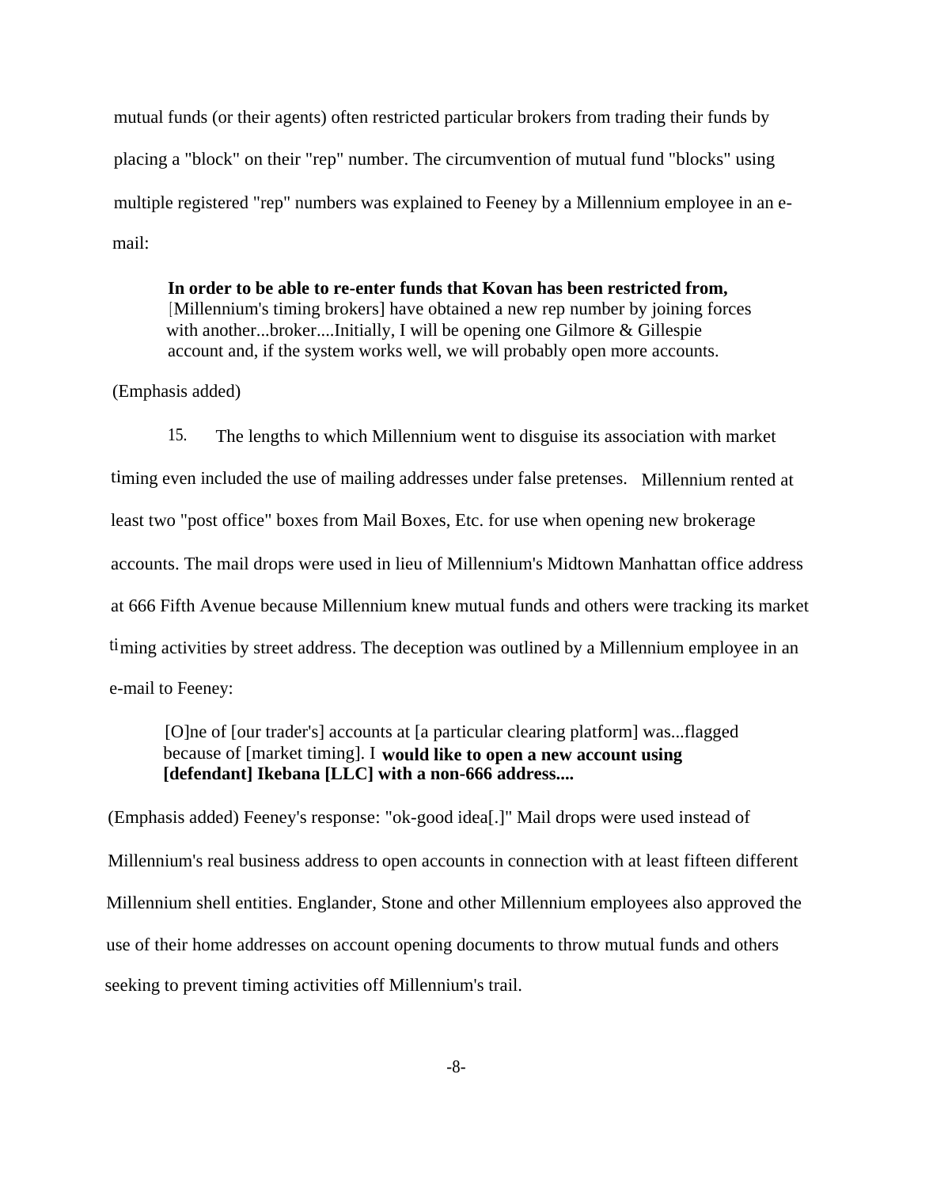mutual funds (or their agents) often restricted particular brokers from trading their funds by placing a "block" on their "rep" number. The circumvention of mutual fund "blocks" using multiple registered "rep" numbers was explained to Feeney by a Millennium employee in an e-mail:

> **In order to be able to re-enter funds that Kovan has been restricted from,** [Millennium's timing brokers] have obtained a new rep number by joining forces with another...broker....Initially, I will be opening one Gilmore & Gillespie account and, if the system works well, we will probably open more accounts.

(Emphasis added)

15. The lengths to which Millennium went to disguise its association with market timing even included the use of mailing addresses under false pretenses. Millennium rented at least two "post office" boxes from Mail Boxes, Etc. for use when opening new brokerage accounts. The mail drops were used in lieu of Millennium's Midtown Manhattan office address at 666 Fifth Avenue because Millennium knew mutual funds and others were tracking its market timing activities by street address. The deception was outlined by a Millennium employee in an e-mail to Feeney:

> [O]ne of [our trader's] accounts at [a particular clearing platform] was...flagged because of [market timing]. I **would like to open a new account using [defendant] Ikebana [LLC] with a non-666 address....**

(Emphasis added) Feeney's response: "ok-good idea[.]" Mail drops were used instead of Millennium's real business address to open accounts in connection with at least fifteen different Millennium shell entities. Englander, Stone and other Millennium employees also approved the use of their home addresses on account opening documents to throw mutual funds and others seeking to prevent timing activities off Millennium's trail.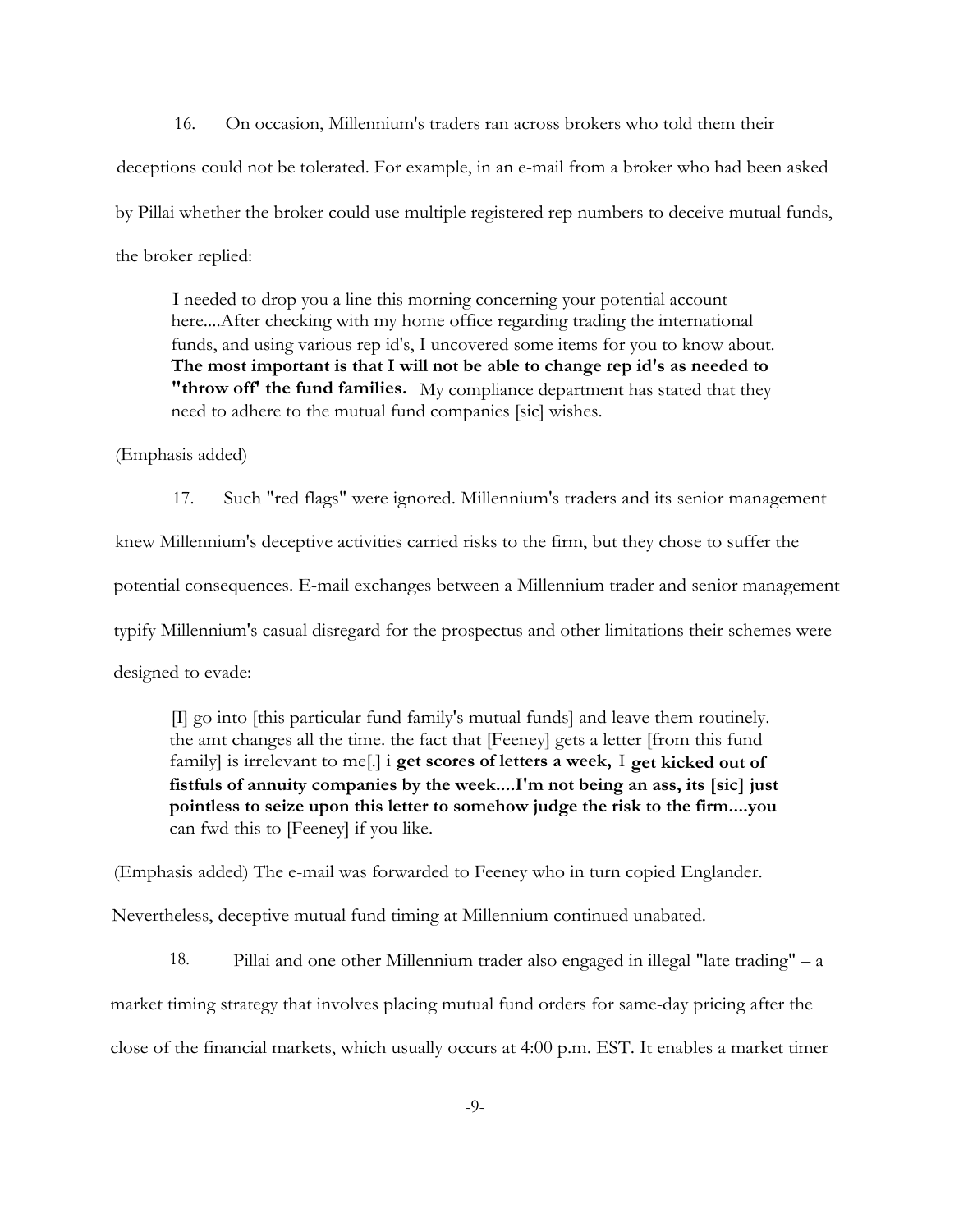16. On occasion, Millennium's traders ran across brokers who told them their deceptions could not be tolerated. For example, in an e-mail from a broker who had been asked by Pillai whether the broker could use multiple registered rep numbers to deceive mutual funds, the broker replied:

> I needed to drop you a line this morning concerning your potential account here....After checking with my home office regarding trading the international funds, and using various rep id's, I uncovered some items for you to know about. **The most important is that I will not be able to change rep id's as needed to "throw off' the fund families.** My compliance department has stated that they need to adhere to the mutual fund companies [sic] wishes.

(Emphasis added)

17. Such "red flags" were ignored. Millennium's traders and its senior management knew Millennium's deceptive activities carried risks to the firm, but they chose to suffer the potential consequences. E-mail exchanges between a Millennium trader and senior management typify Millennium's casual disregard for the prospectus and other limitations their schemes were designed to evade:

> [I] go into [this particular fund family's mutual funds] and leave them routinely. the amt changes all the time. the fact that [Feeney] gets a letter [from this fund family] is irrelevant to me[.] i **get scores of letters a week,** I **get kicked out of fistfuls of annuity companies by the week....I'm not being an ass, its [sic] just pointless to seize upon this letter to somehow judge the risk to the firm....you** can fwd this to [Feeney] if you like.

(Emphasis added) The e-mail was forwarded to Feeney who in turn copied Englander. Nevertheless, deceptive mutual fund timing at Millennium continued unabated.

18. Pillai and one other Millennium trader also engaged in illegal "late trading" – a market timing strategy that involves placing mutual fund orders for same-day pricing after the close of the financial markets, which usually occurs at 4:00 p.m. EST. It enables a market timer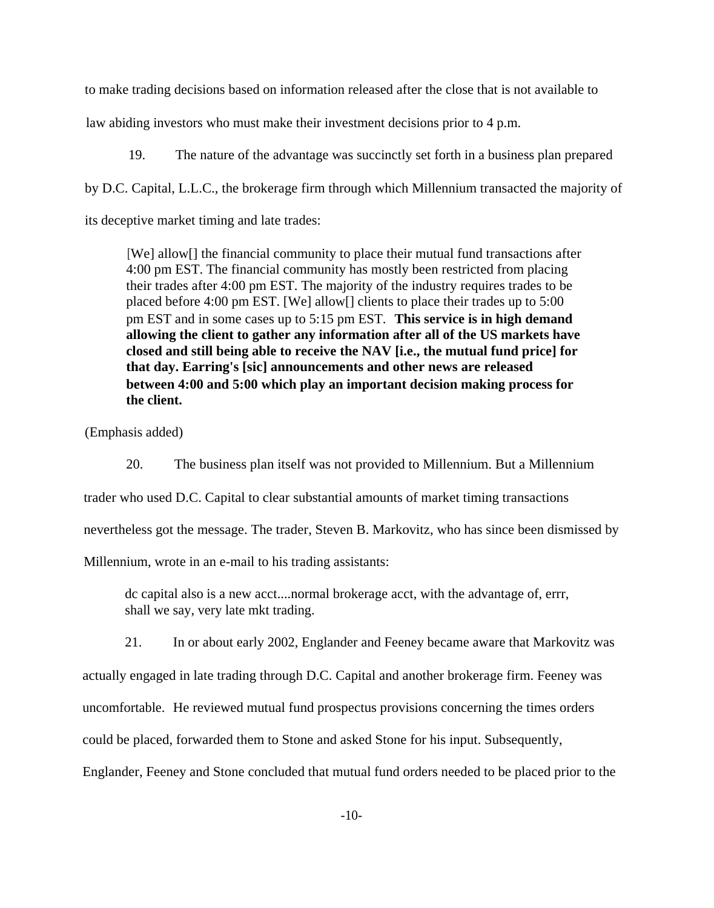to make trading decisions based on information released after the close that is not available to law abiding investors who must make their investment decisions prior to 4 p.m.

19. The nature of the advantage was succinctly set forth in a business plan prepared by D.C. Capital, L.L.C., the brokerage firm through which Millennium transacted the majority of its deceptive market timing and late trades:

> [We] allow[] the financial community to place their mutual fund transactions after 4:00 pm EST. The financial community has mostly been restricted from placing their trades after 4:00 pm EST. The majority of the industry requires trades to be placed before 4:00 pm EST. [We] allow[] clients to place their trades up to 5:00 pm EST and in some cases up to 5:15 pm EST. **This service is in high demand allowing the client to gather any information after all of the US markets have closed and still being able to receive the NAV [i.e., the mutual fund price] for that day. Earring's [sic] announcements and other news are released between 4:00 and 5:00 which play an important decision making process for the client.**

(Emphasis added)

20. The business plan itself was not provided to Millennium. But a Millennium trader who used D.C. Capital to clear substantial amounts of market timing transactions nevertheless got the message. The trader, Steven B. Markovitz, who has since been dismissed by Millennium, wrote in an e-mail to his trading assistants:

> dc capital also is a new acct....normal brokerage acct, with the advantage of, errr, shall we say, very late mkt trading.

21. In or about early 2002, Englander and Feeney became aware that Markovitz was actually engaged in late trading through D.C. Capital and another brokerage firm. Feeney was uncomfortable. He reviewed mutual fund prospectus provisions concerning the times orders could be placed, forwarded them to Stone and asked Stone for his input. Subsequently, Englander, Feeney and Stone concluded that mutual fund orders needed to be placed prior to the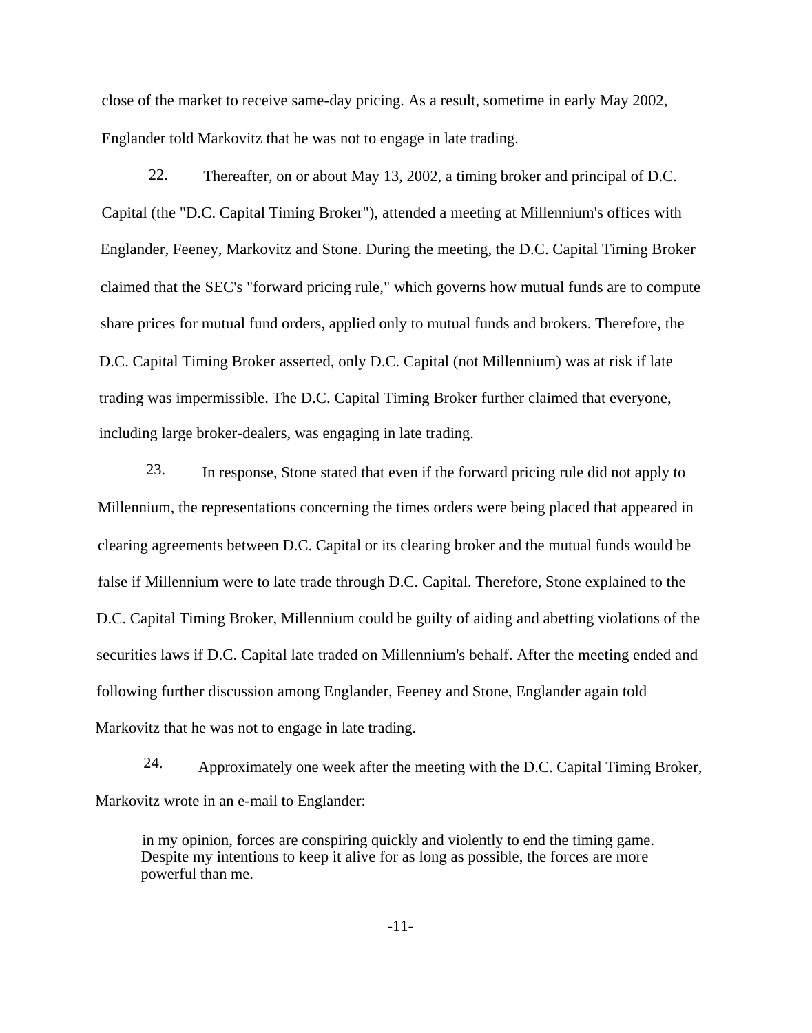close of the market to receive same-day pricing. As a result, sometime in early May 2002, Englander told Markovitz that he was not to engage in late trading.

22. Thereafter, on or about May 13, 2002, a timing broker and principal of D.C. Capital (the "D.C. Capital Timing Broker"), attended a meeting at Millennium's offices with Englander, Feeney, Markovitz and Stone. During the meeting, the D.C. Capital Timing Broker claimed that the SEC's "forward pricing rule," which governs how mutual funds are to compute share prices for mutual fund orders, applied only to mutual funds and brokers. Therefore, the D.C. Capital Timing Broker asserted, only D.C. Capital (not Millennium) was at risk if late trading was impermissible. The D.C. Capital Timing Broker further claimed that everyone, including large broker-dealers, was engaging in late trading.

23. In response, Stone stated that even if the forward pricing rule did not apply to Millennium, the representations concerning the times orders were being placed that appeared in clearing agreements between D.C. Capital or its clearing broker and the mutual funds would be false if Millennium were to late trade through D.C. Capital. Therefore, Stone explained to the D.C. Capital Timing Broker, Millennium could be guilty of aiding and abetting violations of the securities laws if D.C. Capital late traded on Millennium's behalf. After the meeting ended and following further discussion among Englander, Feeney and Stone, Englander again told Markovitz that he was not to engage in late trading.

24. Approximately one week after the meeting with the D.C. Capital Timing Broker, Markovitz wrote in an e-mail to Englander:

> in my opinion, forces are conspiring quickly and violently to end the timing game. Despite my intentions to keep it alive for as long as possible, the forces are more powerful than me.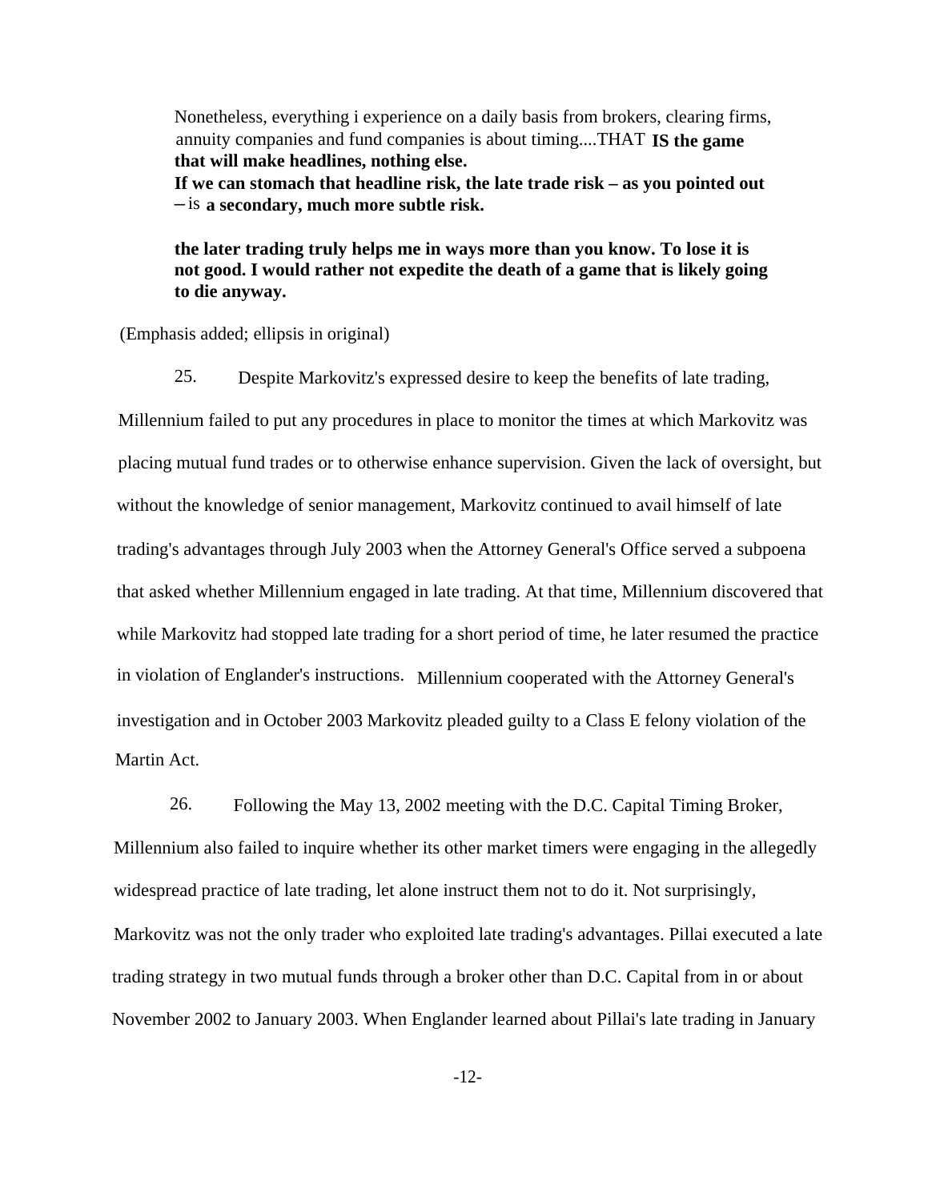> Nonetheless, everything i experience on a daily basis from brokers, clearing firms, annuity companies and fund companies is about timing....THAT **IS the game that will make headlines, nothing else.**
> **If we can stomach that headline risk, the late trade risk – as you pointed out** – is **a secondary, much more subtle risk.**
>
> **the later trading truly helps me in ways more than you know. To lose it is not good. I would rather not expedite the death of a game that is likely going to die anyway.**

(Emphasis added; ellipsis in original)

25. Despite Markovitz's expressed desire to keep the benefits of late trading, Millennium failed to put any procedures in place to monitor the times at which Markovitz was placing mutual fund trades or to otherwise enhance supervision. Given the lack of oversight, but without the knowledge of senior management, Markovitz continued to avail himself of late trading's advantages through July 2003 when the Attorney General's Office served a subpoena that asked whether Millennium engaged in late trading. At that time, Millennium discovered that while Markovitz had stopped late trading for a short period of time, he later resumed the practice in violation of Englander's instructions. Millennium cooperated with the Attorney General's investigation and in October 2003 Markovitz pleaded guilty to a Class E felony violation of the Martin Act.

26. Following the May 13, 2002 meeting with the D.C. Capital Timing Broker, Millennium also failed to inquire whether its other market timers were engaging in the allegedly widespread practice of late trading, let alone instruct them not to do it. Not surprisingly, Markovitz was not the only trader who exploited late trading's advantages. Pillai executed a late trading strategy in two mutual funds through a broker other than D.C. Capital from in or about November 2002 to January 2003. When Englander learned about Pillai's late trading in January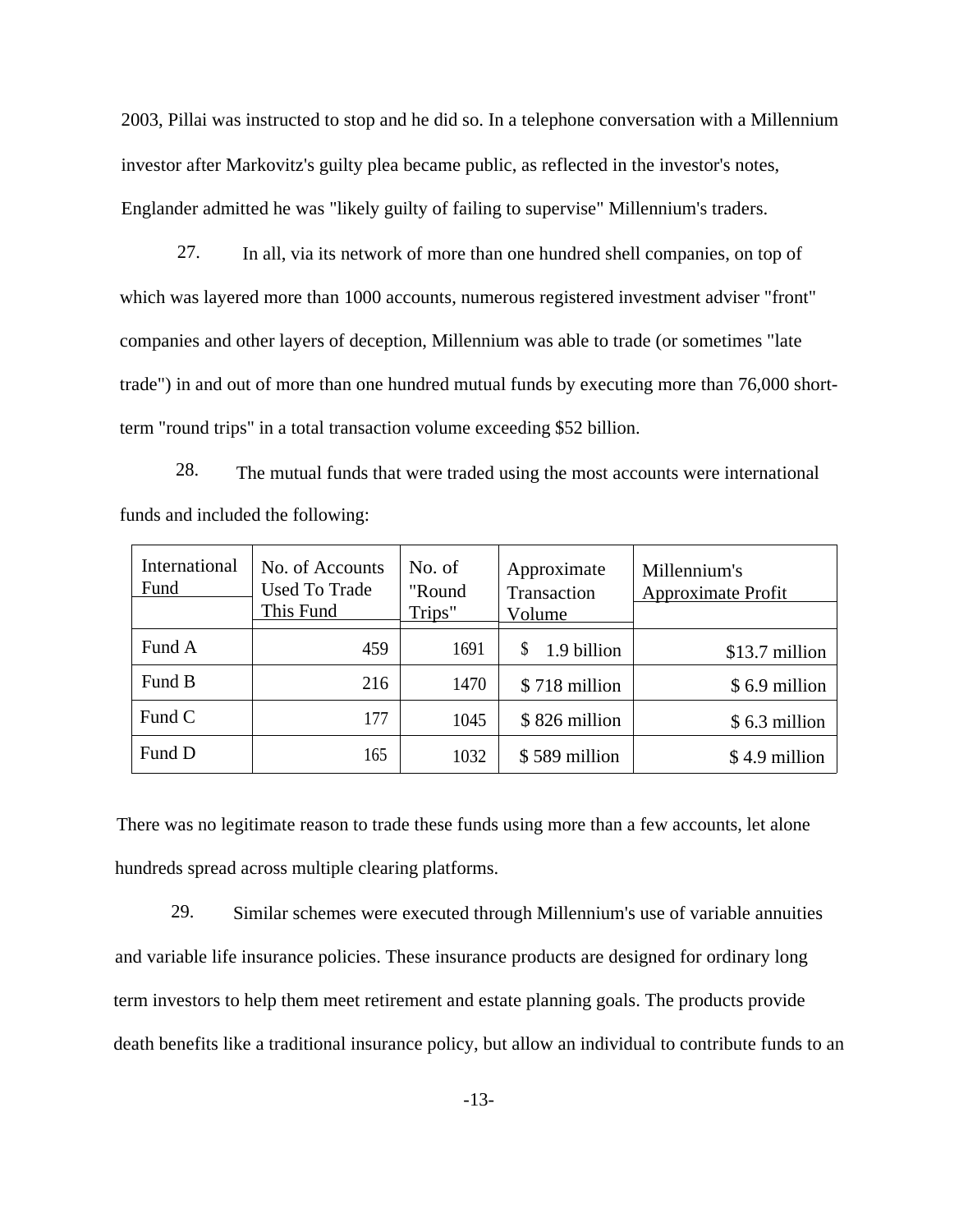2003, Pillai was instructed to stop and he did so. In a telephone conversation with a Millennium investor after Markovitz's guilty plea became public, as reflected in the investor's notes, Englander admitted he was "likely guilty of failing to supervise" Millennium's traders.

27. In all, via its network of more than one hundred shell companies, on top of which was layered more than 1000 accounts, numerous registered investment adviser "front" companies and other layers of deception, Millennium was able to trade (or sometimes "late trade") in and out of more than one hundred mutual funds by executing more than 76,000 short-term "round trips" in a total transaction volume exceeding $52 billion.

28. The mutual funds that were traded using the most accounts were international funds and included the following:

| International Fund | No. of Accounts Used To Trade This Fund | No. of "Round Trips" | Approximate Transaction Volume | Millennium's Approximate Profit |
|---|---|---|---|---|
| Fund A | 459 | 1691 | $ 1.9 billion | $13.7 million |
| Fund B | 216 | 1470 | $ 718 million | $ 6.9 million |
| Fund C | 177 | 1045 | $ 826 million | $ 6.3 million |
| Fund D | 165 | 1032 | $ 589 million | $ 4.9 million |

There was no legitimate reason to trade these funds using more than a few accounts, let alone hundreds spread across multiple clearing platforms.

29. Similar schemes were executed through Millennium's use of variable annuities and variable life insurance policies. These insurance products are designed for ordinary long term investors to help them meet retirement and estate planning goals. The products provide death benefits like a traditional insurance policy, but allow an individual to contribute funds to an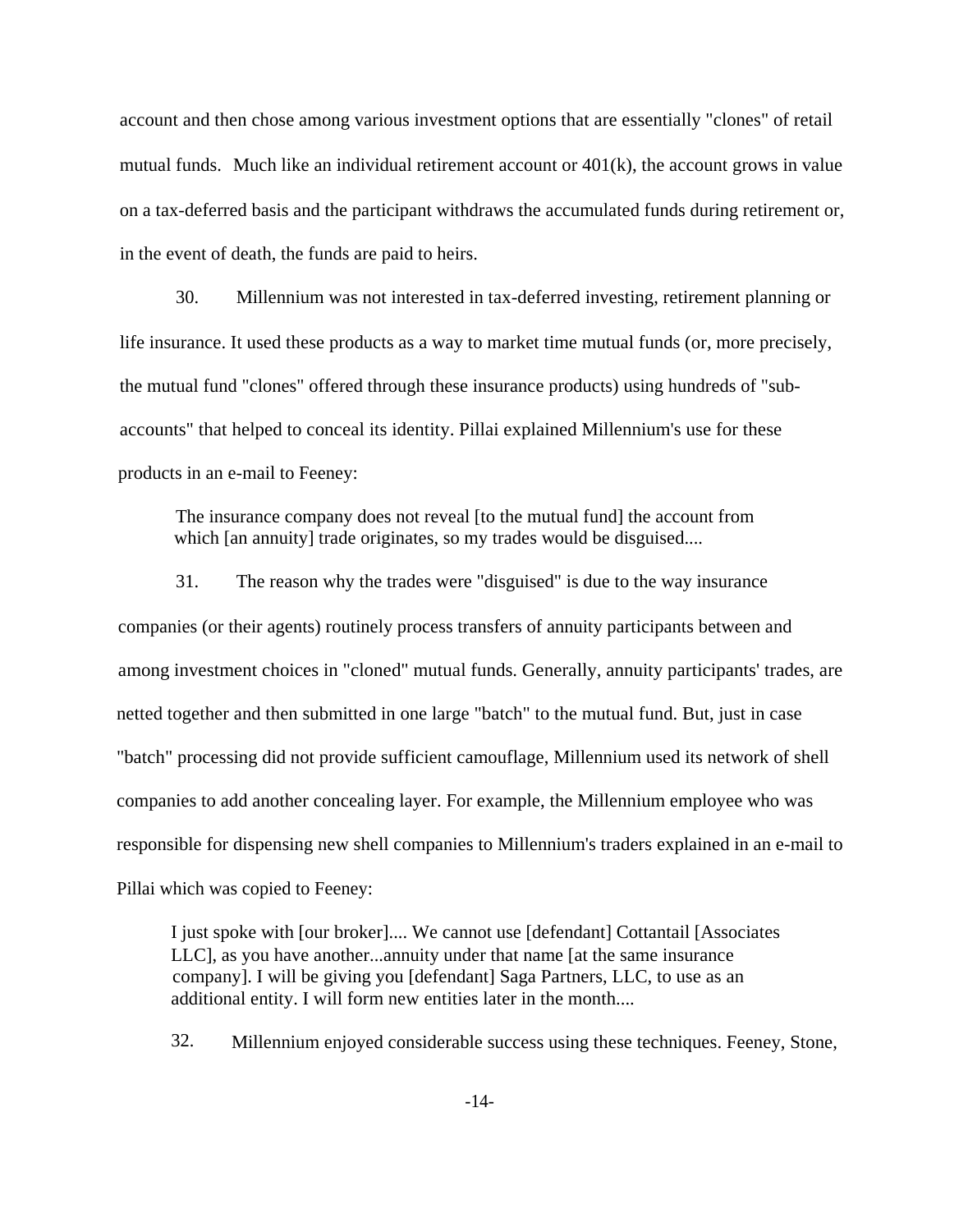account and then chose among various investment options that are essentially "clones" of retail mutual funds. Much like an individual retirement account or 401(k), the account grows in value on a tax-deferred basis and the participant withdraws the accumulated funds during retirement or, in the event of death, the funds are paid to heirs.

30. Millennium was not interested in tax-deferred investing, retirement planning or life insurance. It used these products as a way to market time mutual funds (or, more precisely, the mutual fund "clones" offered through these insurance products) using hundreds of "sub-accounts" that helped to conceal its identity. Pillai explained Millennium's use for these products in an e-mail to Feeney:

> The insurance company does not reveal [to the mutual fund] the account from which [an annuity] trade originates, so my trades would be disguised....

31. The reason why the trades were "disguised" is due to the way insurance companies (or their agents) routinely process transfers of annuity participants between and among investment choices in "cloned" mutual funds. Generally, annuity participants' trades, are netted together and then submitted in one large "batch" to the mutual fund. But, just in case "batch" processing did not provide sufficient camouflage, Millennium used its network of shell companies to add another concealing layer. For example, the Millennium employee who was responsible for dispensing new shell companies to Millennium's traders explained in an e-mail to Pillai which was copied to Feeney:

> I just spoke with [our broker].... We cannot use [defendant] Cottantail [Associates LLC], as you have another...annuity under that name [at the same insurance company]. I will be giving you [defendant] Saga Partners, LLC, to use as an additional entity. I will form new entities later in the month....

32. Millennium enjoyed considerable success using these techniques. Feeney, Stone,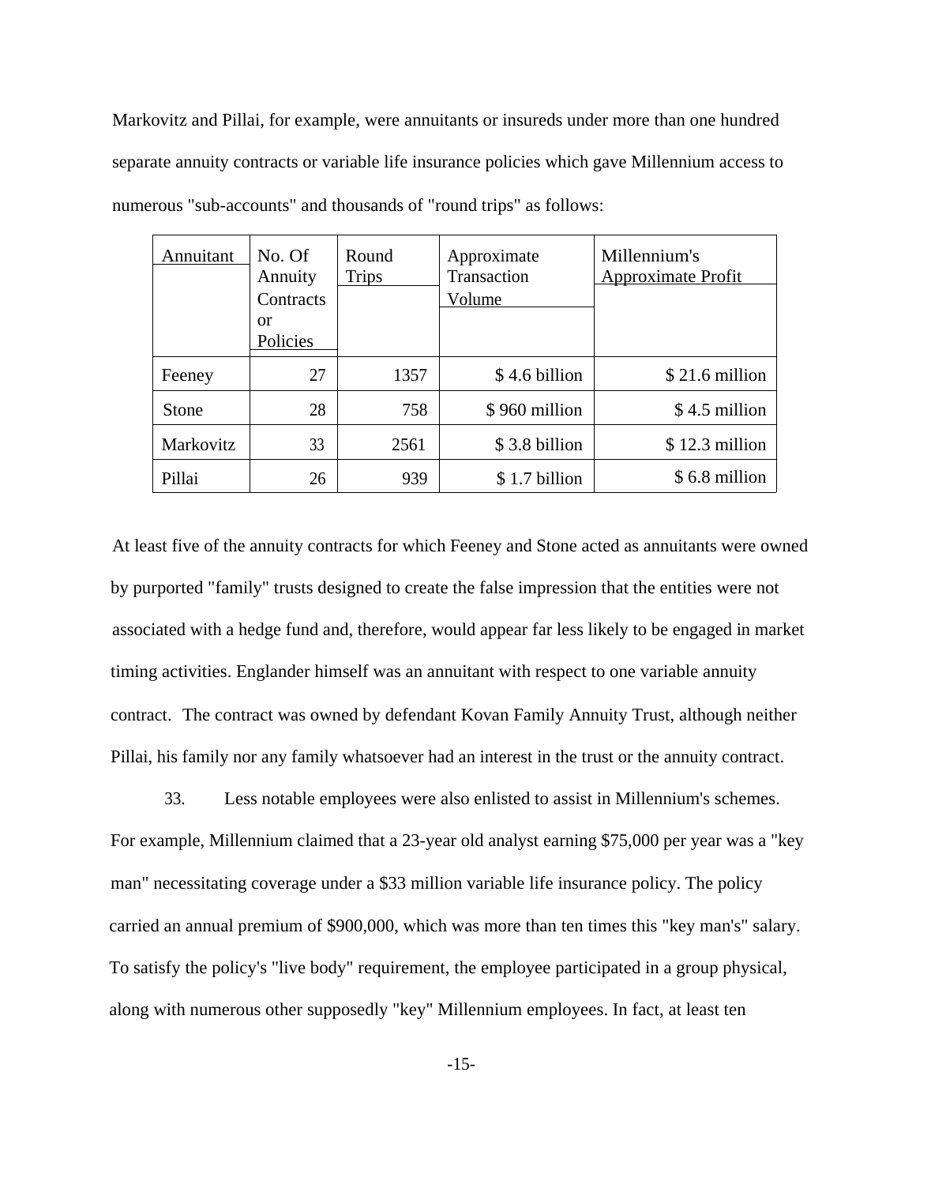Markovitz and Pillai, for example, were annuitants or insureds under more than one hundred separate annuity contracts or variable life insurance policies which gave Millennium access to numerous "sub-accounts" and thousands of "round trips" as follows:

| Annuitant | No. Of Annuity Contracts or Policies | Round Trips | Approximate Transaction Volume | Millennium's Approximate Profit |
|---|---|---|---|---|
| Feeney | 27 | 1357 | $ 4.6 billion | $ 21.6 million |
| Stone | 28 | 758 | $ 960 million | $ 4.5 million |
| Markovitz | 33 | 2561 | $ 3.8 billion | $ 12.3 million |
| Pillai | 26 | 939 | $ 1.7 billion | $ 6.8 million |

At least five of the annuity contracts for which Feeney and Stone acted as annuitants were owned by purported "family" trusts designed to create the false impression that the entities were not associated with a hedge fund and, therefore, would appear far less likely to be engaged in market timing activities. Englander himself was an annuitant with respect to one variable annuity contract. The contract was owned by defendant Kovan Family Annuity Trust, although neither Pillai, his family nor any family whatsoever had an interest in the trust or the annuity contract.

33. Less notable employees were also enlisted to assist in Millennium's schemes. For example, Millennium claimed that a 23-year old analyst earning $75,000 per year was a "key man" necessitating coverage under a $33 million variable life insurance policy. The policy carried an annual premium of $900,000, which was more than ten times this "key man's" salary. To satisfy the policy's "live body" requirement, the employee participated in a group physical, along with numerous other supposedly "key" Millennium employees. In fact, at least ten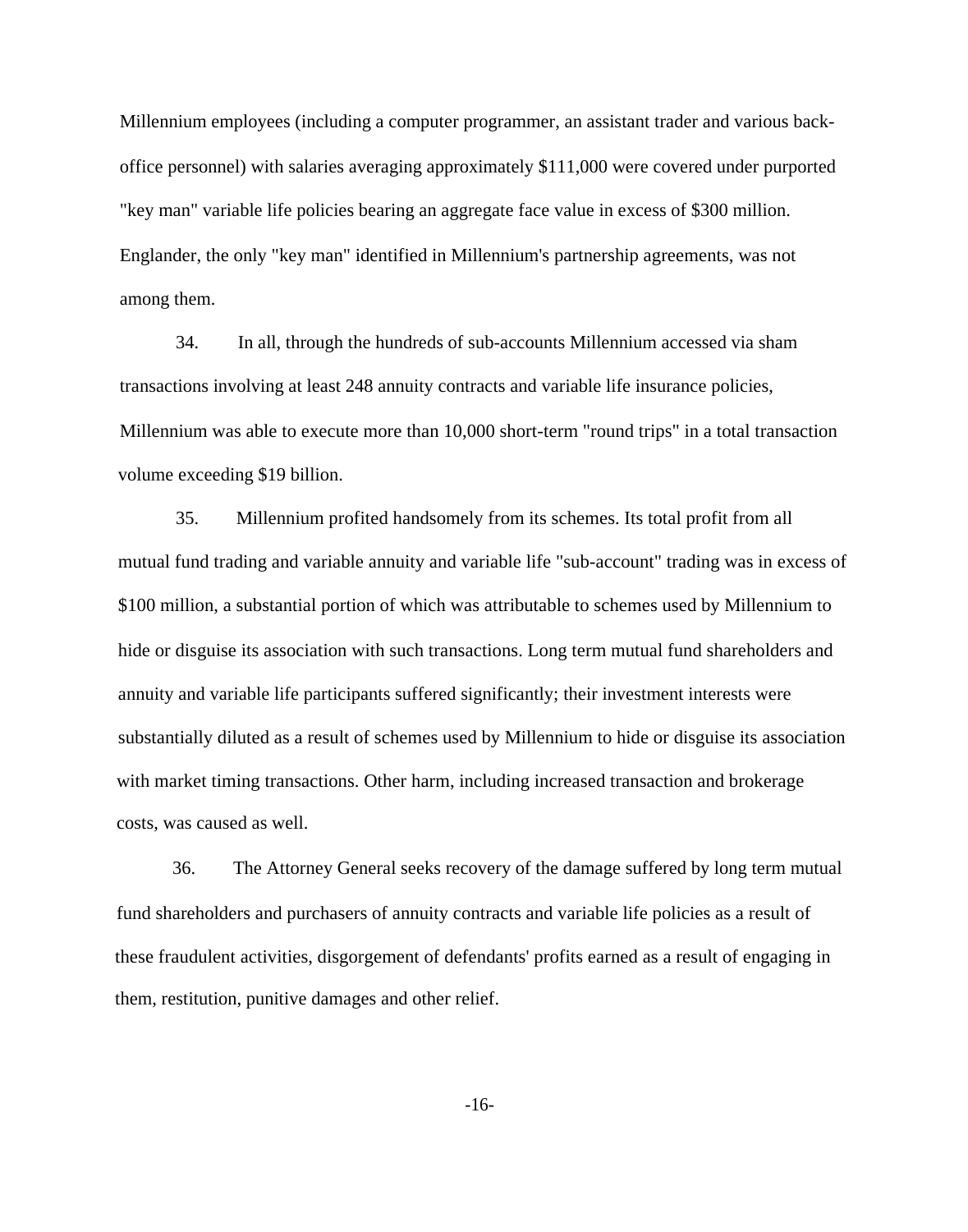Millennium employees (including a computer programmer, an assistant trader and various back-office personnel) with salaries averaging approximately $111,000 were covered under purported "key man" variable life policies bearing an aggregate face value in excess of $300 million. Englander, the only "key man" identified in Millennium's partnership agreements, was not among them.

34. In all, through the hundreds of sub-accounts Millennium accessed via sham transactions involving at least 248 annuity contracts and variable life insurance policies, Millennium was able to execute more than 10,000 short-term "round trips" in a total transaction volume exceeding $19 billion.

35. Millennium profited handsomely from its schemes. Its total profit from all mutual fund trading and variable annuity and variable life "sub-account" trading was in excess of $100 million, a substantial portion of which was attributable to schemes used by Millennium to hide or disguise its association with such transactions. Long term mutual fund shareholders and annuity and variable life participants suffered significantly; their investment interests were substantially diluted as a result of schemes used by Millennium to hide or disguise its association with market timing transactions. Other harm, including increased transaction and brokerage costs, was caused as well.

36. The Attorney General seeks recovery of the damage suffered by long term mutual fund shareholders and purchasers of annuity contracts and variable life policies as a result of these fraudulent activities, disgorgement of defendants' profits earned as a result of engaging in them, restitution, punitive damages and other relief.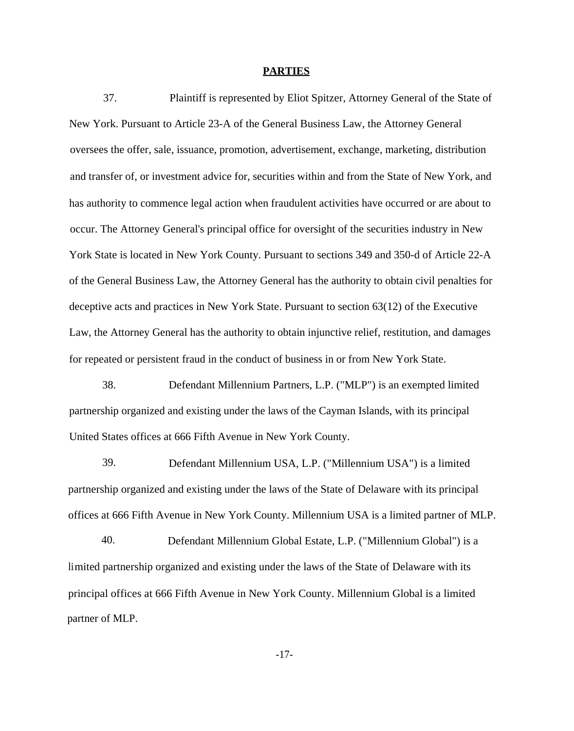**PARTIES**

37. Plaintiff is represented by Eliot Spitzer, Attorney General of the State of New York. Pursuant to Article 23-A of the General Business Law, the Attorney General oversees the offer, sale, issuance, promotion, advertisement, exchange, marketing, distribution and transfer of, or investment advice for, securities within and from the State of New York, and has authority to commence legal action when fraudulent activities have occurred or are about to occur. The Attorney General's principal office for oversight of the securities industry in New York State is located in New York County. Pursuant to sections 349 and 350-d of Article 22-A of the General Business Law, the Attorney General has the authority to obtain civil penalties for deceptive acts and practices in New York State. Pursuant to section 63(12) of the Executive Law, the Attorney General has the authority to obtain injunctive relief, restitution, and damages for repeated or persistent fraud in the conduct of business in or from New York State.

38. Defendant Millennium Partners, L.P. ("MLP") is an exempted limited partnership organized and existing under the laws of the Cayman Islands, with its principal United States offices at 666 Fifth Avenue in New York County.

39. Defendant Millennium USA, L.P. ("Millennium USA") is a limited partnership organized and existing under the laws of the State of Delaware with its principal offices at 666 Fifth Avenue in New York County. Millennium USA is a limited partner of MLP.

40. Defendant Millennium Global Estate, L.P. ("Millennium Global") is a limited partnership organized and existing under the laws of the State of Delaware with its principal offices at 666 Fifth Avenue in New York County. Millennium Global is a limited partner of MLP.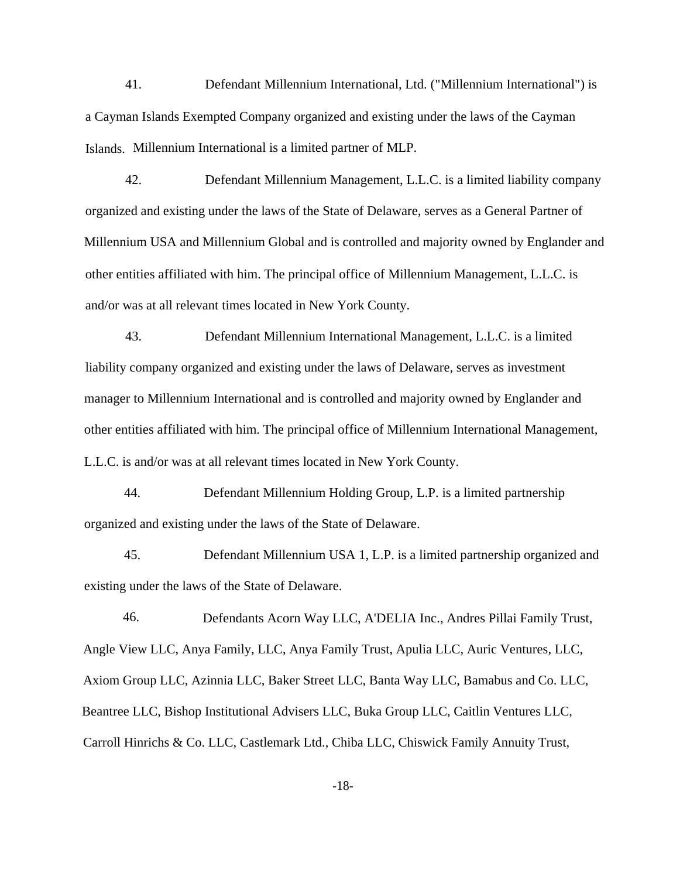41. Defendant Millennium International, Ltd. ("Millennium International") is a Cayman Islands Exempted Company organized and existing under the laws of the Cayman Islands. Millennium International is a limited partner of MLP.

42. Defendant Millennium Management, L.L.C. is a limited liability company organized and existing under the laws of the State of Delaware, serves as a General Partner of Millennium USA and Millennium Global and is controlled and majority owned by Englander and other entities affiliated with him. The principal office of Millennium Management, L.L.C. is and/or was at all relevant times located in New York County.

43. Defendant Millennium International Management, L.L.C. is a limited liability company organized and existing under the laws of Delaware, serves as investment manager to Millennium International and is controlled and majority owned by Englander and other entities affiliated with him. The principal office of Millennium International Management, L.L.C. is and/or was at all relevant times located in New York County.

44. Defendant Millennium Holding Group, L.P. is a limited partnership organized and existing under the laws of the State of Delaware.

45. Defendant Millennium USA 1, L.P. is a limited partnership organized and existing under the laws of the State of Delaware.

46. Defendants Acorn Way LLC, A'DELIA Inc., Andres Pillai Family Trust, Angle View LLC, Anya Family, LLC, Anya Family Trust, Apulia LLC, Auric Ventures, LLC, Axiom Group LLC, Azinnia LLC, Baker Street LLC, Banta Way LLC, Bamabus and Co. LLC, Beantree LLC, Bishop Institutional Advisers LLC, Buka Group LLC, Caitlin Ventures LLC, Carroll Hinrichs & Co. LLC, Castlemark Ltd., Chiba LLC, Chiswick Family Annuity Trust,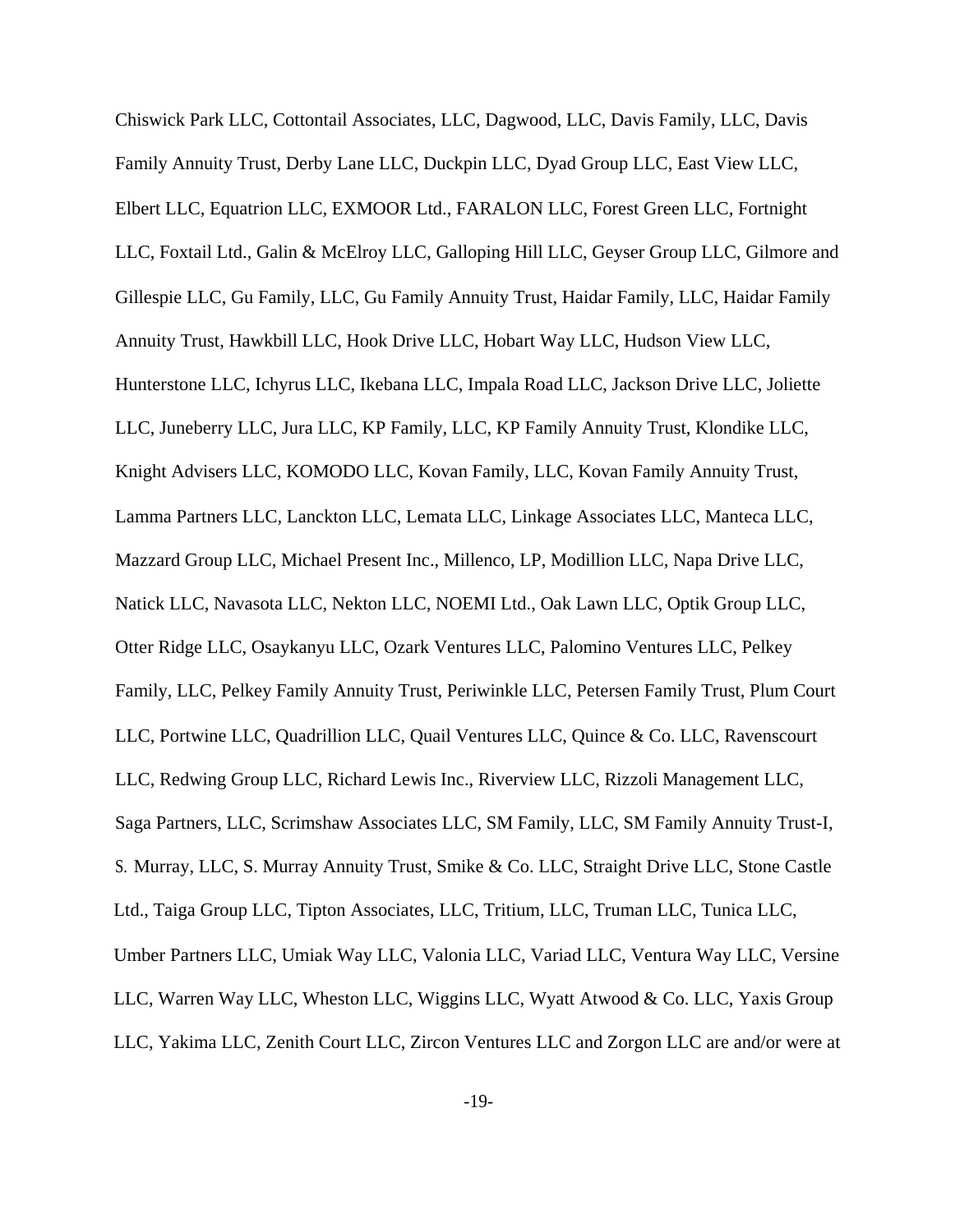Chiswick Park LLC, Cottontail Associates, LLC, Dagwood, LLC, Davis Family, LLC, Davis Family Annuity Trust, Derby Lane LLC, Duckpin LLC, Dyad Group LLC, East View LLC, Elbert LLC, Equatrion LLC, EXMOOR Ltd., FARALON LLC, Forest Green LLC, Fortnight LLC, Foxtail Ltd., Galin & McElroy LLC, Galloping Hill LLC, Geyser Group LLC, Gilmore and Gillespie LLC, Gu Family, LLC, Gu Family Annuity Trust, Haidar Family, LLC, Haidar Family Annuity Trust, Hawkbill LLC, Hook Drive LLC, Hobart Way LLC, Hudson View LLC, Hunterstone LLC, Ichyrus LLC, Ikebana LLC, Impala Road LLC, Jackson Drive LLC, Joliette LLC, Juneberry LLC, Jura LLC, KP Family, LLC, KP Family Annuity Trust, Klondike LLC, Knight Advisers LLC, KOMODO LLC, Kovan Family, LLC, Kovan Family Annuity Trust, Lamma Partners LLC, Lanckton LLC, Lemata LLC, Linkage Associates LLC, Manteca LLC, Mazzard Group LLC, Michael Present Inc., Millenco, LP, Modillion LLC, Napa Drive LLC, Natick LLC, Navasota LLC, Nekton LLC, NOEMI Ltd., Oak Lawn LLC, Optik Group LLC, Otter Ridge LLC, Osaykanyu LLC, Ozark Ventures LLC, Palomino Ventures LLC, Pelkey Family, LLC, Pelkey Family Annuity Trust, Periwinkle LLC, Petersen Family Trust, Plum Court LLC, Portwine LLC, Quadrillion LLC, Quail Ventures LLC, Quince & Co. LLC, Ravenscourt LLC, Redwing Group LLC, Richard Lewis Inc., Riverview LLC, Rizzoli Management LLC, Saga Partners, LLC, Scrimshaw Associates LLC, SM Family, LLC, SM Family Annuity Trust-I, S. Murray, LLC, S. Murray Annuity Trust, Smike & Co. LLC, Straight Drive LLC, Stone Castle Ltd., Taiga Group LLC, Tipton Associates, LLC, Tritium, LLC, Truman LLC, Tunica LLC, Umber Partners LLC, Umiak Way LLC, Valonia LLC, Variad LLC, Ventura Way LLC, Versine LLC, Warren Way LLC, Wheston LLC, Wiggins LLC, Wyatt Atwood & Co. LLC, Yaxis Group LLC, Yakima LLC, Zenith Court LLC, Zircon Ventures LLC and Zorgon LLC are and/or were at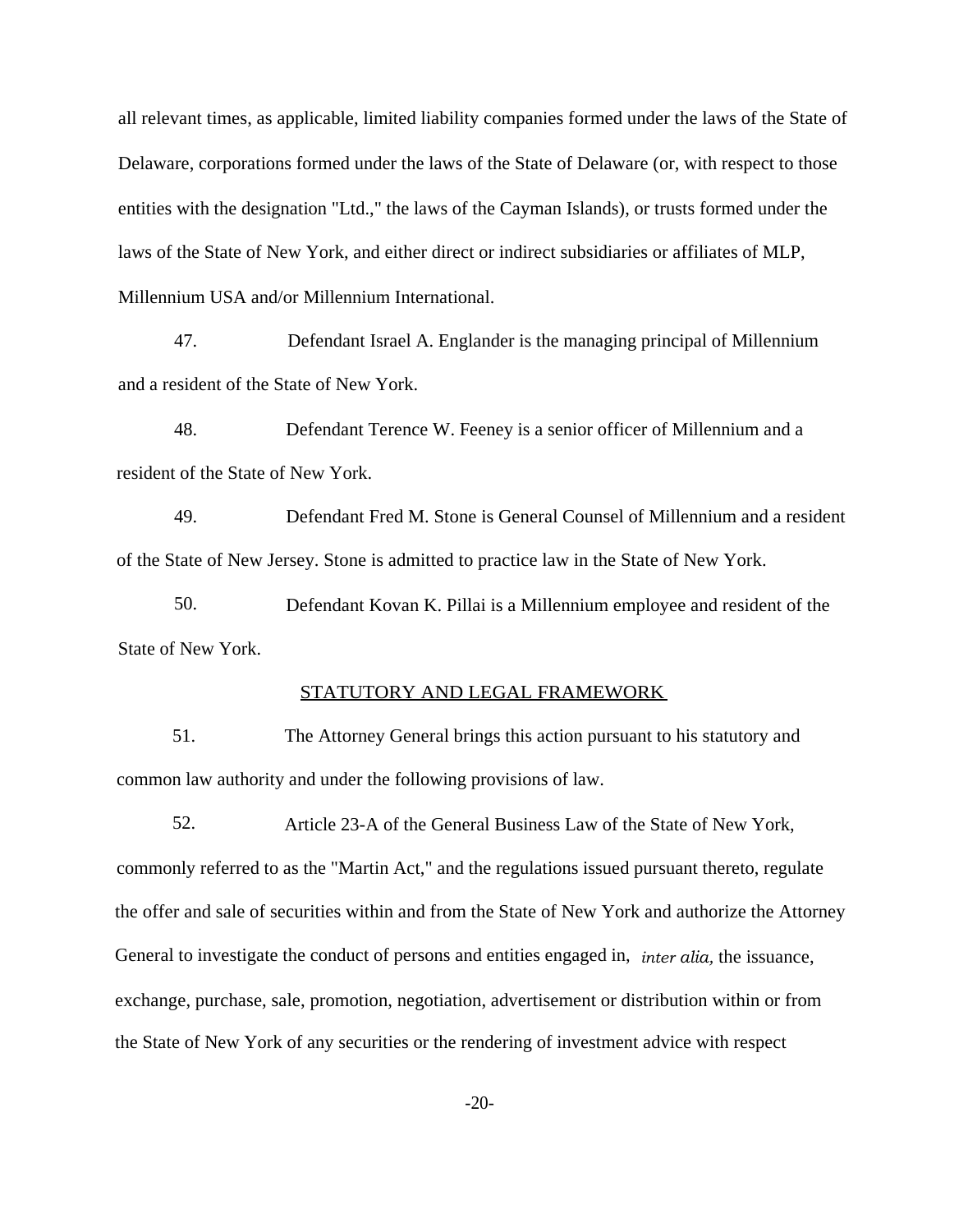all relevant times, as applicable, limited liability companies formed under the laws of the State of Delaware, corporations formed under the laws of the State of Delaware (or, with respect to those entities with the designation "Ltd.," the laws of the Cayman Islands), or trusts formed under the laws of the State of New York, and either direct or indirect subsidiaries or affiliates of MLP, Millennium USA and/or Millennium International.

47. Defendant Israel A. Englander is the managing principal of Millennium and a resident of the State of New York.

48. Defendant Terence W. Feeney is a senior officer of Millennium and a resident of the State of New York.

49. Defendant Fred M. Stone is General Counsel of Millennium and a resident of the State of New Jersey. Stone is admitted to practice law in the State of New York.

50. Defendant Kovan K. Pillai is a Millennium employee and resident of the State of New York.

## STATUTORY AND LEGAL FRAMEWORK

51. The Attorney General brings this action pursuant to his statutory and common law authority and under the following provisions of law.

52. Article 23-A of the General Business Law of the State of New York, commonly referred to as the "Martin Act," and the regulations issued pursuant thereto, regulate the offer and sale of securities within and from the State of New York and authorize the Attorney General to investigate the conduct of persons and entities engaged in, *inter alia,* the issuance, exchange, purchase, sale, promotion, negotiation, advertisement or distribution within or from the State of New York of any securities or the rendering of investment advice with respect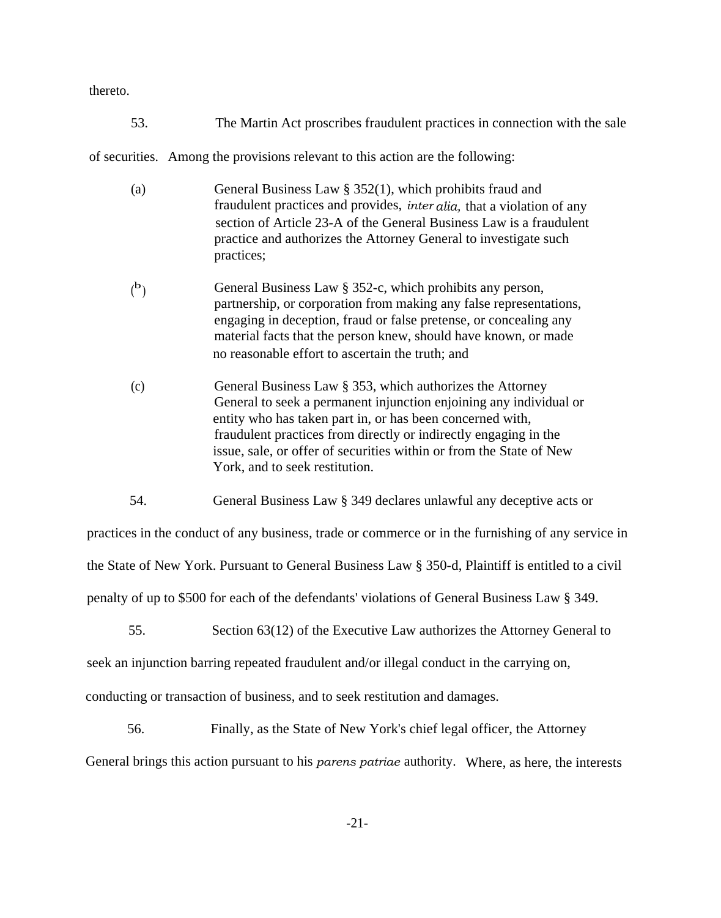thereto.

53. The Martin Act proscribes fraudulent practices in connection with the sale of securities. Among the provisions relevant to this action are the following:

(a) General Business Law § 352(1), which prohibits fraud and fraudulent practices and provides, *inter alia,* that a violation of any section of Article 23-A of the General Business Law is a fraudulent practice and authorizes the Attorney General to investigate such practices;

(b) General Business Law § 352-c, which prohibits any person, partnership, or corporation from making any false representations, engaging in deception, fraud or false pretense, or concealing any material facts that the person knew, should have known, or made no reasonable effort to ascertain the truth; and

(c) General Business Law § 353, which authorizes the Attorney General to seek a permanent injunction enjoining any individual or entity who has taken part in, or has been concerned with, fraudulent practices from directly or indirectly engaging in the issue, sale, or offer of securities within or from the State of New York, and to seek restitution.

54. General Business Law § 349 declares unlawful any deceptive acts or practices in the conduct of any business, trade or commerce or in the furnishing of any service in the State of New York. Pursuant to General Business Law § 350-d, Plaintiff is entitled to a civil penalty of up to $500 for each of the defendants' violations of General Business Law § 349.

55. Section 63(12) of the Executive Law authorizes the Attorney General to seek an injunction barring repeated fraudulent and/or illegal conduct in the carrying on, conducting or transaction of business, and to seek restitution and damages.

56. Finally, as the State of New York's chief legal officer, the Attorney General brings this action pursuant to his *parens patriae* authority. Where, as here, the interests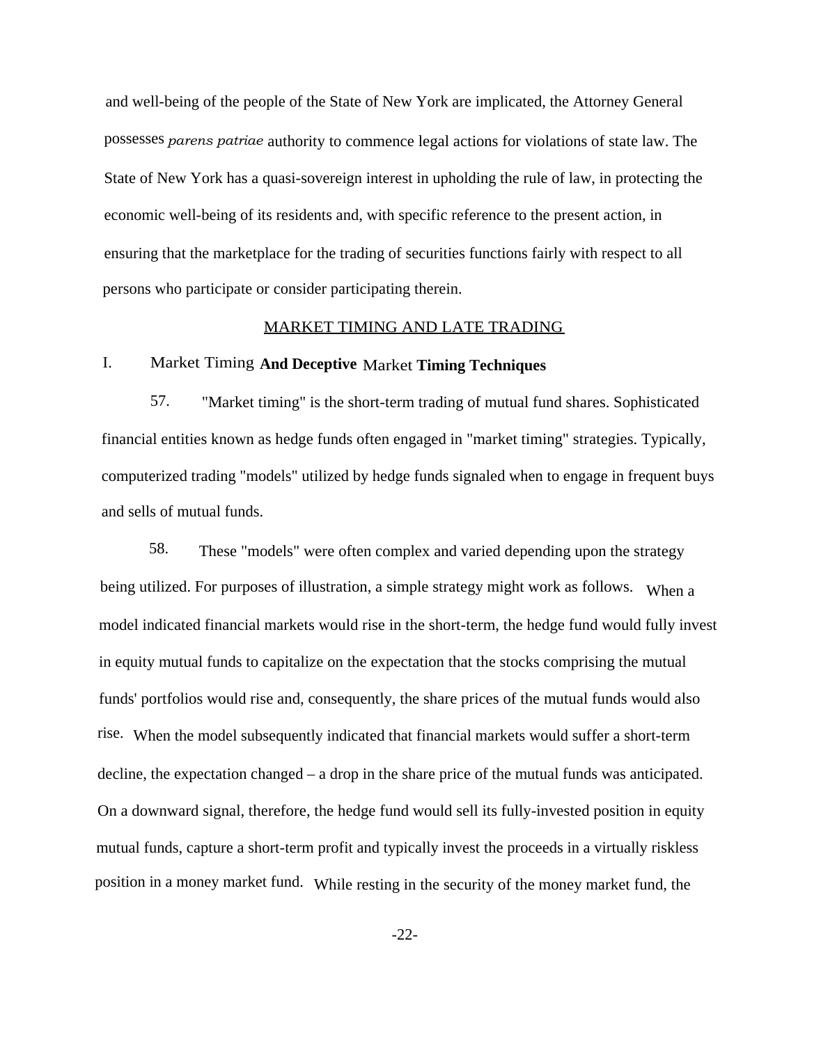and well-being of the people of the State of New York are implicated, the Attorney General possesses *parens patriae* authority to commence legal actions for violations of state law. The State of New York has a quasi-sovereign interest in upholding the rule of law, in protecting the economic well-being of its residents and, with specific reference to the present action, in ensuring that the marketplace for the trading of securities functions fairly with respect to all persons who participate or consider participating therein.

## MARKET TIMING AND LATE TRADING

### I. Market Timing And Deceptive Market Timing Techniques

57. "Market timing" is the short-term trading of mutual fund shares. Sophisticated financial entities known as hedge funds often engaged in "market timing" strategies. Typically, computerized trading "models" utilized by hedge funds signaled when to engage in frequent buys and sells of mutual funds.

58. These "models" were often complex and varied depending upon the strategy being utilized. For purposes of illustration, a simple strategy might work as follows. When a model indicated financial markets would rise in the short-term, the hedge fund would fully invest in equity mutual funds to capitalize on the expectation that the stocks comprising the mutual funds' portfolios would rise and, consequently, the share prices of the mutual funds would also rise. When the model subsequently indicated that financial markets would suffer a short-term decline, the expectation changed – a drop in the share price of the mutual funds was anticipated. On a downward signal, therefore, the hedge fund would sell its fully-invested position in equity mutual funds, capture a short-term profit and typically invest the proceeds in a virtually riskless position in a money market fund. While resting in the security of the money market fund, the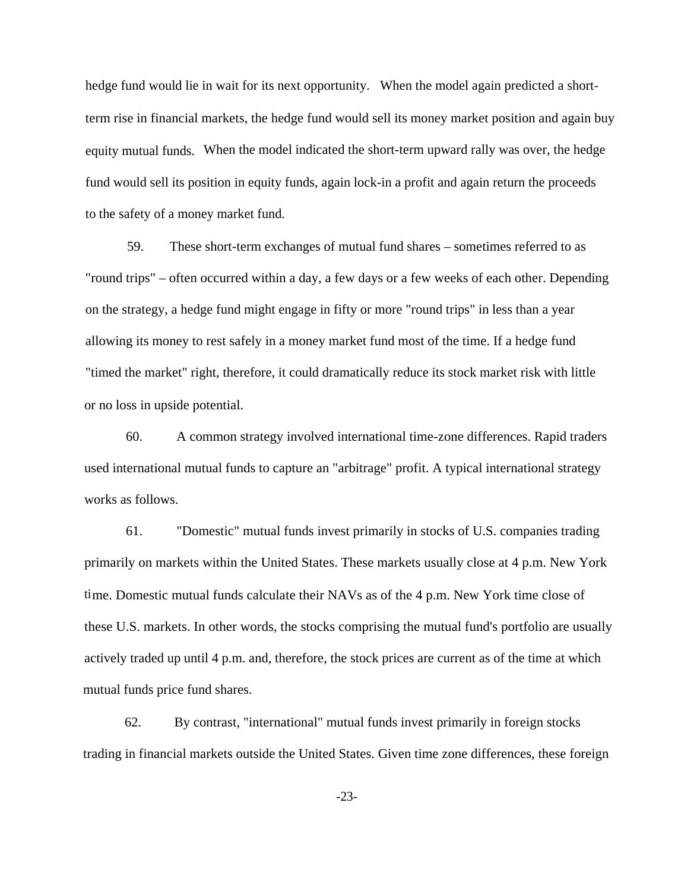hedge fund would lie in wait for its next opportunity. When the model again predicted a short-term rise in financial markets, the hedge fund would sell its money market position and again buy equity mutual funds. When the model indicated the short-term upward rally was over, the hedge fund would sell its position in equity funds, again lock-in a profit and again return the proceeds to the safety of a money market fund.

59. These short-term exchanges of mutual fund shares – sometimes referred to as "round trips" – often occurred within a day, a few days or a few weeks of each other. Depending on the strategy, a hedge fund might engage in fifty or more "round trips" in less than a year allowing its money to rest safely in a money market fund most of the time. If a hedge fund "timed the market" right, therefore, it could dramatically reduce its stock market risk with little or no loss in upside potential.

60. A common strategy involved international time-zone differences. Rapid traders used international mutual funds to capture an "arbitrage" profit. A typical international strategy works as follows.

61. "Domestic" mutual funds invest primarily in stocks of U.S. companies trading primarily on markets within the United States. These markets usually close at 4 p.m. New York time. Domestic mutual funds calculate their NAVs as of the 4 p.m. New York time close of these U.S. markets. In other words, the stocks comprising the mutual fund's portfolio are usually actively traded up until 4 p.m. and, therefore, the stock prices are current as of the time at which mutual funds price fund shares.

62. By contrast, "international" mutual funds invest primarily in foreign stocks trading in financial markets outside the United States. Given time zone differences, these foreign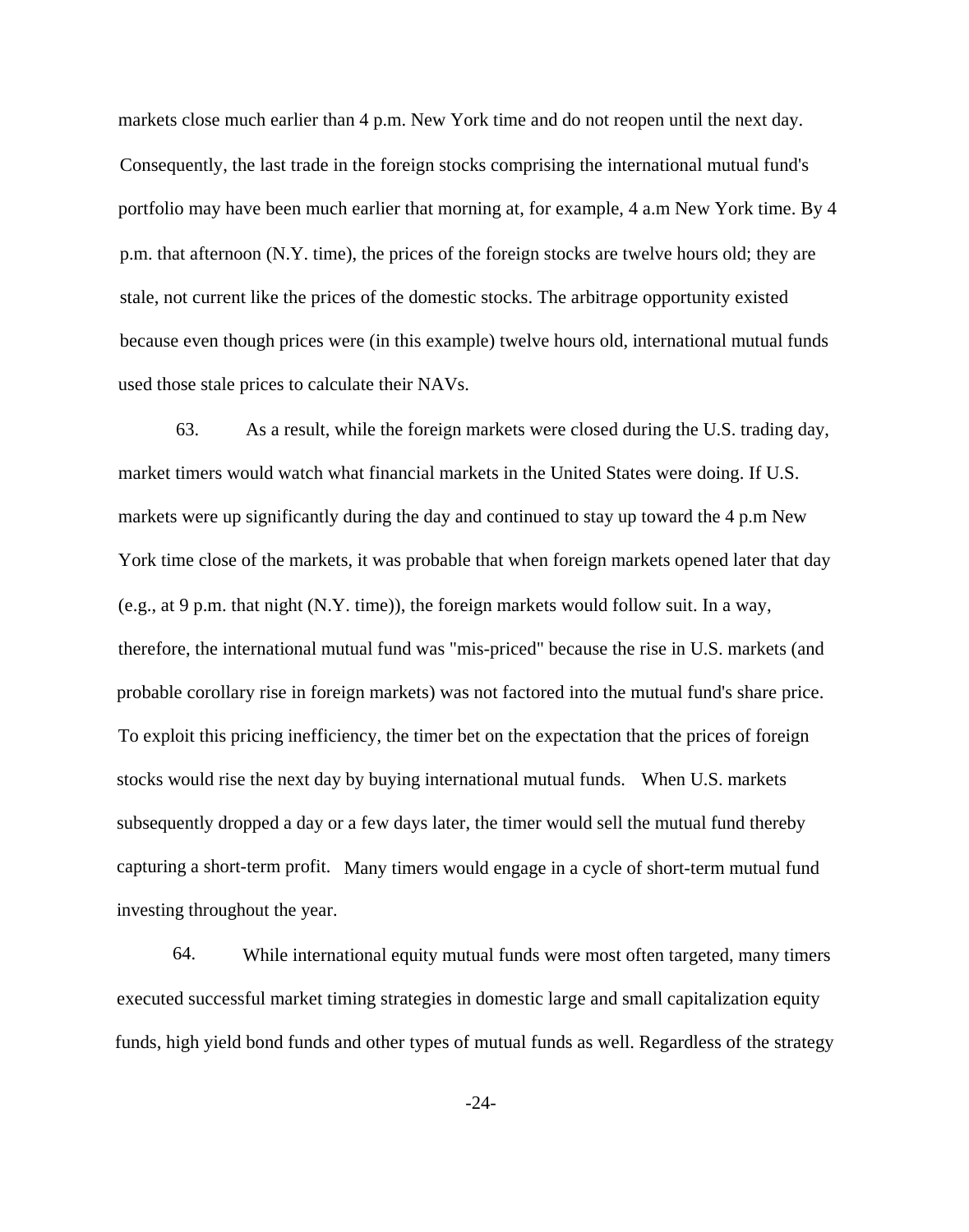markets close much earlier than 4 p.m. New York time and do not reopen until the next day. Consequently, the last trade in the foreign stocks comprising the international mutual fund's portfolio may have been much earlier that morning at, for example, 4 a.m New York time. By 4 p.m. that afternoon (N.Y. time), the prices of the foreign stocks are twelve hours old; they are stale, not current like the prices of the domestic stocks. The arbitrage opportunity existed because even though prices were (in this example) twelve hours old, international mutual funds used those stale prices to calculate their NAVs.

63. As a result, while the foreign markets were closed during the U.S. trading day, market timers would watch what financial markets in the United States were doing. If U.S. markets were up significantly during the day and continued to stay up toward the 4 p.m New York time close of the markets, it was probable that when foreign markets opened later that day (e.g., at 9 p.m. that night (N.Y. time)), the foreign markets would follow suit. In a way, therefore, the international mutual fund was "mis-priced" because the rise in U.S. markets (and probable corollary rise in foreign markets) was not factored into the mutual fund's share price. To exploit this pricing inefficiency, the timer bet on the expectation that the prices of foreign stocks would rise the next day by buying international mutual funds. When U.S. markets subsequently dropped a day or a few days later, the timer would sell the mutual fund thereby capturing a short-term profit. Many timers would engage in a cycle of short-term mutual fund investing throughout the year.

64. While international equity mutual funds were most often targeted, many timers executed successful market timing strategies in domestic large and small capitalization equity funds, high yield bond funds and other types of mutual funds as well. Regardless of the strategy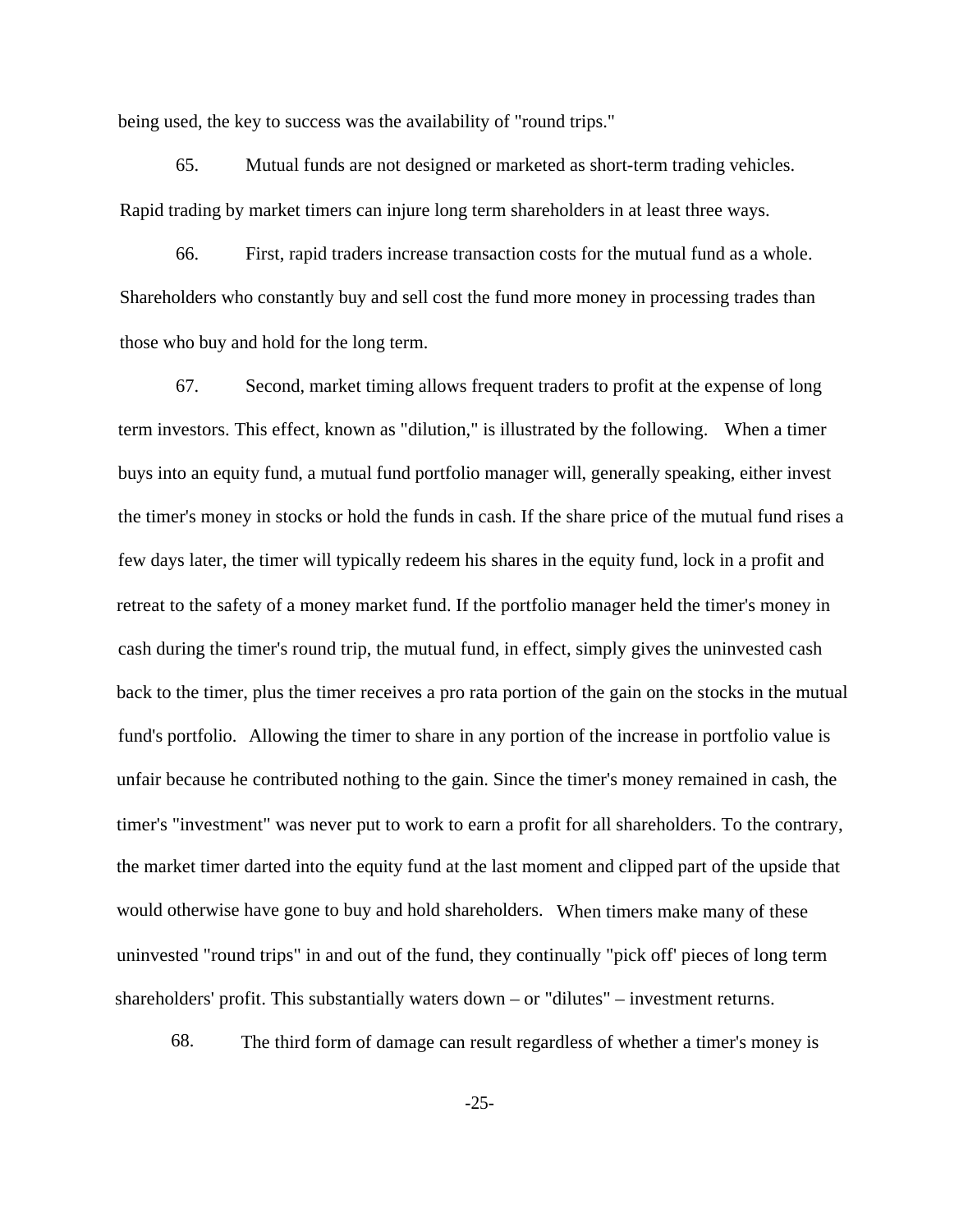being used, the key to success was the availability of "round trips."

65. Mutual funds are not designed or marketed as short-term trading vehicles. Rapid trading by market timers can injure long term shareholders in at least three ways.

66. First, rapid traders increase transaction costs for the mutual fund as a whole. Shareholders who constantly buy and sell cost the fund more money in processing trades than those who buy and hold for the long term.

67. Second, market timing allows frequent traders to profit at the expense of long term investors. This effect, known as "dilution," is illustrated by the following. When a timer buys into an equity fund, a mutual fund portfolio manager will, generally speaking, either invest the timer's money in stocks or hold the funds in cash. If the share price of the mutual fund rises a few days later, the timer will typically redeem his shares in the equity fund, lock in a profit and retreat to the safety of a money market fund. If the portfolio manager held the timer's money in cash during the timer's round trip, the mutual fund, in effect, simply gives the uninvested cash back to the timer, plus the timer receives a pro rata portion of the gain on the stocks in the mutual fund's portfolio. Allowing the timer to share in any portion of the increase in portfolio value is unfair because he contributed nothing to the gain. Since the timer's money remained in cash, the timer's "investment" was never put to work to earn a profit for all shareholders. To the contrary, the market timer darted into the equity fund at the last moment and clipped part of the upside that would otherwise have gone to buy and hold shareholders. When timers make many of these uninvested "round trips" in and out of the fund, they continually "pick off' pieces of long term shareholders' profit. This substantially waters down – or "dilutes" – investment returns.

68. The third form of damage can result regardless of whether a timer's money is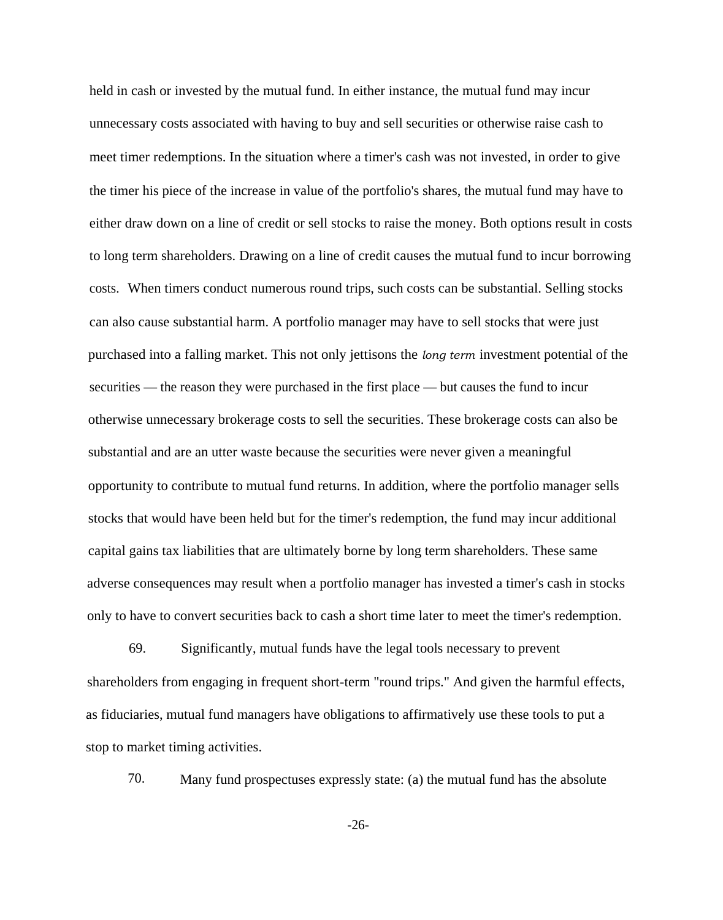held in cash or invested by the mutual fund. In either instance, the mutual fund may incur unnecessary costs associated with having to buy and sell securities or otherwise raise cash to meet timer redemptions. In the situation where a timer's cash was not invested, in order to give the timer his piece of the increase in value of the portfolio's shares, the mutual fund may have to either draw down on a line of credit or sell stocks to raise the money. Both options result in costs to long term shareholders. Drawing on a line of credit causes the mutual fund to incur borrowing costs. When timers conduct numerous round trips, such costs can be substantial. Selling stocks can also cause substantial harm. A portfolio manager may have to sell stocks that were just purchased into a falling market. This not only jettisons the *long term* investment potential of the securities — the reason they were purchased in the first place — but causes the fund to incur otherwise unnecessary brokerage costs to sell the securities. These brokerage costs can also be substantial and are an utter waste because the securities were never given a meaningful opportunity to contribute to mutual fund returns. In addition, where the portfolio manager sells stocks that would have been held but for the timer's redemption, the fund may incur additional capital gains tax liabilities that are ultimately borne by long term shareholders. These same adverse consequences may result when a portfolio manager has invested a timer's cash in stocks only to have to convert securities back to cash a short time later to meet the timer's redemption.

69. Significantly, mutual funds have the legal tools necessary to prevent shareholders from engaging in frequent short-term "round trips." And given the harmful effects, as fiduciaries, mutual fund managers have obligations to affirmatively use these tools to put a stop to market timing activities.

70. Many fund prospectuses expressly state: (a) the mutual fund has the absolute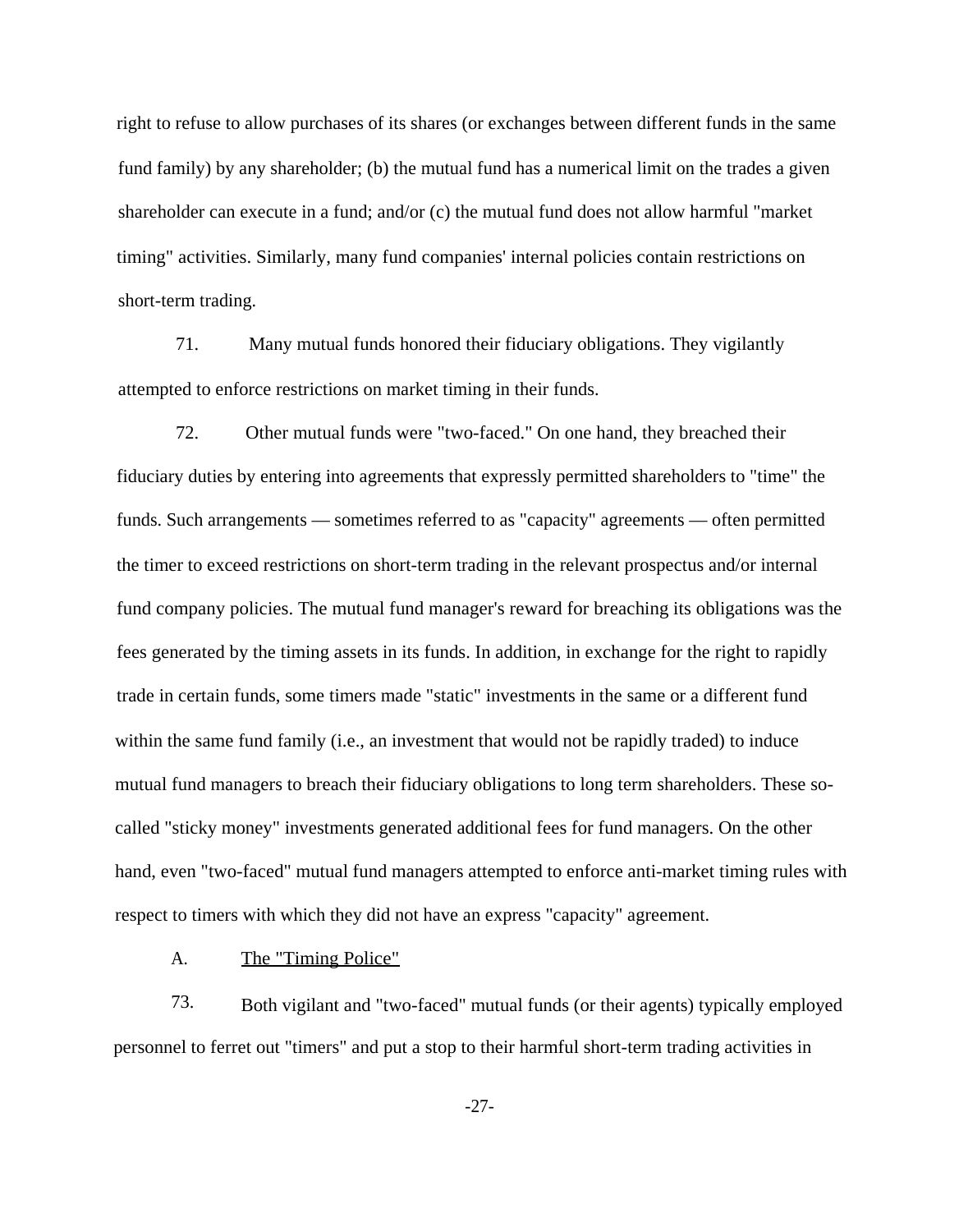right to refuse to allow purchases of its shares (or exchanges between different funds in the same fund family) by any shareholder; (b) the mutual fund has a numerical limit on the trades a given shareholder can execute in a fund; and/or (c) the mutual fund does not allow harmful "market timing" activities. Similarly, many fund companies' internal policies contain restrictions on short-term trading.

71. Many mutual funds honored their fiduciary obligations. They vigilantly attempted to enforce restrictions on market timing in their funds.

72. Other mutual funds were "two-faced." On one hand, they breached their fiduciary duties by entering into agreements that expressly permitted shareholders to "time" the funds. Such arrangements — sometimes referred to as "capacity" agreements — often permitted the timer to exceed restrictions on short-term trading in the relevant prospectus and/or internal fund company policies. The mutual fund manager's reward for breaching its obligations was the fees generated by the timing assets in its funds. In addition, in exchange for the right to rapidly trade in certain funds, some timers made "static" investments in the same or a different fund within the same fund family (i.e., an investment that would not be rapidly traded) to induce mutual fund managers to breach their fiduciary obligations to long term shareholders. These so-called "sticky money" investments generated additional fees for fund managers. On the other hand, even "two-faced" mutual fund managers attempted to enforce anti-market timing rules with respect to timers with which they did not have an express "capacity" agreement.

## A. The "Timing Police"

73. Both vigilant and "two-faced" mutual funds (or their agents) typically employed personnel to ferret out "timers" and put a stop to their harmful short-term trading activities in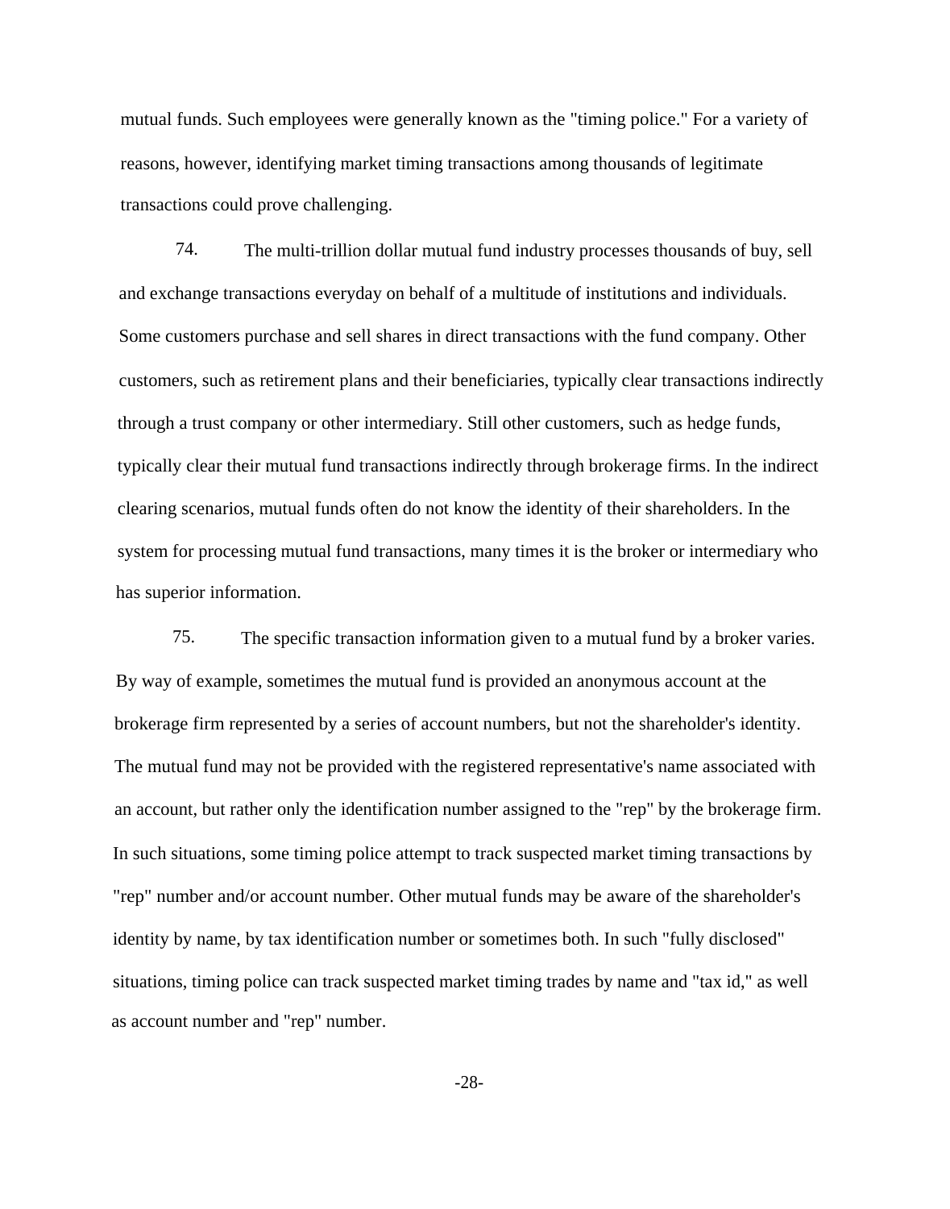mutual funds. Such employees were generally known as the "timing police." For a variety of reasons, however, identifying market timing transactions among thousands of legitimate transactions could prove challenging.

74. The multi-trillion dollar mutual fund industry processes thousands of buy, sell and exchange transactions everyday on behalf of a multitude of institutions and individuals. Some customers purchase and sell shares in direct transactions with the fund company. Other customers, such as retirement plans and their beneficiaries, typically clear transactions indirectly through a trust company or other intermediary. Still other customers, such as hedge funds, typically clear their mutual fund transactions indirectly through brokerage firms. In the indirect clearing scenarios, mutual funds often do not know the identity of their shareholders. In the system for processing mutual fund transactions, many times it is the broker or intermediary who has superior information.

75. The specific transaction information given to a mutual fund by a broker varies. By way of example, sometimes the mutual fund is provided an anonymous account at the brokerage firm represented by a series of account numbers, but not the shareholder's identity. The mutual fund may not be provided with the registered representative's name associated with an account, but rather only the identification number assigned to the "rep" by the brokerage firm. In such situations, some timing police attempt to track suspected market timing transactions by "rep" number and/or account number. Other mutual funds may be aware of the shareholder's identity by name, by tax identification number or sometimes both. In such "fully disclosed" situations, timing police can track suspected market timing trades by name and "tax id," as well as account number and "rep" number.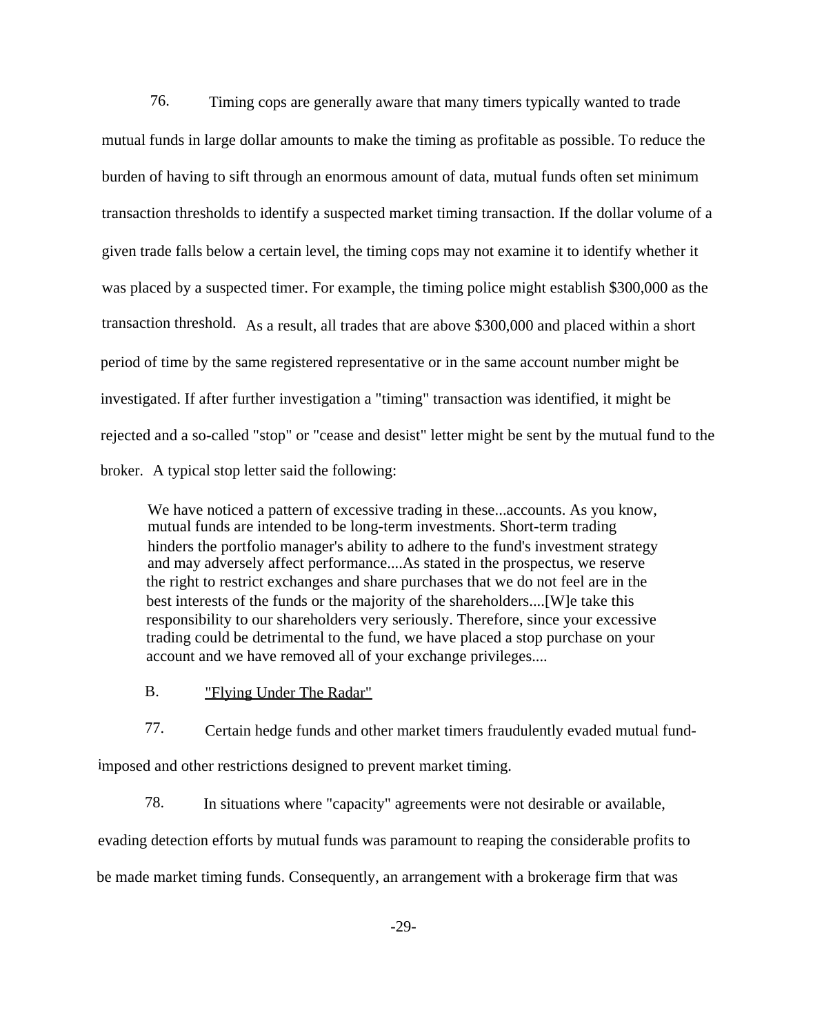76. Timing cops are generally aware that many timers typically wanted to trade mutual funds in large dollar amounts to make the timing as profitable as possible. To reduce the burden of having to sift through an enormous amount of data, mutual funds often set minimum transaction thresholds to identify a suspected market timing transaction. If the dollar volume of a given trade falls below a certain level, the timing cops may not examine it to identify whether it was placed by a suspected timer. For example, the timing police might establish $300,000 as the transaction threshold. As a result, all trades that are above $300,000 and placed within a short period of time by the same registered representative or in the same account number might be investigated. If after further investigation a "timing" transaction was identified, it might be rejected and a so-called "stop" or "cease and desist" letter might be sent by the mutual fund to the broker. A typical stop letter said the following:

> We have noticed a pattern of excessive trading in these...accounts. As you know, mutual funds are intended to be long-term investments. Short-term trading hinders the portfolio manager's ability to adhere to the fund's investment strategy and may adversely affect performance....As stated in the prospectus, we reserve the right to restrict exchanges and share purchases that we do not feel are in the best interests of the funds or the majority of the shareholders....[W]e take this responsibility to our shareholders very seriously. Therefore, since your excessive trading could be detrimental to the fund, we have placed a stop purchase on your account and we have removed all of your exchange privileges....

B. "Flying Under The Radar"

77. Certain hedge funds and other market timers fraudulently evaded mutual fund-imposed and other restrictions designed to prevent market timing.

78. In situations where "capacity" agreements were not desirable or available, evading detection efforts by mutual funds was paramount to reaping the considerable profits to be made market timing funds. Consequently, an arrangement with a brokerage firm that was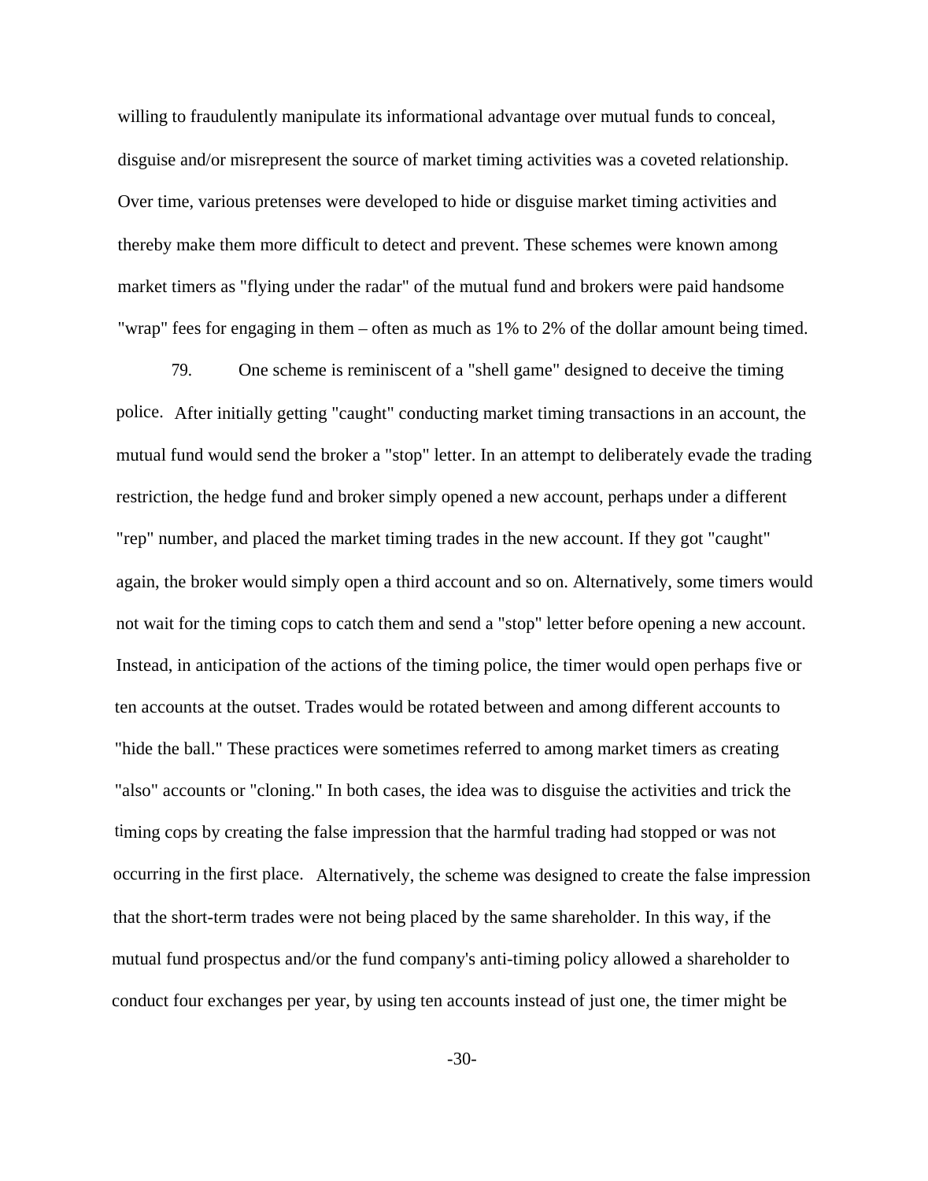willing to fraudulently manipulate its informational advantage over mutual funds to conceal, disguise and/or misrepresent the source of market timing activities was a coveted relationship. Over time, various pretenses were developed to hide or disguise market timing activities and thereby make them more difficult to detect and prevent. These schemes were known among market timers as "flying under the radar" of the mutual fund and brokers were paid handsome "wrap" fees for engaging in them – often as much as 1% to 2% of the dollar amount being timed.

79. One scheme is reminiscent of a "shell game" designed to deceive the timing police. After initially getting "caught" conducting market timing transactions in an account, the mutual fund would send the broker a "stop" letter. In an attempt to deliberately evade the trading restriction, the hedge fund and broker simply opened a new account, perhaps under a different "rep" number, and placed the market timing trades in the new account. If they got "caught" again, the broker would simply open a third account and so on. Alternatively, some timers would not wait for the timing cops to catch them and send a "stop" letter before opening a new account. Instead, in anticipation of the actions of the timing police, the timer would open perhaps five or ten accounts at the outset. Trades would be rotated between and among different accounts to "hide the ball." These practices were sometimes referred to among market timers as creating "also" accounts or "cloning." In both cases, the idea was to disguise the activities and trick the timing cops by creating the false impression that the harmful trading had stopped or was not occurring in the first place. Alternatively, the scheme was designed to create the false impression that the short-term trades were not being placed by the same shareholder. In this way, if the mutual fund prospectus and/or the fund company's anti-timing policy allowed a shareholder to conduct four exchanges per year, by using ten accounts instead of just one, the timer might be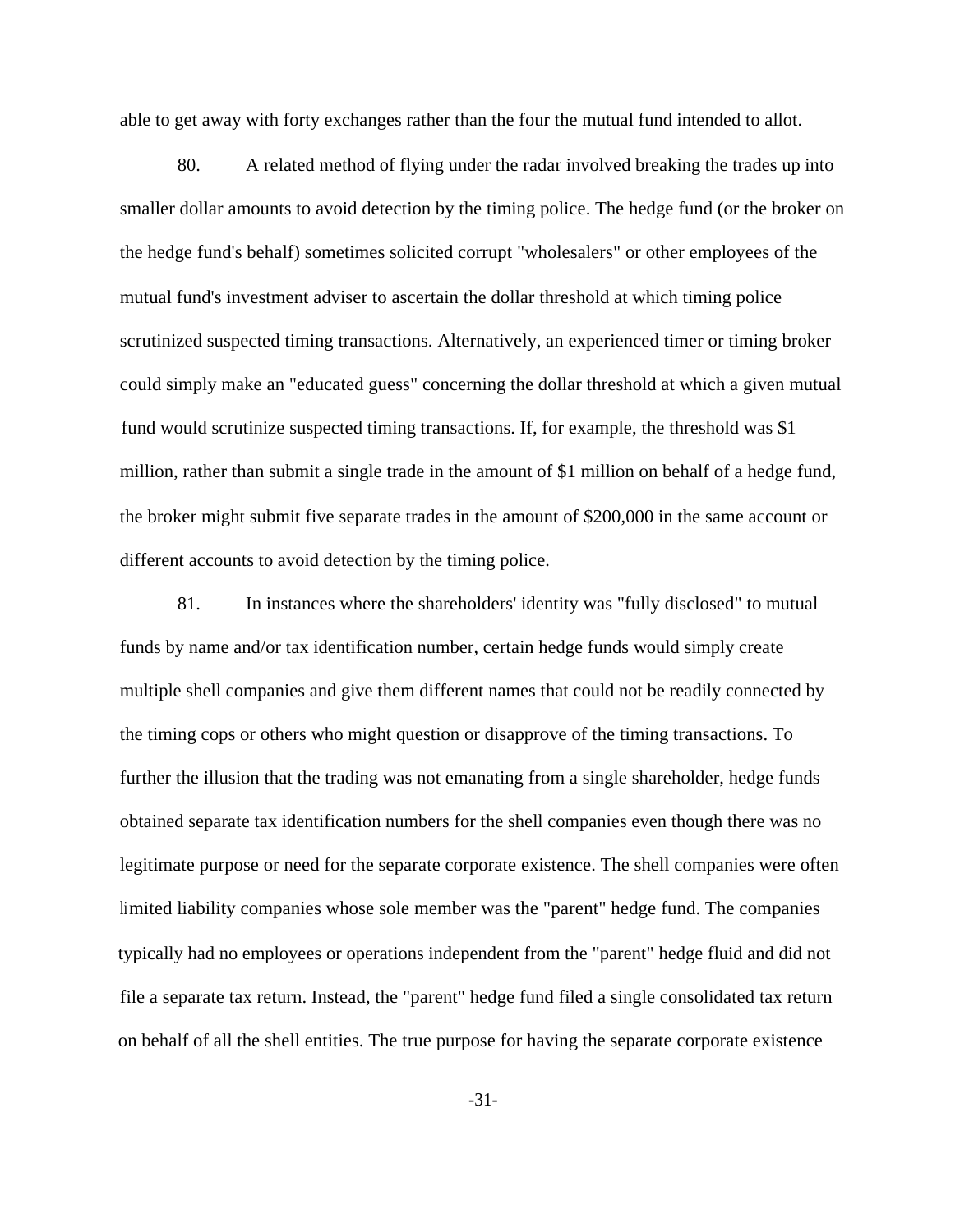able to get away with forty exchanges rather than the four the mutual fund intended to allot.

80. A related method of flying under the radar involved breaking the trades up into smaller dollar amounts to avoid detection by the timing police. The hedge fund (or the broker on the hedge fund's behalf) sometimes solicited corrupt "wholesalers" or other employees of the mutual fund's investment adviser to ascertain the dollar threshold at which timing police scrutinized suspected timing transactions. Alternatively, an experienced timer or timing broker could simply make an "educated guess" concerning the dollar threshold at which a given mutual fund would scrutinize suspected timing transactions. If, for example, the threshold was $1 million, rather than submit a single trade in the amount of $1 million on behalf of a hedge fund, the broker might submit five separate trades in the amount of $200,000 in the same account or different accounts to avoid detection by the timing police.

81. In instances where the shareholders' identity was "fully disclosed" to mutual funds by name and/or tax identification number, certain hedge funds would simply create multiple shell companies and give them different names that could not be readily connected by the timing cops or others who might question or disapprove of the timing transactions. To further the illusion that the trading was not emanating from a single shareholder, hedge funds obtained separate tax identification numbers for the shell companies even though there was no legitimate purpose or need for the separate corporate existence. The shell companies were often limited liability companies whose sole member was the "parent" hedge fund. The companies typically had no employees or operations independent from the "parent" hedge fluid and did not file a separate tax return. Instead, the "parent" hedge fund filed a single consolidated tax return on behalf of all the shell entities. The true purpose for having the separate corporate existence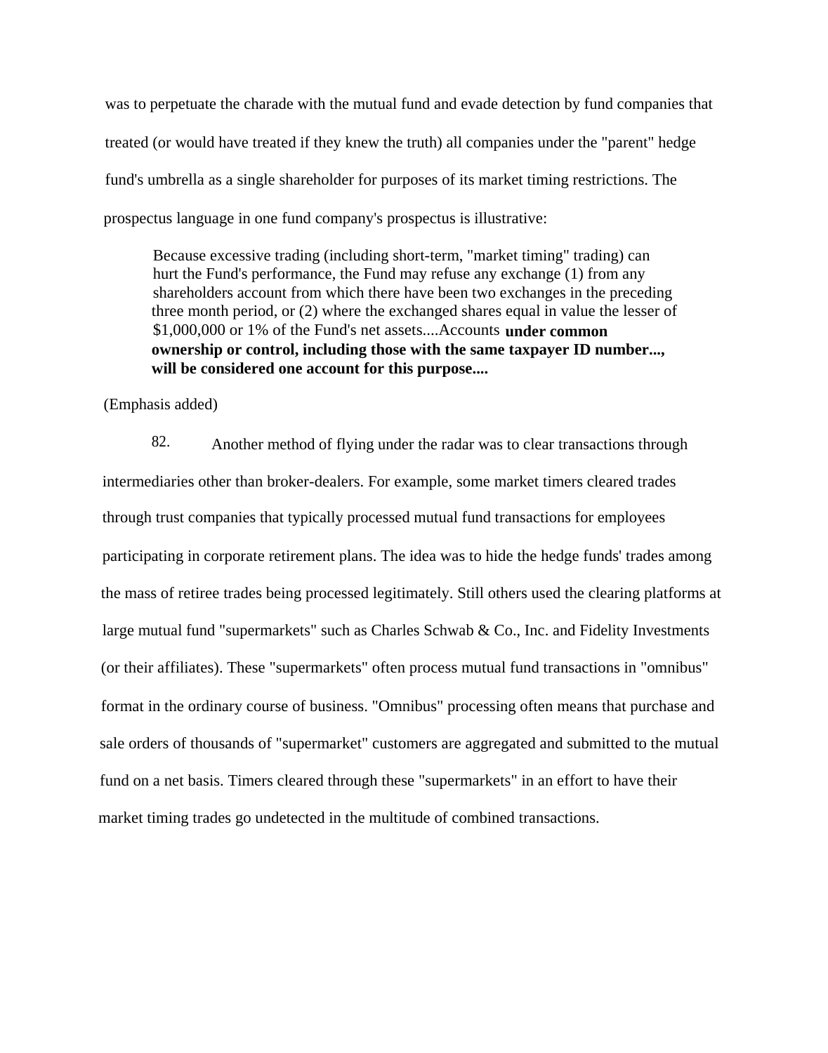was to perpetuate the charade with the mutual fund and evade detection by fund companies that treated (or would have treated if they knew the truth) all companies under the "parent" hedge fund's umbrella as a single shareholder for purposes of its market timing restrictions. The prospectus language in one fund company's prospectus is illustrative:

> Because excessive trading (including short-term, "market timing" trading) can hurt the Fund's performance, the Fund may refuse any exchange (1) from any shareholders account from which there have been two exchanges in the preceding three month period, or (2) where the exchanged shares equal in value the lesser of $1,000,000 or 1% of the Fund's net assets....Accounts **under common ownership or control, including those with the same taxpayer ID number..., will be considered one account for this purpose....**

(Emphasis added)

82. Another method of flying under the radar was to clear transactions through intermediaries other than broker-dealers. For example, some market timers cleared trades through trust companies that typically processed mutual fund transactions for employees participating in corporate retirement plans. The idea was to hide the hedge funds' trades among the mass of retiree trades being processed legitimately. Still others used the clearing platforms at large mutual fund "supermarkets" such as Charles Schwab & Co., Inc. and Fidelity Investments (or their affiliates). These "supermarkets" often process mutual fund transactions in "omnibus" format in the ordinary course of business. "Omnibus" processing often means that purchase and sale orders of thousands of "supermarket" customers are aggregated and submitted to the mutual fund on a net basis. Timers cleared through these "supermarkets" in an effort to have their market timing trades go undetected in the multitude of combined transactions.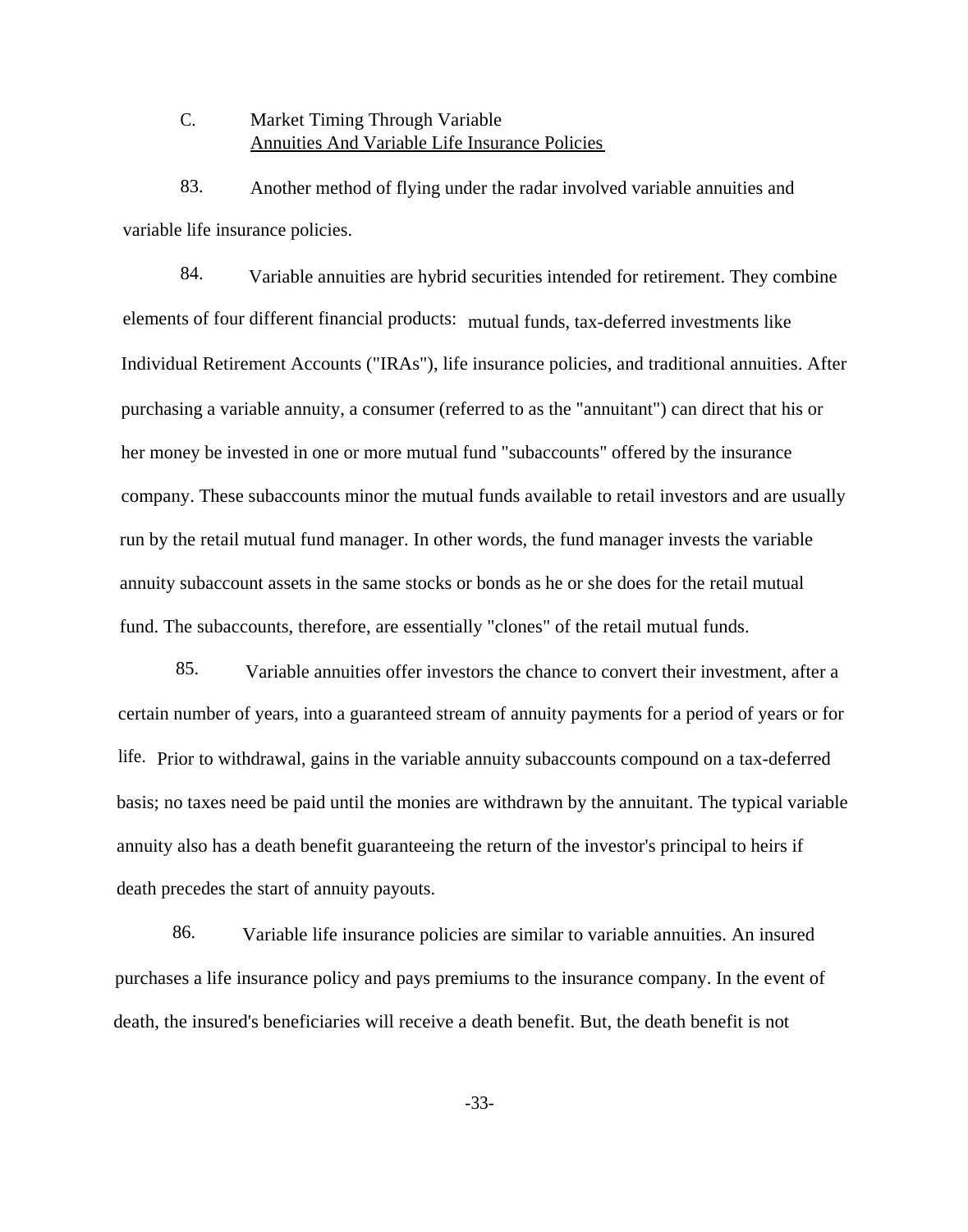### C. Market Timing Through Variable Annuities And Variable Life Insurance Policies

83. Another method of flying under the radar involved variable annuities and variable life insurance policies.

84. Variable annuities are hybrid securities intended for retirement. They combine elements of four different financial products: mutual funds, tax-deferred investments like Individual Retirement Accounts ("IRAs"), life insurance policies, and traditional annuities. After purchasing a variable annuity, a consumer (referred to as the "annuitant") can direct that his or her money be invested in one or more mutual fund "subaccounts" offered by the insurance company. These subaccounts minor the mutual funds available to retail investors and are usually run by the retail mutual fund manager. In other words, the fund manager invests the variable annuity subaccount assets in the same stocks or bonds as he or she does for the retail mutual fund. The subaccounts, therefore, are essentially "clones" of the retail mutual funds.

85. Variable annuities offer investors the chance to convert their investment, after a certain number of years, into a guaranteed stream of annuity payments for a period of years or for life. Prior to withdrawal, gains in the variable annuity subaccounts compound on a tax-deferred basis; no taxes need be paid until the monies are withdrawn by the annuitant. The typical variable annuity also has a death benefit guaranteeing the return of the investor's principal to heirs if death precedes the start of annuity payouts.

86. Variable life insurance policies are similar to variable annuities. An insured purchases a life insurance policy and pays premiums to the insurance company. In the event of death, the insured's beneficiaries will receive a death benefit. But, the death benefit is not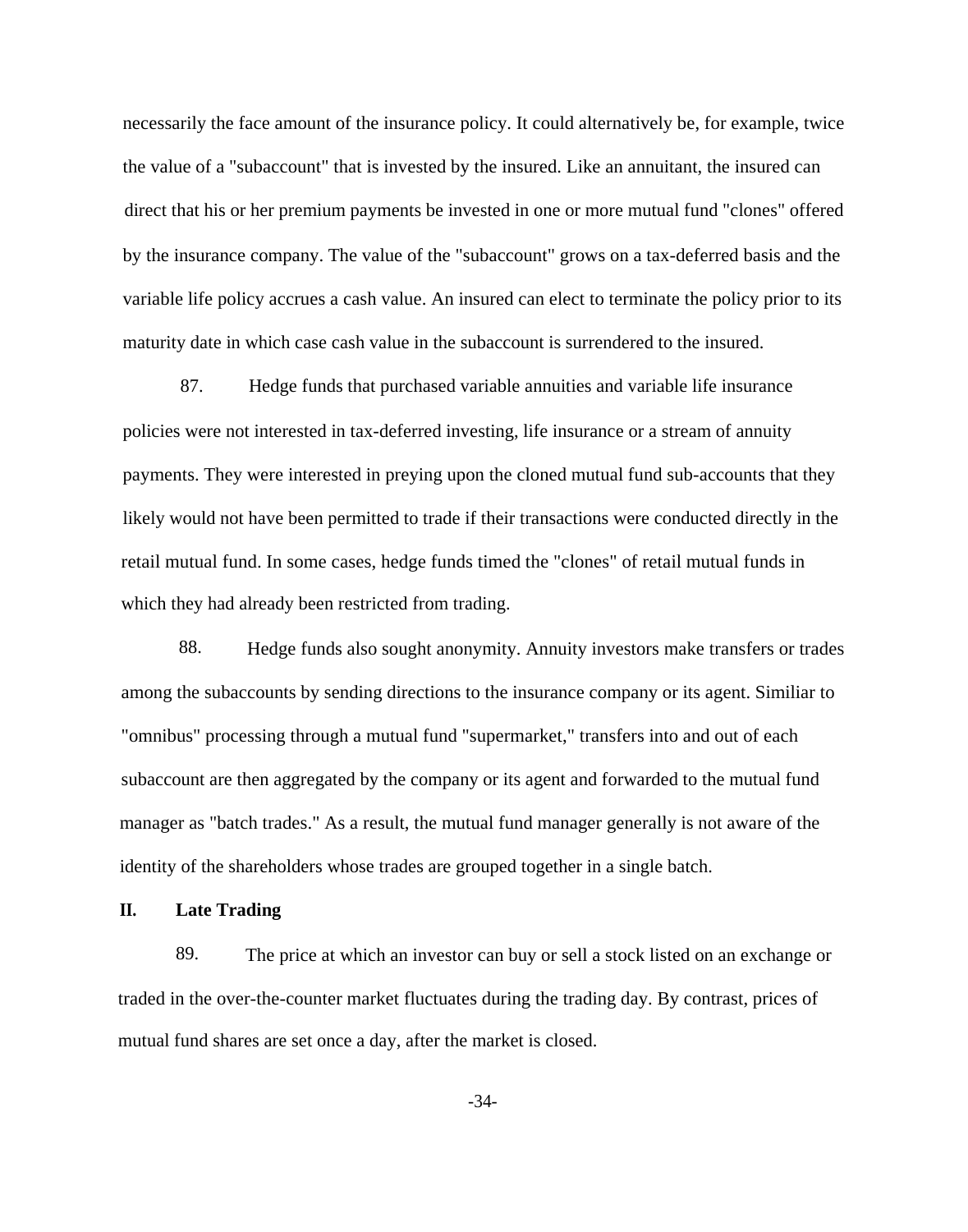necessarily the face amount of the insurance policy. It could alternatively be, for example, twice the value of a "subaccount" that is invested by the insured. Like an annuitant, the insured can direct that his or her premium payments be invested in one or more mutual fund "clones" offered by the insurance company. The value of the "subaccount" grows on a tax-deferred basis and the variable life policy accrues a cash value. An insured can elect to terminate the policy prior to its maturity date in which case cash value in the subaccount is surrendered to the insured.

87. Hedge funds that purchased variable annuities and variable life insurance policies were not interested in tax-deferred investing, life insurance or a stream of annuity payments. They were interested in preying upon the cloned mutual fund sub-accounts that they likely would not have been permitted to trade if their transactions were conducted directly in the retail mutual fund. In some cases, hedge funds timed the "clones" of retail mutual funds in which they had already been restricted from trading.

88. Hedge funds also sought anonymity. Annuity investors make transfers or trades among the subaccounts by sending directions to the insurance company or its agent. Similiar to "omnibus" processing through a mutual fund "supermarket," transfers into and out of each subaccount are then aggregated by the company or its agent and forwarded to the mutual fund manager as "batch trades." As a result, the mutual fund manager generally is not aware of the identity of the shareholders whose trades are grouped together in a single batch.

## II. Late Trading

89. The price at which an investor can buy or sell a stock listed on an exchange or traded in the over-the-counter market fluctuates during the trading day. By contrast, prices of mutual fund shares are set once a day, after the market is closed.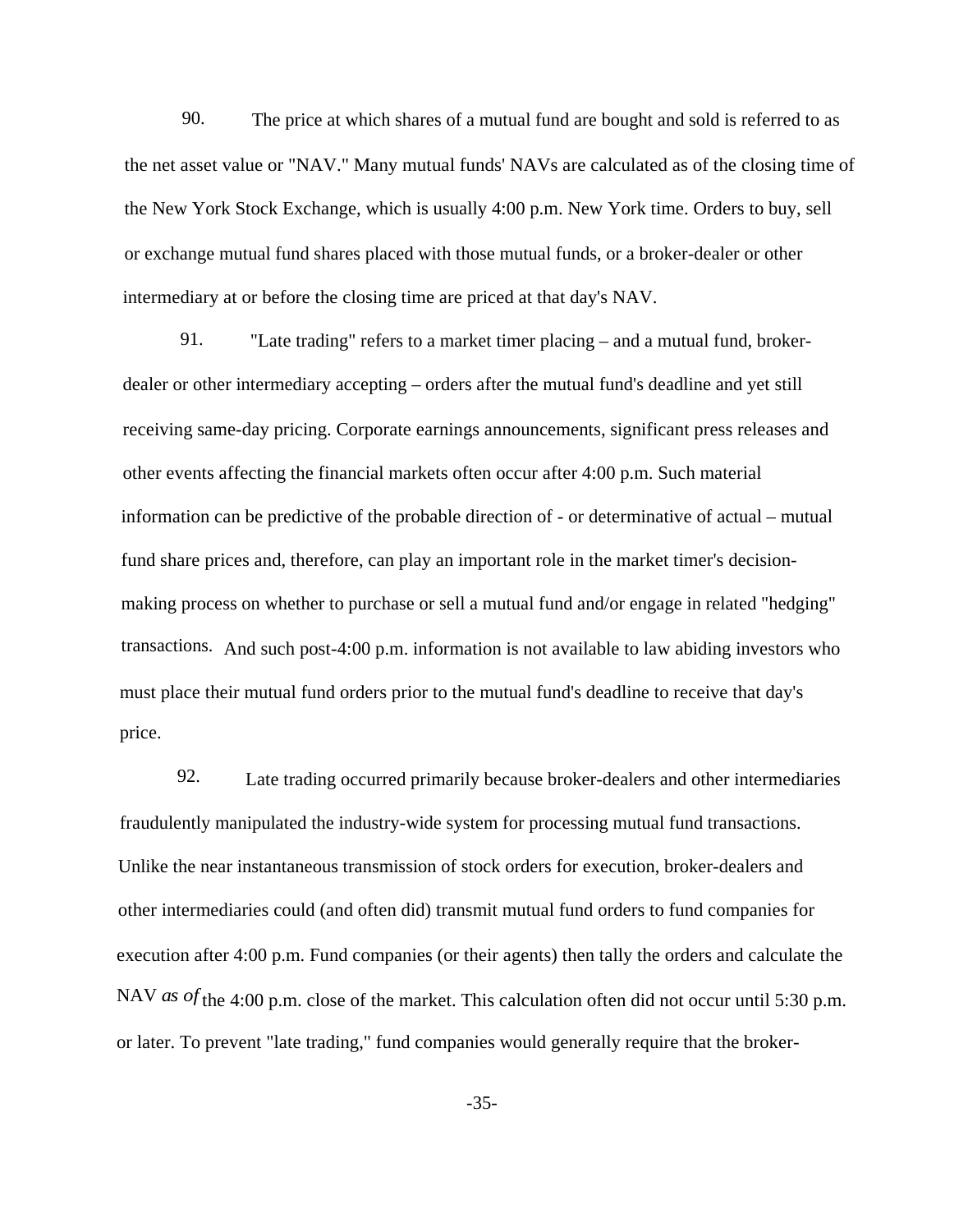90. The price at which shares of a mutual fund are bought and sold is referred to as the net asset value or "NAV." Many mutual funds' NAVs are calculated as of the closing time of the New York Stock Exchange, which is usually 4:00 p.m. New York time. Orders to buy, sell or exchange mutual fund shares placed with those mutual funds, or a broker-dealer or other intermediary at or before the closing time are priced at that day's NAV.

91. "Late trading" refers to a market timer placing – and a mutual fund, broker-dealer or other intermediary accepting – orders after the mutual fund's deadline and yet still receiving same-day pricing. Corporate earnings announcements, significant press releases and other events affecting the financial markets often occur after 4:00 p.m. Such material information can be predictive of the probable direction of - or determinative of actual – mutual fund share prices and, therefore, can play an important role in the market timer's decision-making process on whether to purchase or sell a mutual fund and/or engage in related "hedging" transactions. And such post-4:00 p.m. information is not available to law abiding investors who must place their mutual fund orders prior to the mutual fund's deadline to receive that day's price.

92. Late trading occurred primarily because broker-dealers and other intermediaries fraudulently manipulated the industry-wide system for processing mutual fund transactions. Unlike the near instantaneous transmission of stock orders for execution, broker-dealers and other intermediaries could (and often did) transmit mutual fund orders to fund companies for execution after 4:00 p.m. Fund companies (or their agents) then tally the orders and calculate the NAV *as of* the 4:00 p.m. close of the market. This calculation often did not occur until 5:30 p.m. or later. To prevent "late trading," fund companies would generally require that the broker-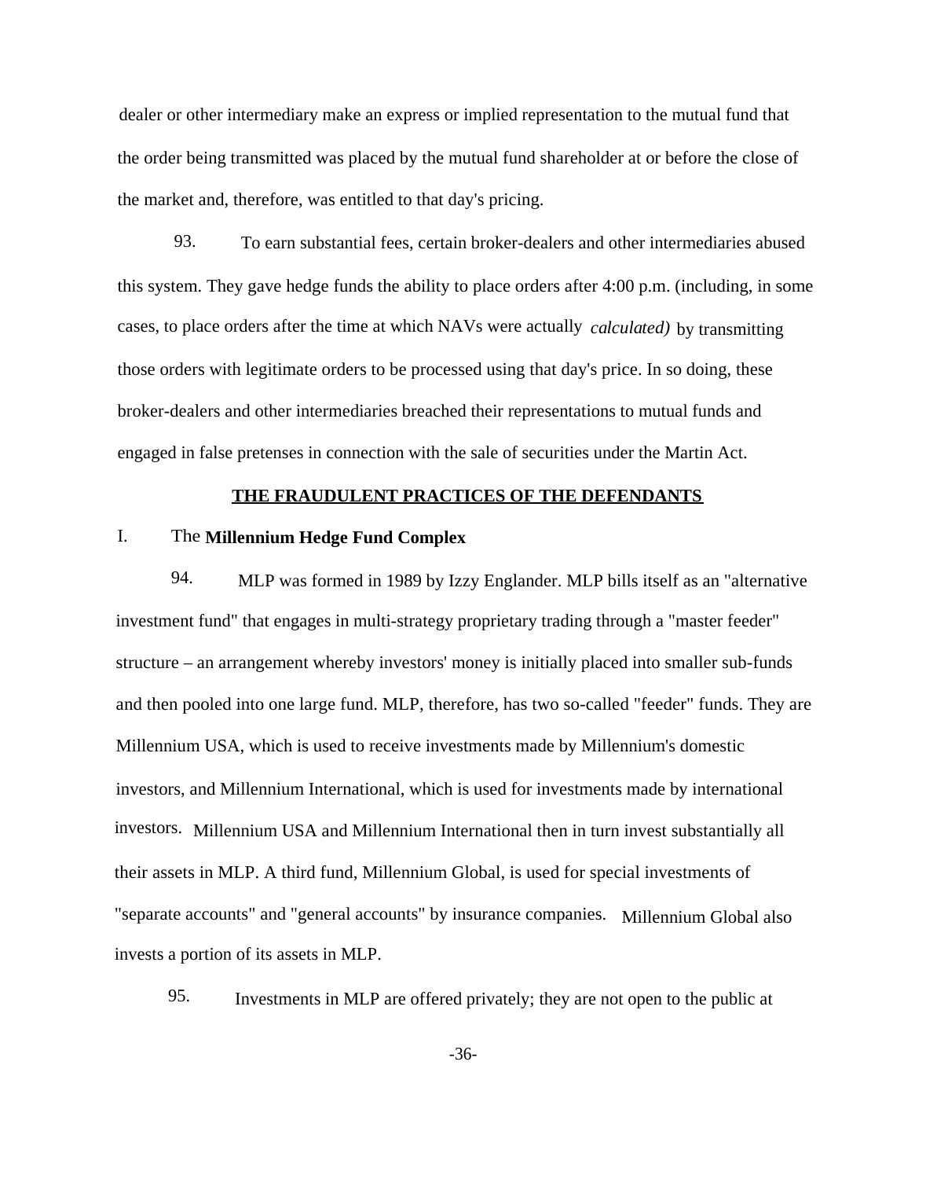dealer or other intermediary make an express or implied representation to the mutual fund that the order being transmitted was placed by the mutual fund shareholder at or before the close of the market and, therefore, was entitled to that day's pricing.

93. To earn substantial fees, certain broker-dealers and other intermediaries abused this system. They gave hedge funds the ability to place orders after 4:00 p.m. (including, in some cases, to place orders after the time at which NAVs were actually *calculated)* by transmitting those orders with legitimate orders to be processed using that day's price. In so doing, these broker-dealers and other intermediaries breached their representations to mutual funds and engaged in false pretenses in connection with the sale of securities under the Martin Act.

## THE FRAUDULENT PRACTICES OF THE DEFENDANTS

### I. The **Millennium Hedge Fund Complex**

94. MLP was formed in 1989 by Izzy Englander. MLP bills itself as an "alternative investment fund" that engages in multi-strategy proprietary trading through a "master feeder" structure – an arrangement whereby investors' money is initially placed into smaller sub-funds and then pooled into one large fund. MLP, therefore, has two so-called "feeder" funds. They are Millennium USA, which is used to receive investments made by Millennium's domestic investors, and Millennium International, which is used for investments made by international investors. Millennium USA and Millennium International then in turn invest substantially all their assets in MLP. A third fund, Millennium Global, is used for special investments of "separate accounts" and "general accounts" by insurance companies. Millennium Global also invests a portion of its assets in MLP.

95. Investments in MLP are offered privately; they are not open to the public at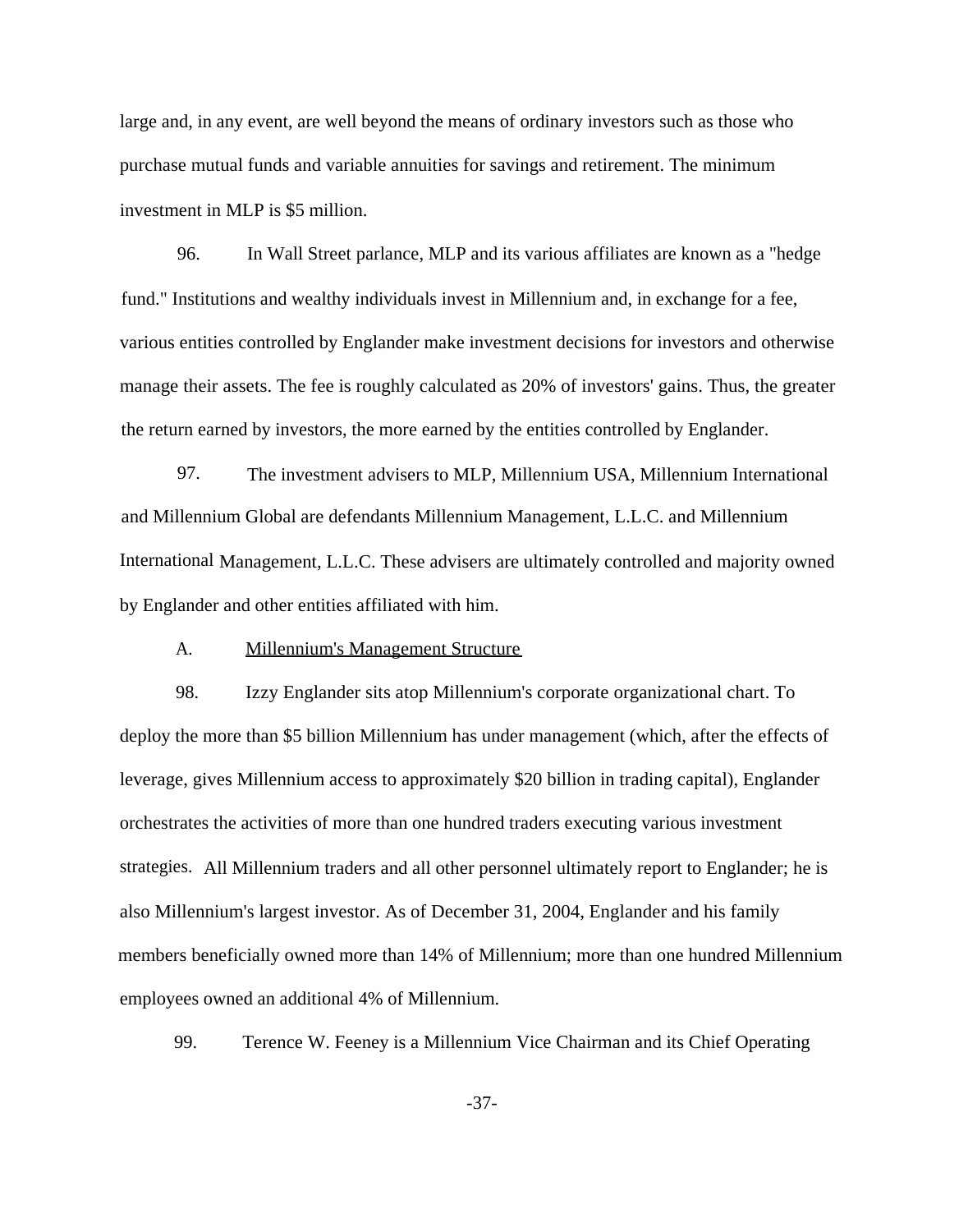large and, in any event, are well beyond the means of ordinary investors such as those who purchase mutual funds and variable annuities for savings and retirement. The minimum investment in MLP is $5 million.

96. In Wall Street parlance, MLP and its various affiliates are known as a "hedge fund." Institutions and wealthy individuals invest in Millennium and, in exchange for a fee, various entities controlled by Englander make investment decisions for investors and otherwise manage their assets. The fee is roughly calculated as 20% of investors' gains. Thus, the greater the return earned by investors, the more earned by the entities controlled by Englander.

97. The investment advisers to MLP, Millennium USA, Millennium International and Millennium Global are defendants Millennium Management, L.L.C. and Millennium International Management, L.L.C. These advisers are ultimately controlled and majority owned by Englander and other entities affiliated with him.

A. <u>Millennium's Management Structure</u>

98. Izzy Englander sits atop Millennium's corporate organizational chart. To deploy the more than $5 billion Millennium has under management (which, after the effects of leverage, gives Millennium access to approximately $20 billion in trading capital), Englander orchestrates the activities of more than one hundred traders executing various investment strategies. All Millennium traders and all other personnel ultimately report to Englander; he is also Millennium's largest investor. As of December 31, 2004, Englander and his family members beneficially owned more than 14% of Millennium; more than one hundred Millennium employees owned an additional 4% of Millennium.

99. Terence W. Feeney is a Millennium Vice Chairman and its Chief Operating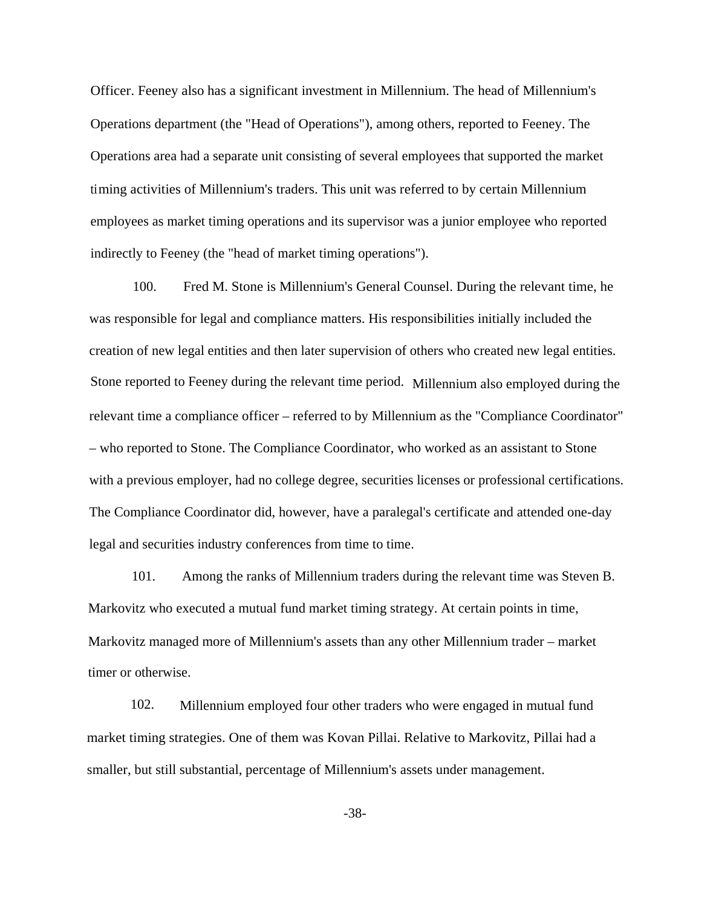Officer. Feeney also has a significant investment in Millennium. The head of Millennium's Operations department (the "Head of Operations"), among others, reported to Feeney. The Operations area had a separate unit consisting of several employees that supported the market timing activities of Millennium's traders. This unit was referred to by certain Millennium employees as market timing operations and its supervisor was a junior employee who reported indirectly to Feeney (the "head of market timing operations").

100. Fred M. Stone is Millennium's General Counsel. During the relevant time, he was responsible for legal and compliance matters. His responsibilities initially included the creation of new legal entities and then later supervision of others who created new legal entities. Stone reported to Feeney during the relevant time period. Millennium also employed during the relevant time a compliance officer – referred to by Millennium as the "Compliance Coordinator" – who reported to Stone. The Compliance Coordinator, who worked as an assistant to Stone with a previous employer, had no college degree, securities licenses or professional certifications. The Compliance Coordinator did, however, have a paralegal's certificate and attended one-day legal and securities industry conferences from time to time.

101. Among the ranks of Millennium traders during the relevant time was Steven B. Markovitz who executed a mutual fund market timing strategy. At certain points in time, Markovitz managed more of Millennium's assets than any other Millennium trader – market timer or otherwise.

102. Millennium employed four other traders who were engaged in mutual fund market timing strategies. One of them was Kovan Pillai. Relative to Markovitz, Pillai had a smaller, but still substantial, percentage of Millennium's assets under management.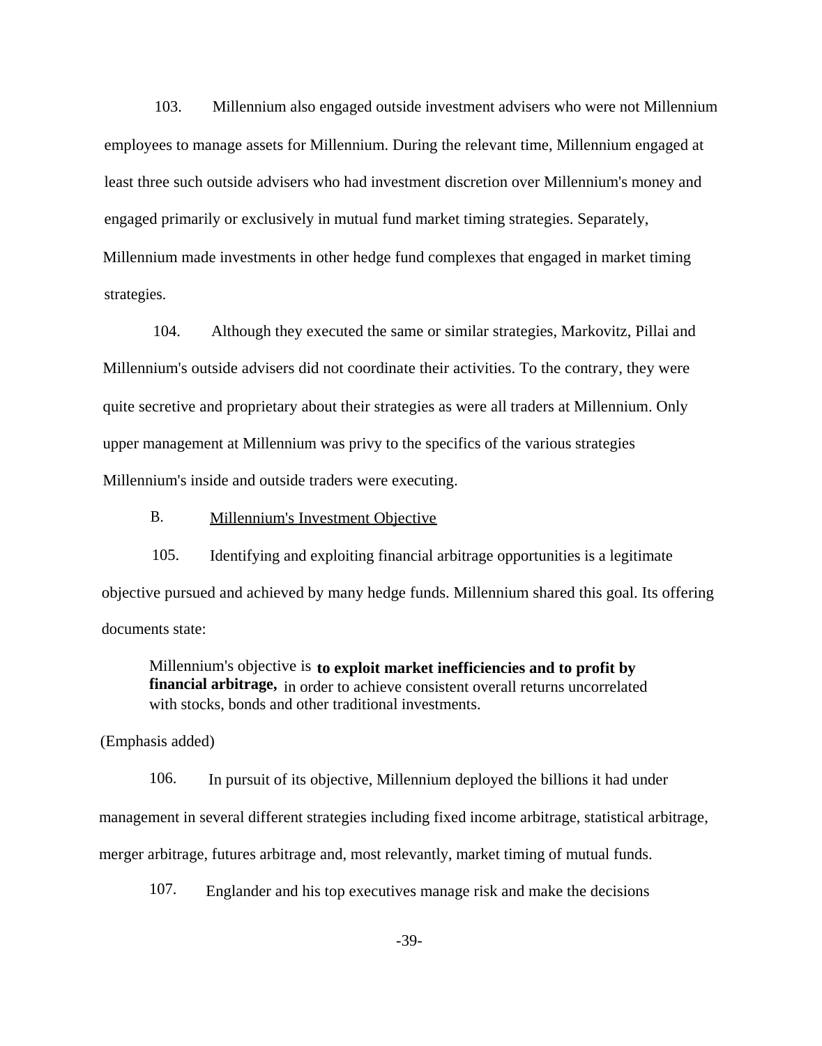103. Millennium also engaged outside investment advisers who were not Millennium employees to manage assets for Millennium. During the relevant time, Millennium engaged at least three such outside advisers who had investment discretion over Millennium's money and engaged primarily or exclusively in mutual fund market timing strategies. Separately, Millennium made investments in other hedge fund complexes that engaged in market timing strategies.

104. Although they executed the same or similar strategies, Markovitz, Pillai and Millennium's outside advisers did not coordinate their activities. To the contrary, they were quite secretive and proprietary about their strategies as were all traders at Millennium. Only upper management at Millennium was privy to the specifics of the various strategies Millennium's inside and outside traders were executing.

## B. Millennium's Investment Objective

105. Identifying and exploiting financial arbitrage opportunities is a legitimate objective pursued and achieved by many hedge funds. Millennium shared this goal. Its offering documents state:

> Millennium's objective is **to exploit market inefficiencies and to profit by financial arbitrage,** in order to achieve consistent overall returns uncorrelated with stocks, bonds and other traditional investments.

(Emphasis added)

106. In pursuit of its objective, Millennium deployed the billions it had under management in several different strategies including fixed income arbitrage, statistical arbitrage, merger arbitrage, futures arbitrage and, most relevantly, market timing of mutual funds.

107. Englander and his top executives manage risk and make the decisions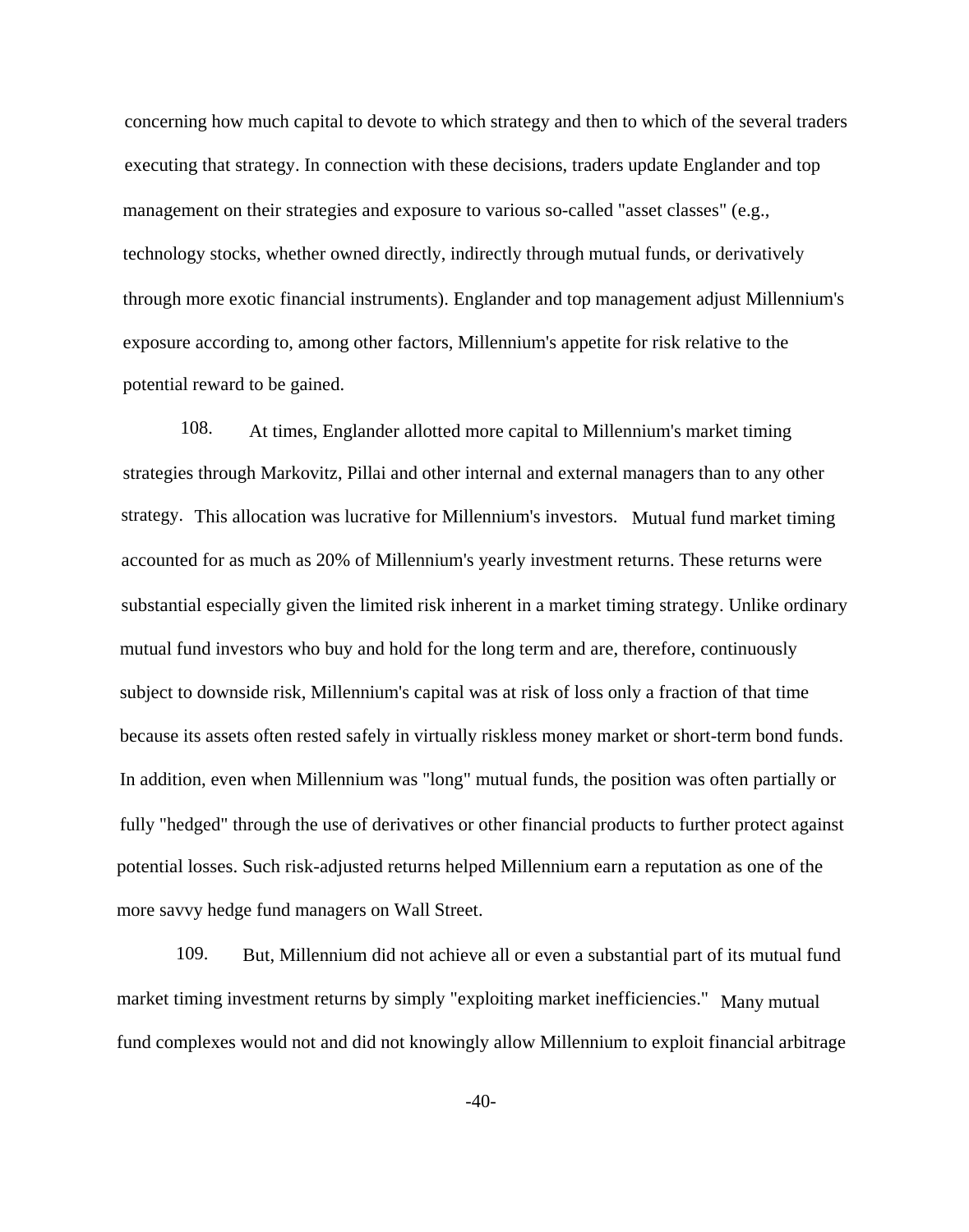concerning how much capital to devote to which strategy and then to which of the several traders executing that strategy. In connection with these decisions, traders update Englander and top management on their strategies and exposure to various so-called "asset classes" (e.g., technology stocks, whether owned directly, indirectly through mutual funds, or derivatively through more exotic financial instruments). Englander and top management adjust Millennium's exposure according to, among other factors, Millennium's appetite for risk relative to the potential reward to be gained.

108. At times, Englander allotted more capital to Millennium's market timing strategies through Markovitz, Pillai and other internal and external managers than to any other strategy. This allocation was lucrative for Millennium's investors. Mutual fund market timing accounted for as much as 20% of Millennium's yearly investment returns. These returns were substantial especially given the limited risk inherent in a market timing strategy. Unlike ordinary mutual fund investors who buy and hold for the long term and are, therefore, continuously subject to downside risk, Millennium's capital was at risk of loss only a fraction of that time because its assets often rested safely in virtually riskless money market or short-term bond funds. In addition, even when Millennium was "long" mutual funds, the position was often partially or fully "hedged" through the use of derivatives or other financial products to further protect against potential losses. Such risk-adjusted returns helped Millennium earn a reputation as one of the more savvy hedge fund managers on Wall Street.

109. But, Millennium did not achieve all or even a substantial part of its mutual fund market timing investment returns by simply "exploiting market inefficiencies." Many mutual fund complexes would not and did not knowingly allow Millennium to exploit financial arbitrage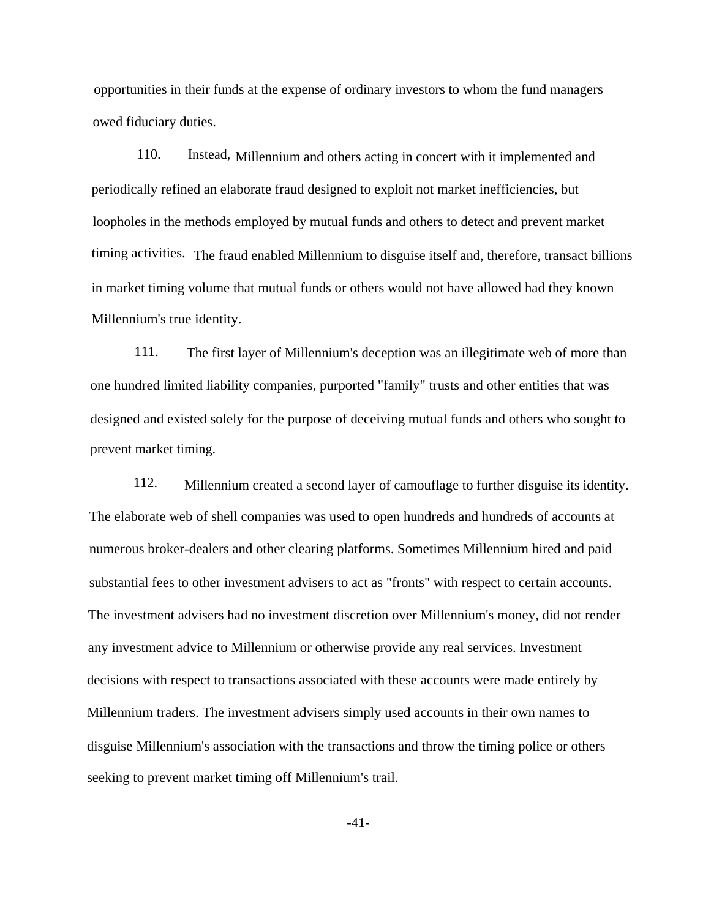opportunities in their funds at the expense of ordinary investors to whom the fund managers owed fiduciary duties.

110. Instead, Millennium and others acting in concert with it implemented and periodically refined an elaborate fraud designed to exploit not market inefficiencies, but loopholes in the methods employed by mutual funds and others to detect and prevent market timing activities. The fraud enabled Millennium to disguise itself and, therefore, transact billions in market timing volume that mutual funds or others would not have allowed had they known Millennium's true identity.

111. The first layer of Millennium's deception was an illegitimate web of more than one hundred limited liability companies, purported "family" trusts and other entities that was designed and existed solely for the purpose of deceiving mutual funds and others who sought to prevent market timing.

112. Millennium created a second layer of camouflage to further disguise its identity. The elaborate web of shell companies was used to open hundreds and hundreds of accounts at numerous broker-dealers and other clearing platforms. Sometimes Millennium hired and paid substantial fees to other investment advisers to act as "fronts" with respect to certain accounts. The investment advisers had no investment discretion over Millennium's money, did not render any investment advice to Millennium or otherwise provide any real services. Investment decisions with respect to transactions associated with these accounts were made entirely by Millennium traders. The investment advisers simply used accounts in their own names to disguise Millennium's association with the transactions and throw the timing police or others seeking to prevent market timing off Millennium's trail.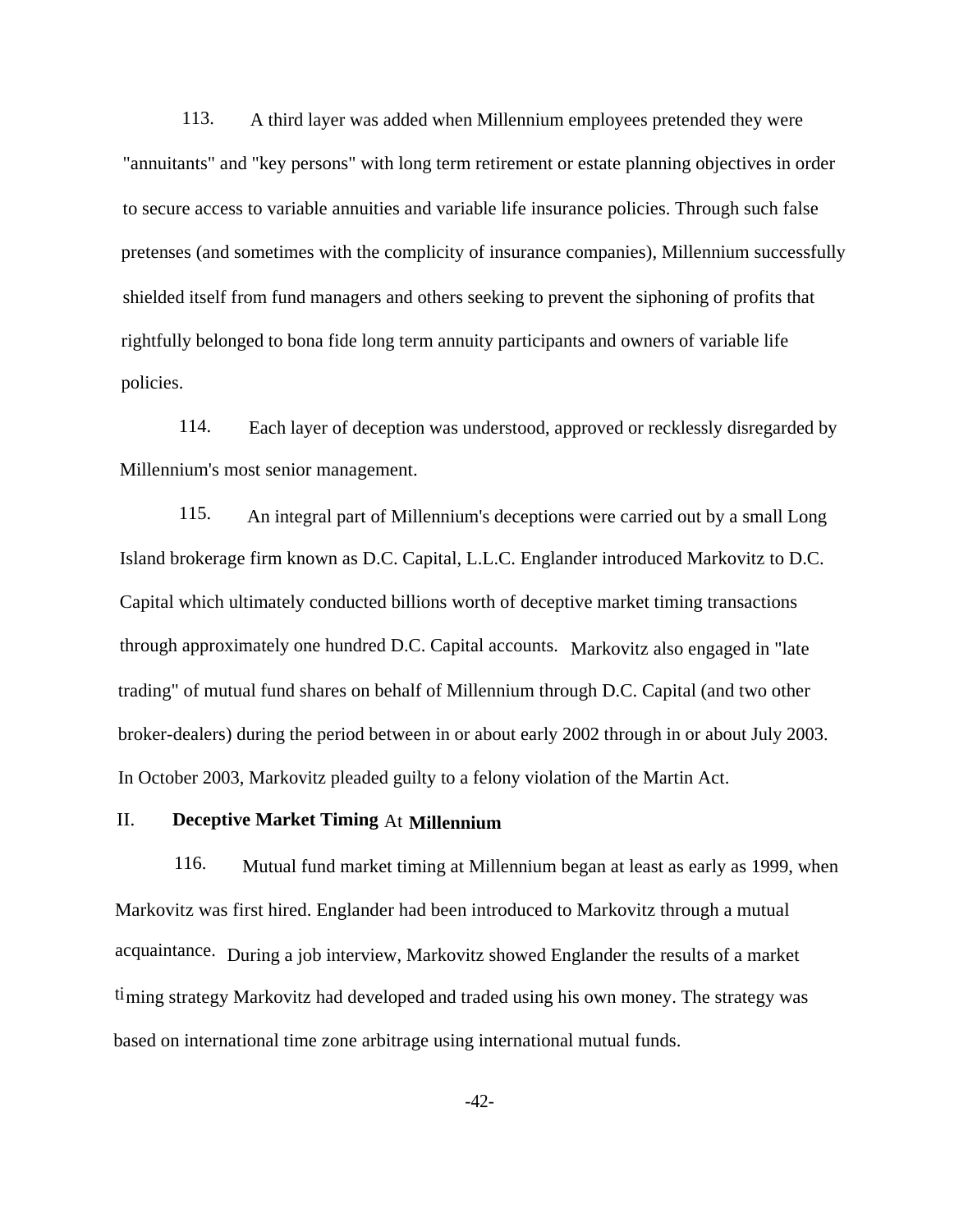113. A third layer was added when Millennium employees pretended they were "annuitants" and "key persons" with long term retirement or estate planning objectives in order to secure access to variable annuities and variable life insurance policies. Through such false pretenses (and sometimes with the complicity of insurance companies), Millennium successfully shielded itself from fund managers and others seeking to prevent the siphoning of profits that rightfully belonged to bona fide long term annuity participants and owners of variable life policies.

114. Each layer of deception was understood, approved or recklessly disregarded by Millennium's most senior management.

115. An integral part of Millennium's deceptions were carried out by a small Long Island brokerage firm known as D.C. Capital, L.L.C. Englander introduced Markovitz to D.C. Capital which ultimately conducted billions worth of deceptive market timing transactions through approximately one hundred D.C. Capital accounts. Markovitz also engaged in "late trading" of mutual fund shares on behalf of Millennium through D.C. Capital (and two other broker-dealers) during the period between in or about early 2002 through in or about July 2003. In October 2003, Markovitz pleaded guilty to a felony violation of the Martin Act.

## II. Deceptive Market Timing At Millennium

116. Mutual fund market timing at Millennium began at least as early as 1999, when Markovitz was first hired. Englander had been introduced to Markovitz through a mutual acquaintance. During a job interview, Markovitz showed Englander the results of a market timing strategy Markovitz had developed and traded using his own money. The strategy was based on international time zone arbitrage using international mutual funds.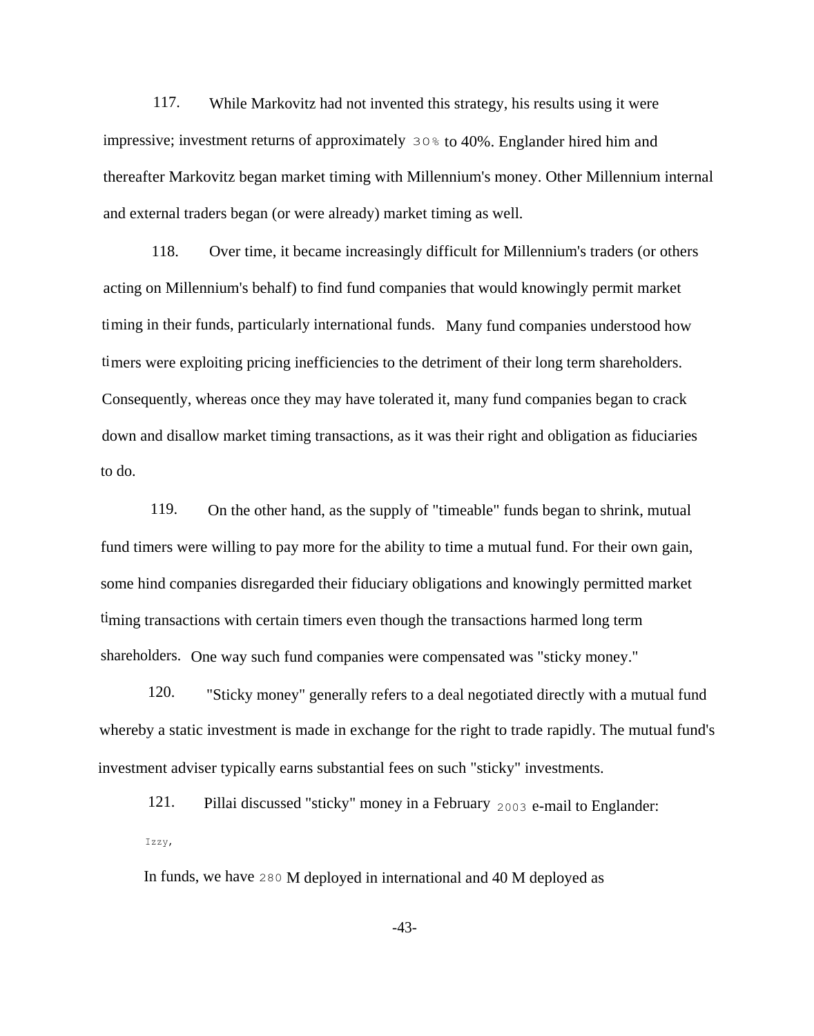117. While Markovitz had not invented this strategy, his results using it were impressive; investment returns of approximately 30% to 40%. Englander hired him and thereafter Markovitz began market timing with Millennium's money. Other Millennium internal and external traders began (or were already) market timing as well.

118. Over time, it became increasingly difficult for Millennium's traders (or others acting on Millennium's behalf) to find fund companies that would knowingly permit market timing in their funds, particularly international funds. Many fund companies understood how timers were exploiting pricing inefficiencies to the detriment of their long term shareholders. Consequently, whereas once they may have tolerated it, many fund companies began to crack down and disallow market timing transactions, as it was their right and obligation as fiduciaries to do.

119. On the other hand, as the supply of "timeable" funds began to shrink, mutual fund timers were willing to pay more for the ability to time a mutual fund. For their own gain, some hind companies disregarded their fiduciary obligations and knowingly permitted market timing transactions with certain timers even though the transactions harmed long term shareholders. One way such fund companies were compensated was "sticky money."

120. "Sticky money" generally refers to a deal negotiated directly with a mutual fund whereby a static investment is made in exchange for the right to trade rapidly. The mutual fund's investment adviser typically earns substantial fees on such "sticky" investments.

121. Pillai discussed "sticky" money in a February 2003 e-mail to Englander:

> Izzy,
>
> In funds, we have 280 M deployed in international and 40 M deployed as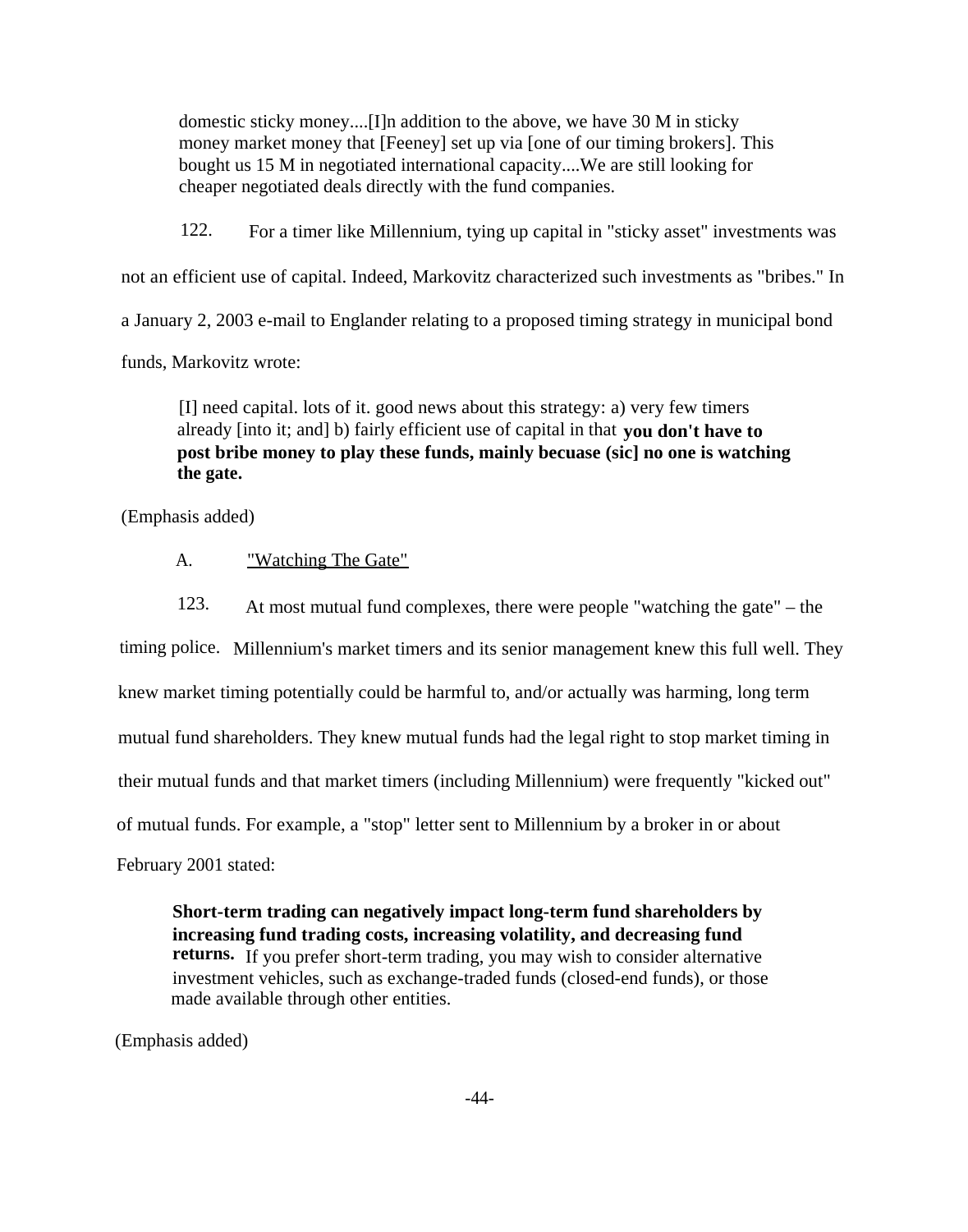> domestic sticky money....[I]n addition to the above, we have 30 M in sticky money market money that [Feeney] set up via [one of our timing brokers]. This bought us 15 M in negotiated international capacity....We are still looking for cheaper negotiated deals directly with the fund companies.

122. For a timer like Millennium, tying up capital in "sticky asset" investments was not an efficient use of capital. Indeed, Markovitz characterized such investments as "bribes." In a January 2, 2003 e-mail to Englander relating to a proposed timing strategy in municipal bond funds, Markovitz wrote:

> [I] need capital. lots of it. good news about this strategy: a) very few timers already [into it; and] b) fairly efficient use of capital in that **you don't have to post bribe money to play these funds, mainly becuase (sic] no one is watching the gate.**

(Emphasis added)

A. <u>"Watching The Gate"</u>

123. At most mutual fund complexes, there were people "watching the gate" – the timing police. Millennium's market timers and its senior management knew this full well. They knew market timing potentially could be harmful to, and/or actually was harming, long term mutual fund shareholders. They knew mutual funds had the legal right to stop market timing in their mutual funds and that market timers (including Millennium) were frequently "kicked out" of mutual funds. For example, a "stop" letter sent to Millennium by a broker in or about February 2001 stated:

> **Short-term trading can negatively impact long-term fund shareholders by increasing fund trading costs, increasing volatility, and decreasing fund returns.** If you prefer short-term trading, you may wish to consider alternative investment vehicles, such as exchange-traded funds (closed-end funds), or those made available through other entities.

(Emphasis added)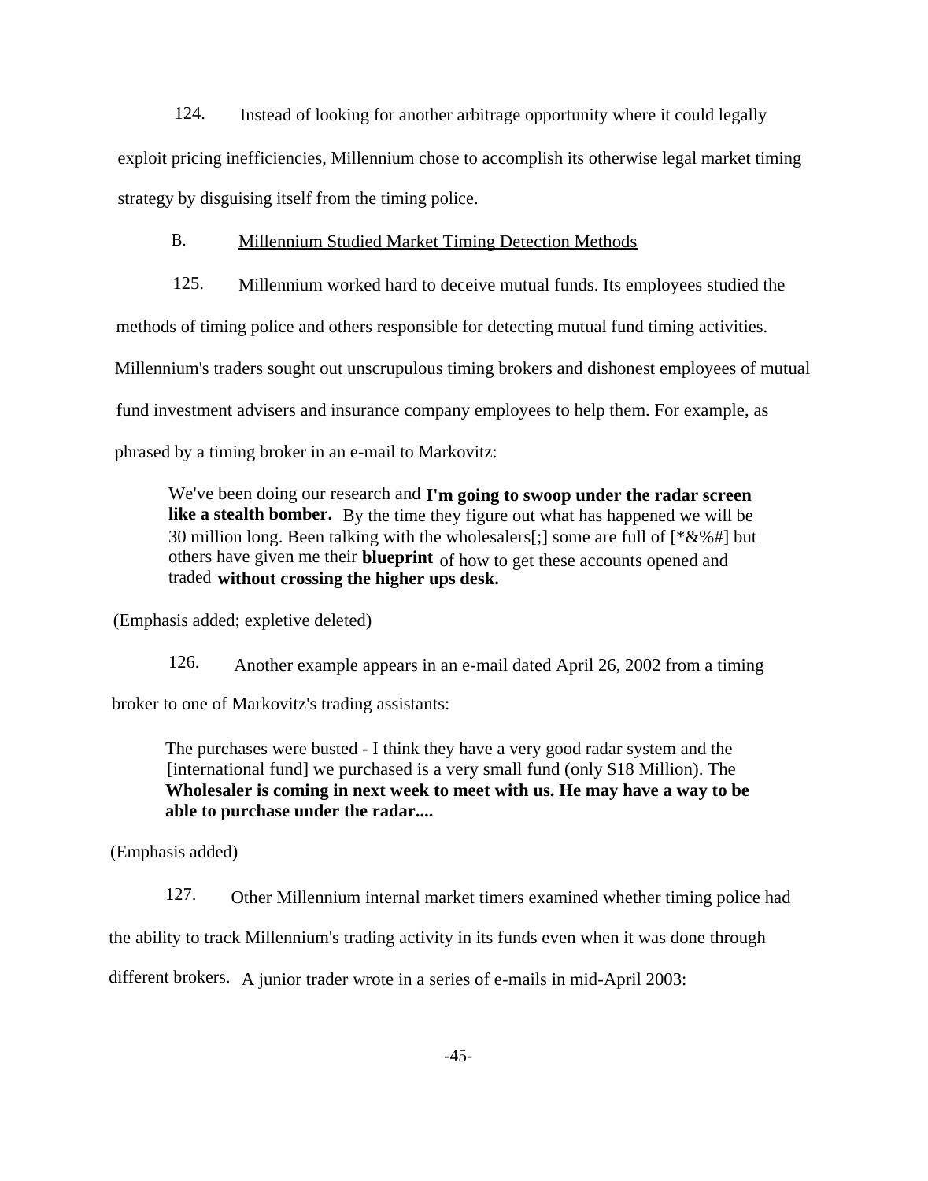124. Instead of looking for another arbitrage opportunity where it could legally exploit pricing inefficiencies, Millennium chose to accomplish its otherwise legal market timing strategy by disguising itself from the timing police.

B. Millennium Studied Market Timing Detection Methods

125. Millennium worked hard to deceive mutual funds. Its employees studied the methods of timing police and others responsible for detecting mutual fund timing activities. Millennium's traders sought out unscrupulous timing brokers and dishonest employees of mutual fund investment advisers and insurance company employees to help them. For example, as phrased by a timing broker in an e-mail to Markovitz:

> We've been doing our research and **I'm going to swoop under the radar screen like a stealth bomber.** By the time they figure out what has happened we will be 30 million long. Been talking with the wholesalers[;] some are full of [*&%#] but others have given me their **blueprint** of how to get these accounts opened and traded **without crossing the higher ups desk.**

(Emphasis added; expletive deleted)

126. Another example appears in an e-mail dated April 26, 2002 from a timing broker to one of Markovitz's trading assistants:

> The purchases were busted - I think they have a very good radar system and the [international fund] we purchased is a very small fund (only $18 Million). The **Wholesaler is coming in next week to meet with us. He may have a way to be able to purchase under the radar....**

(Emphasis added)

127. Other Millennium internal market timers examined whether timing police had the ability to track Millennium's trading activity in its funds even when it was done through different brokers. A junior trader wrote in a series of e-mails in mid-April 2003: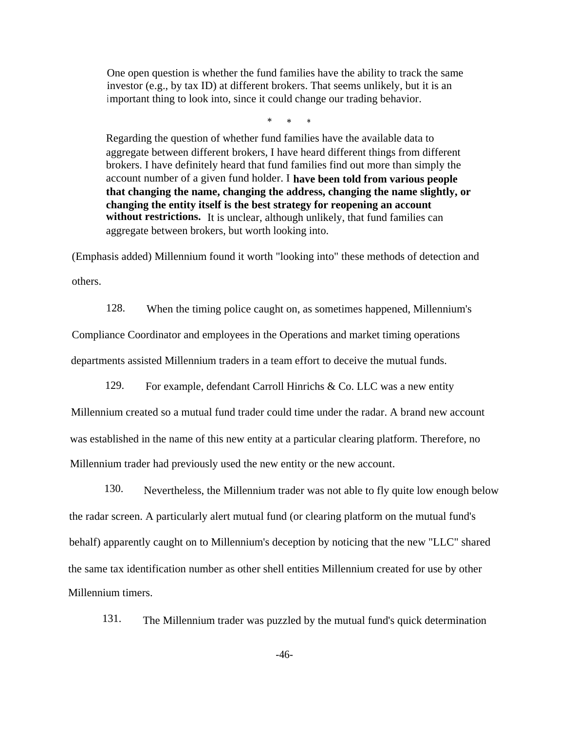> One open question is whether the fund families have the ability to track the same investor (e.g., by tax ID) at different brokers. That seems unlikely, but it is an important thing to look into, since it could change our trading behavior.
>
> \* * *
>
> Regarding the question of whether fund families have the available data to aggregate between different brokers, I have heard different things from different brokers. I have definitely heard that fund families find out more than simply the account number of a given fund holder. I **have been told from various people that changing the name, changing the address, changing the name slightly, or changing the entity itself is the best strategy for reopening an account without restrictions.** It is unclear, although unlikely, that fund families can aggregate between brokers, but worth looking into.

(Emphasis added) Millennium found it worth "looking into" these methods of detection and others.

128. When the timing police caught on, as sometimes happened, Millennium's Compliance Coordinator and employees in the Operations and market timing operations departments assisted Millennium traders in a team effort to deceive the mutual funds.

129. For example, defendant Carroll Hinrichs & Co. LLC was a new entity Millennium created so a mutual fund trader could time under the radar. A brand new account was established in the name of this new entity at a particular clearing platform. Therefore, no Millennium trader had previously used the new entity or the new account.

130. Nevertheless, the Millennium trader was not able to fly quite low enough below the radar screen. A particularly alert mutual fund (or clearing platform on the mutual fund's behalf) apparently caught on to Millennium's deception by noticing that the new "LLC" shared the same tax identification number as other shell entities Millennium created for use by other Millennium timers.

131. The Millennium trader was puzzled by the mutual fund's quick determination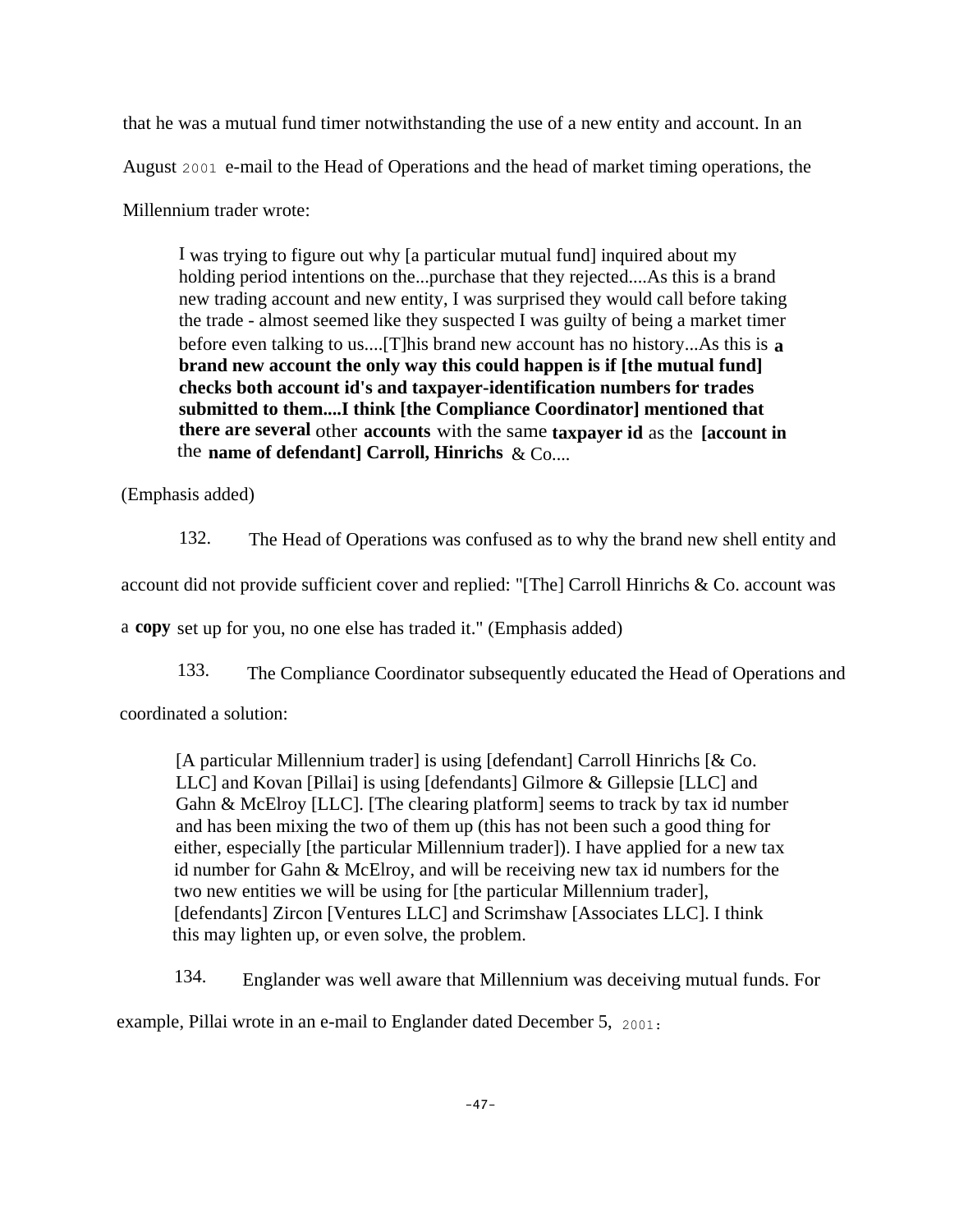that he was a mutual fund timer notwithstanding the use of a new entity and account. In an August 2001 e-mail to the Head of Operations and the head of market timing operations, the Millennium trader wrote:

> I was trying to figure out why [a particular mutual fund] inquired about my holding period intentions on the...purchase that they rejected....As this is a brand new trading account and new entity, I was surprised they would call before taking the trade - almost seemed like they suspected I was guilty of being a market timer before even talking to us....[T]his brand new account has no history...As this is **a brand new account the only way this could happen is if [the mutual fund] checks both account id's and taxpayer-identification numbers for trades submitted to them....I think [the Compliance Coordinator] mentioned that there are several** other **accounts** with the same **taxpayer id** as the **[account in** the **name of defendant] Carroll, Hinrichs** & Co....

(Emphasis added)

132. The Head of Operations was confused as to why the brand new shell entity and account did not provide sufficient cover and replied: "[The] Carroll Hinrichs & Co. account was a **copy** set up for you, no one else has traded it." (Emphasis added)

133. The Compliance Coordinator subsequently educated the Head of Operations and coordinated a solution:

> [A particular Millennium trader] is using [defendant] Carroll Hinrichs [& Co. LLC] and Kovan [Pillai] is using [defendants] Gilmore & Gillepsie [LLC] and Gahn & McElroy [LLC]. [The clearing platform] seems to track by tax id number and has been mixing the two of them up (this has not been such a good thing for either, especially [the particular Millennium trader]). I have applied for a new tax id number for Gahn & McElroy, and will be receiving new tax id numbers for the two new entities we will be using for [the particular Millennium trader], [defendants] Zircon [Ventures LLC] and Scrimshaw [Associates LLC]. I think this may lighten up, or even solve, the problem.

134. Englander was well aware that Millennium was deceiving mutual funds. For example, Pillai wrote in an e-mail to Englander dated December 5, 2001: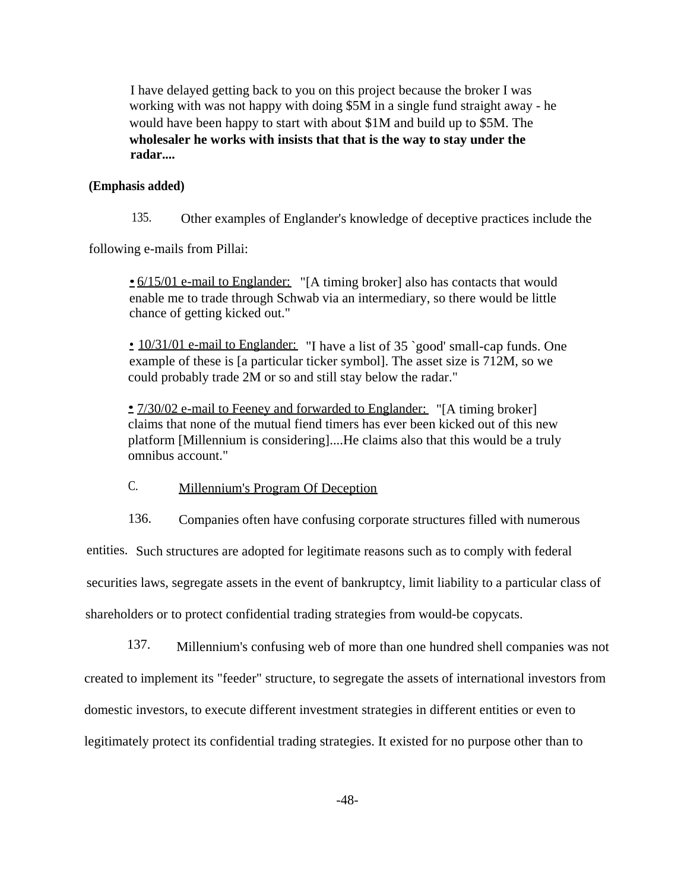> I have delayed getting back to you on this project because the broker I was working with was not happy with doing $5M in a single fund straight away - he would have been happy to start with about $1M and build up to $5M. The **wholesaler he works with insists that that is the way to stay under the radar....**

**(Emphasis added)**

135. Other examples of Englander's knowledge of deceptive practices include the following e-mails from Pillai:

> • <u>6/15/01 e-mail to Englander:</u> "[A timing broker] also has contacts that would enable me to trade through Schwab via an intermediary, so there would be little chance of getting kicked out."
>
> • <u>10/31/01 e-mail to Englander:</u> "I have a list of 35 `good' small-cap funds. One example of these is [a particular ticker symbol]. The asset size is 712M, so we could probably trade 2M or so and still stay below the radar."
>
> • <u>7/30/02 e-mail to Feeney and forwarded to Englander:</u> "[A timing broker] claims that none of the mutual fiend timers has ever been kicked out of this new platform [Millennium is considering]....He claims also that this would be a truly omnibus account."

### C. <u>Millennium's Program Of Deception</u>

136. Companies often have confusing corporate structures filled with numerous entities. Such structures are adopted for legitimate reasons such as to comply with federal securities laws, segregate assets in the event of bankruptcy, limit liability to a particular class of shareholders or to protect confidential trading strategies from would-be copycats.

137. Millennium's confusing web of more than one hundred shell companies was not created to implement its "feeder" structure, to segregate the assets of international investors from domestic investors, to execute different investment strategies in different entities or even to legitimately protect its confidential trading strategies. It existed for no purpose other than to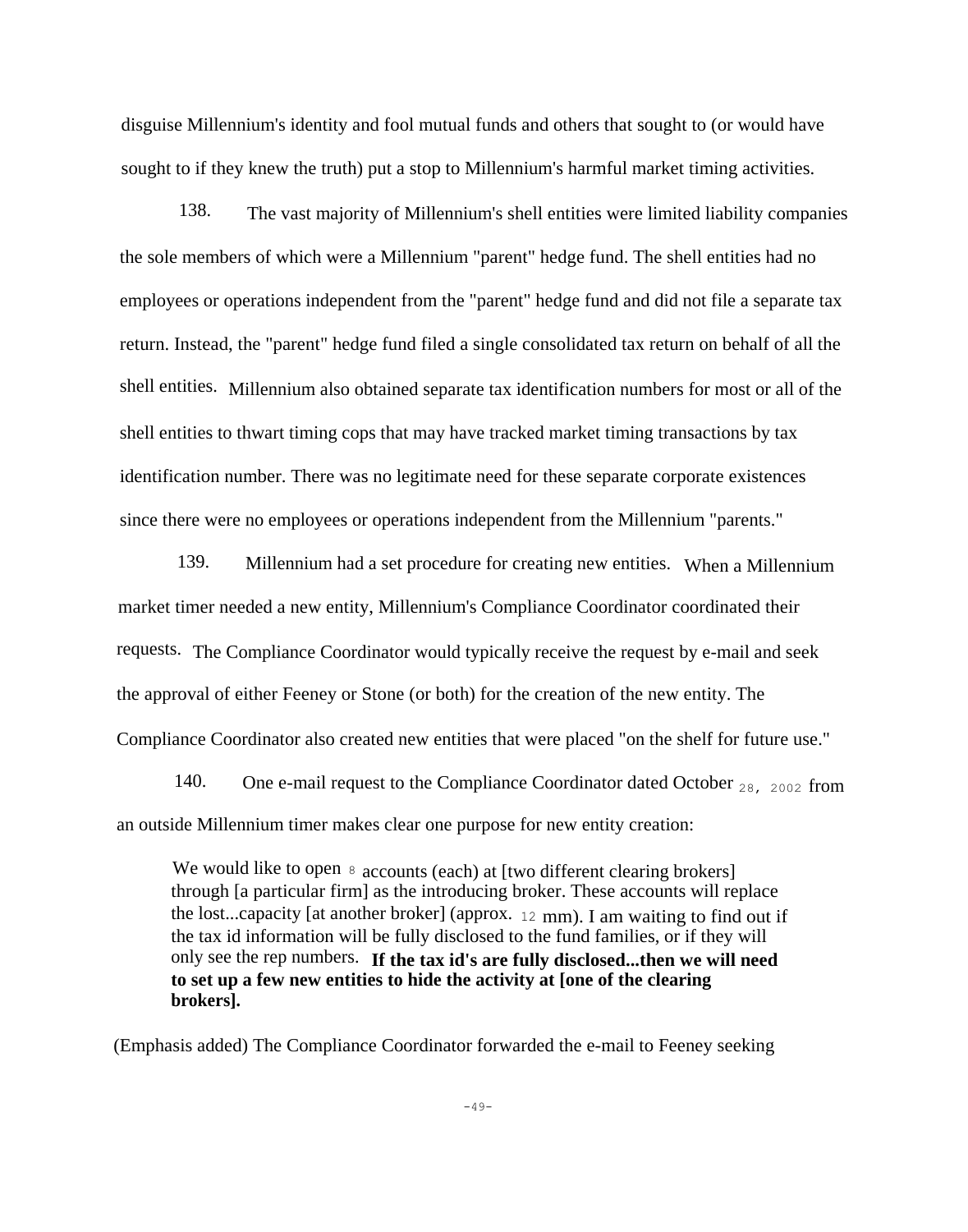disguise Millennium's identity and fool mutual funds and others that sought to (or would have sought to if they knew the truth) put a stop to Millennium's harmful market timing activities.

138. The vast majority of Millennium's shell entities were limited liability companies the sole members of which were a Millennium "parent" hedge fund. The shell entities had no employees or operations independent from the "parent" hedge fund and did not file a separate tax return. Instead, the "parent" hedge fund filed a single consolidated tax return on behalf of all the shell entities. Millennium also obtained separate tax identification numbers for most or all of the shell entities to thwart timing cops that may have tracked market timing transactions by tax identification number. There was no legitimate need for these separate corporate existences since there were no employees or operations independent from the Millennium "parents."

139. Millennium had a set procedure for creating new entities. When a Millennium market timer needed a new entity, Millennium's Compliance Coordinator coordinated their requests. The Compliance Coordinator would typically receive the request by e-mail and seek the approval of either Feeney or Stone (or both) for the creation of the new entity. The Compliance Coordinator also created new entities that were placed "on the shelf for future use."

140. One e-mail request to the Compliance Coordinator dated October 28, 2002 from an outside Millennium timer makes clear one purpose for new entity creation:

> We would like to open 8 accounts (each) at [two different clearing brokers] through [a particular firm] as the introducing broker. These accounts will replace the lost...capacity [at another broker] (approx. 12 mm). I am waiting to find out if the tax id information will be fully disclosed to the fund families, or if they will only see the rep numbers. **If the tax id's are fully disclosed...then we will need to set up a few new entities to hide the activity at [one of the clearing brokers].**

(Emphasis added) The Compliance Coordinator forwarded the e-mail to Feeney seeking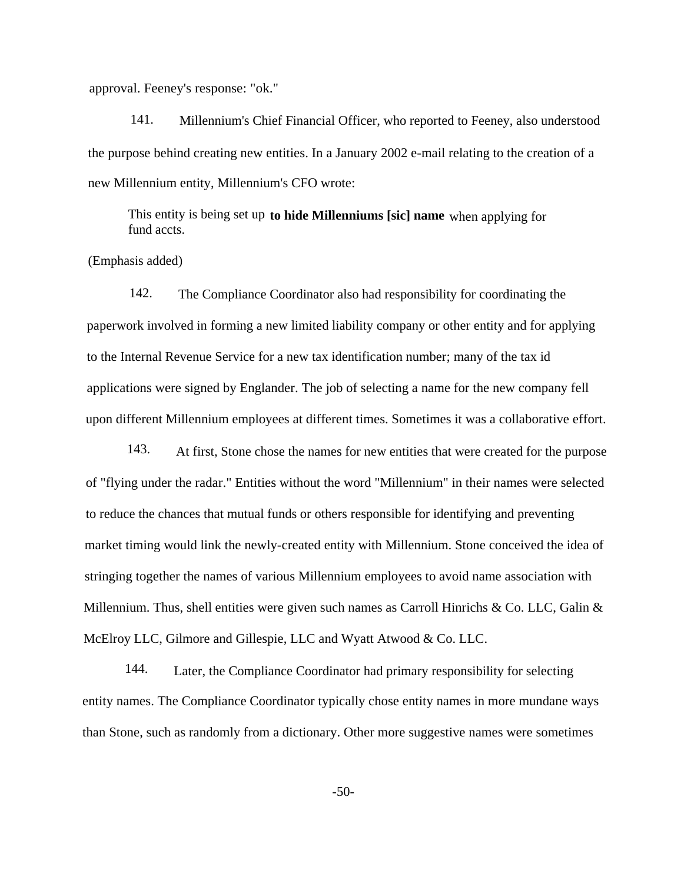approval. Feeney's response: "ok."

141. Millennium's Chief Financial Officer, who reported to Feeney, also understood the purpose behind creating new entities. In a January 2002 e-mail relating to the creation of a new Millennium entity, Millennium's CFO wrote:

> This entity is being set up **to hide Millenniums [sic] name** when applying for fund accts.

(Emphasis added)

142. The Compliance Coordinator also had responsibility for coordinating the paperwork involved in forming a new limited liability company or other entity and for applying to the Internal Revenue Service for a new tax identification number; many of the tax id applications were signed by Englander. The job of selecting a name for the new company fell upon different Millennium employees at different times. Sometimes it was a collaborative effort.

143. At first, Stone chose the names for new entities that were created for the purpose of "flying under the radar." Entities without the word "Millennium" in their names were selected to reduce the chances that mutual funds or others responsible for identifying and preventing market timing would link the newly-created entity with Millennium. Stone conceived the idea of stringing together the names of various Millennium employees to avoid name association with Millennium. Thus, shell entities were given such names as Carroll Hinrichs & Co. LLC, Galin & McElroy LLC, Gilmore and Gillespie, LLC and Wyatt Atwood & Co. LLC.

144. Later, the Compliance Coordinator had primary responsibility for selecting entity names. The Compliance Coordinator typically chose entity names in more mundane ways than Stone, such as randomly from a dictionary. Other more suggestive names were sometimes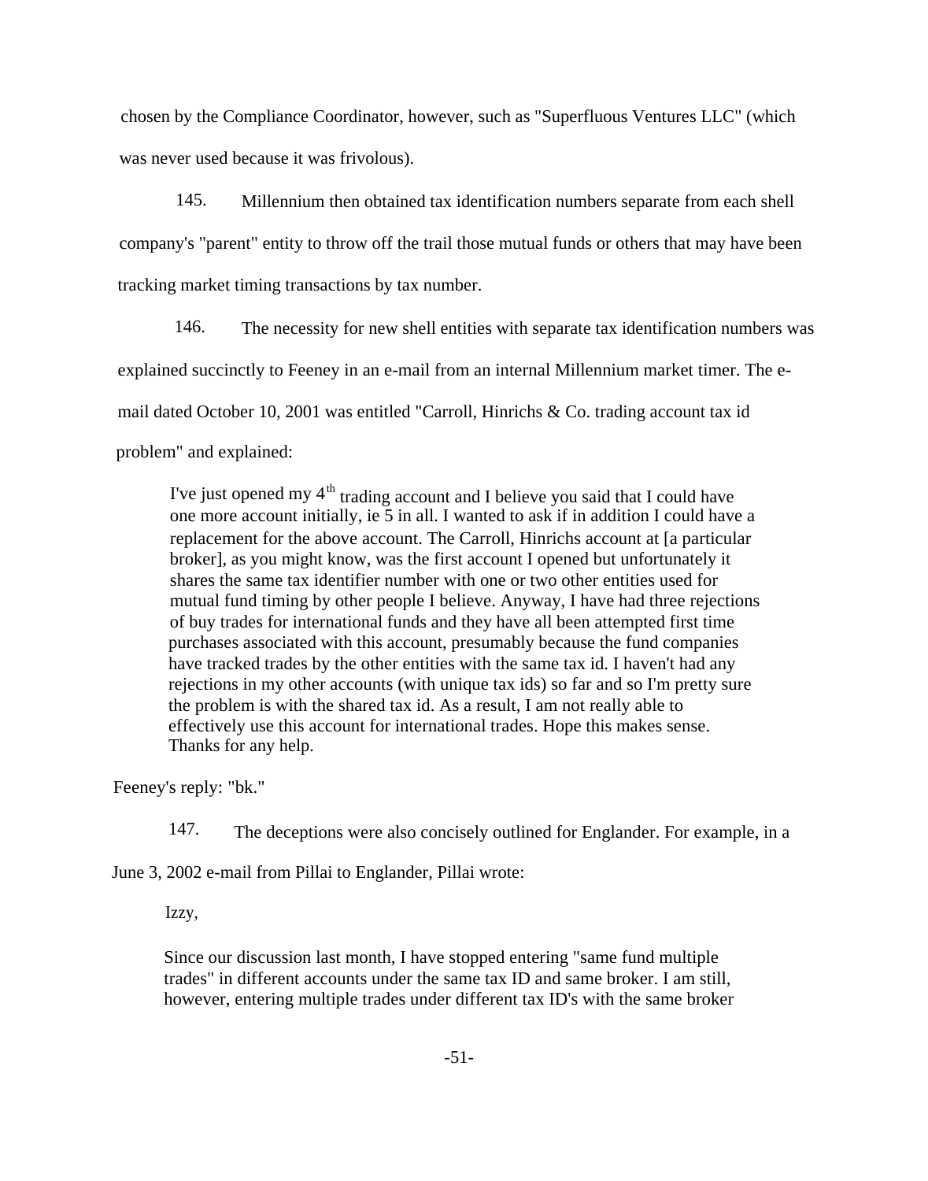chosen by the Compliance Coordinator, however, such as "Superfluous Ventures LLC" (which was never used because it was frivolous).

145. Millennium then obtained tax identification numbers separate from each shell company's "parent" entity to throw off the trail those mutual funds or others that may have been tracking market timing transactions by tax number.

146. The necessity for new shell entities with separate tax identification numbers was explained succinctly to Feeney in an e-mail from an internal Millennium market timer. The e-mail dated October 10, 2001 was entitled "Carroll, Hinrichs & Co. trading account tax id problem" and explained:

> I've just opened my 4th trading account and I believe you said that I could have one more account initially, ie 5 in all. I wanted to ask if in addition I could have a replacement for the above account. The Carroll, Hinrichs account at [a particular broker], as you might know, was the first account I opened but unfortunately it shares the same tax identifier number with one or two other entities used for mutual fund timing by other people I believe. Anyway, I have had three rejections of buy trades for international funds and they have all been attempted first time purchases associated with this account, presumably because the fund companies have tracked trades by the other entities with the same tax id. I haven't had any rejections in my other accounts (with unique tax ids) so far and so I'm pretty sure the problem is with the shared tax id. As a result, I am not really able to effectively use this account for international trades. Hope this makes sense. Thanks for any help.

Feeney's reply: "bk."

147. The deceptions were also concisely outlined for Englander. For example, in a June 3, 2002 e-mail from Pillai to Englander, Pillai wrote:

> Izzy,
>
> Since our discussion last month, I have stopped entering "same fund multiple trades" in different accounts under the same tax ID and same broker. I am still, however, entering multiple trades under different tax ID's with the same broker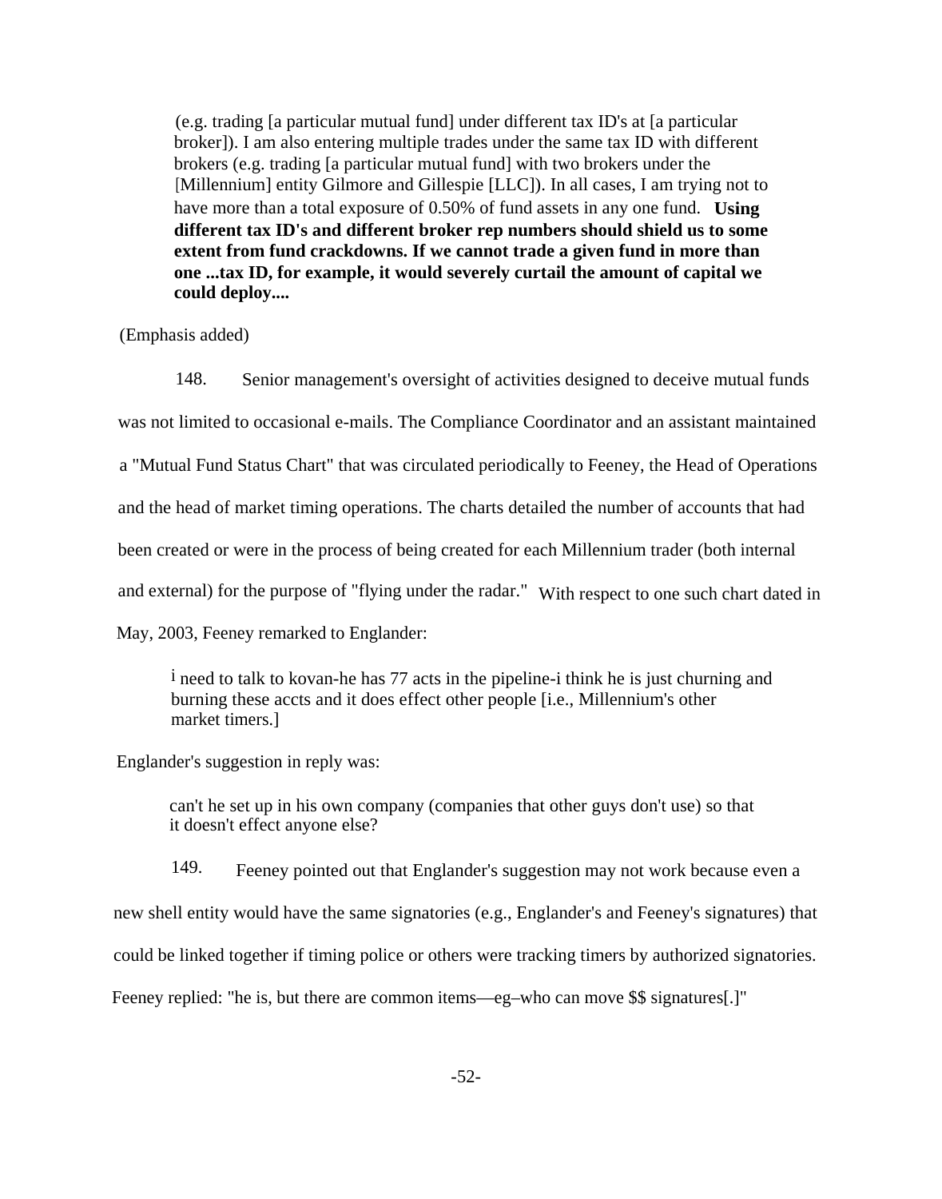> (e.g. trading [a particular mutual fund] under different tax ID's at [a particular broker]). I am also entering multiple trades under the same tax ID with different brokers (e.g. trading [a particular mutual fund] with two brokers under the [Millennium] entity Gilmore and Gillespie [LLC]). In all cases, I am trying not to have more than a total exposure of 0.50% of fund assets in any one fund. **Using different tax ID's and different broker rep numbers should shield us to some extent from fund crackdowns. If we cannot trade a given fund in more than one ...tax ID, for example, it would severely curtail the amount of capital we could deploy....**

(Emphasis added)

148. Senior management's oversight of activities designed to deceive mutual funds was not limited to occasional e-mails. The Compliance Coordinator and an assistant maintained a "Mutual Fund Status Chart" that was circulated periodically to Feeney, the Head of Operations and the head of market timing operations. The charts detailed the number of accounts that had been created or were in the process of being created for each Millennium trader (both internal and external) for the purpose of "flying under the radar." With respect to one such chart dated in May, 2003, Feeney remarked to Englander:

> i need to talk to kovan-he has 77 acts in the pipeline-i think he is just churning and burning these accts and it does effect other people [i.e., Millennium's other market timers.]

Englander's suggestion in reply was:

> can't he set up in his own company (companies that other guys don't use) so that it doesn't effect anyone else?

149. Feeney pointed out that Englander's suggestion may not work because even a new shell entity would have the same signatories (e.g., Englander's and Feeney's signatures) that could be linked together if timing police or others were tracking timers by authorized signatories. Feeney replied: "he is, but there are common items—eg–who can move $$ signatures[.]"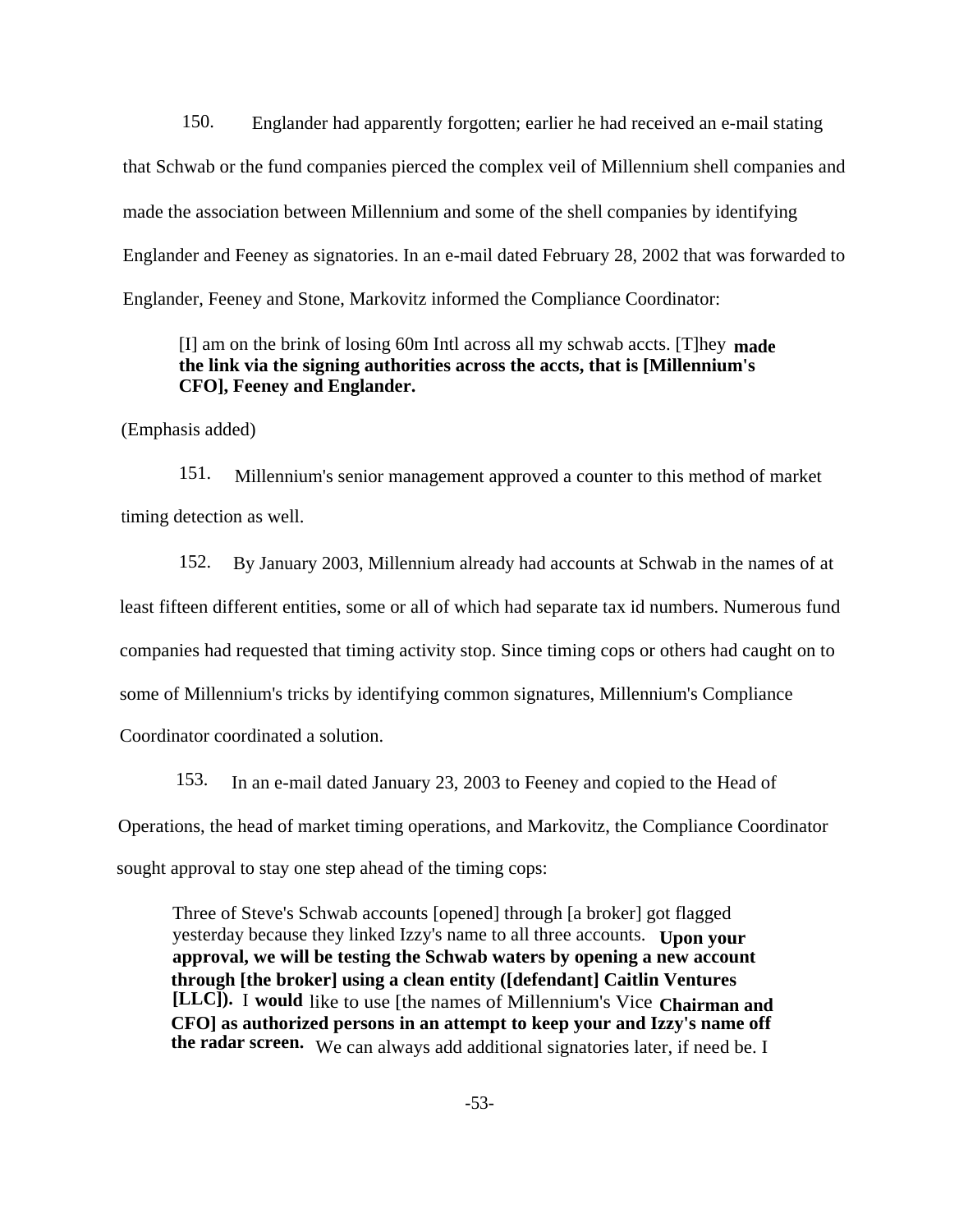150. Englander had apparently forgotten; earlier he had received an e-mail stating that Schwab or the fund companies pierced the complex veil of Millennium shell companies and made the association between Millennium and some of the shell companies by identifying Englander and Feeney as signatories. In an e-mail dated February 28, 2002 that was forwarded to Englander, Feeney and Stone, Markovitz informed the Compliance Coordinator:

> [I] am on the brink of losing 60m Intl across all my schwab accts. [T]hey **made the link via the signing authorities across the accts, that is [Millennium's CFO], Feeney and Englander.**

(Emphasis added)

151. Millennium's senior management approved a counter to this method of market timing detection as well.

152. By January 2003, Millennium already had accounts at Schwab in the names of at least fifteen different entities, some or all of which had separate tax id numbers. Numerous fund companies had requested that timing activity stop. Since timing cops or others had caught on to some of Millennium's tricks by identifying common signatures, Millennium's Compliance Coordinator coordinated a solution.

153. In an e-mail dated January 23, 2003 to Feeney and copied to the Head of Operations, the head of market timing operations, and Markovitz, the Compliance Coordinator sought approval to stay one step ahead of the timing cops:

> Three of Steve's Schwab accounts [opened] through [a broker] got flagged yesterday because they linked Izzy's name to all three accounts. **Upon your approval, we will be testing the Schwab waters by opening a new account through [the broker] using a clean entity ([defendant] Caitlin Ventures [LLC]).** I **would** like to use [the names of Millennium's Vice **Chairman and CFO] as authorized persons in an attempt to keep your and Izzy's name off the radar screen.** We can always add additional signatories later, if need be. I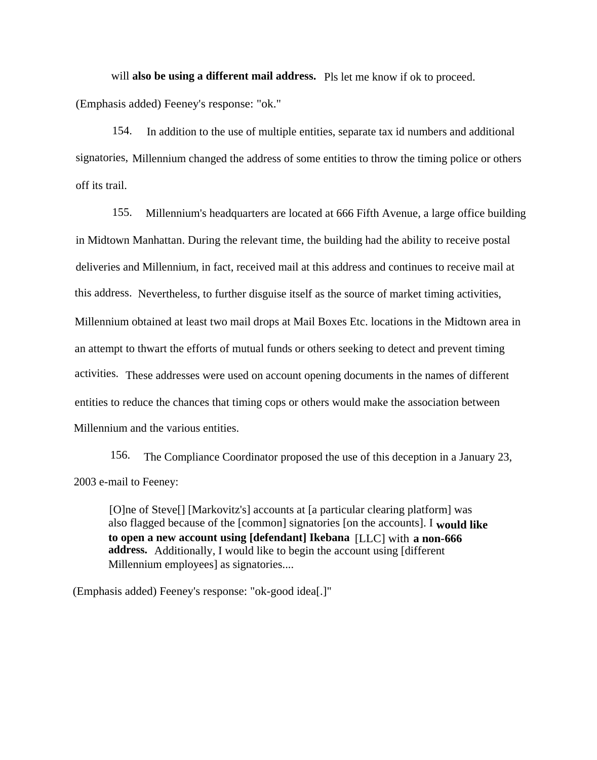will **also be using a different mail address.** Pls let me know if ok to proceed.

(Emphasis added) Feeney's response: "ok."

154. In addition to the use of multiple entities, separate tax id numbers and additional signatories, Millennium changed the address of some entities to throw the timing police or others off its trail.

155. Millennium's headquarters are located at 666 Fifth Avenue, a large office building in Midtown Manhattan. During the relevant time, the building had the ability to receive postal deliveries and Millennium, in fact, received mail at this address and continues to receive mail at this address. Nevertheless, to further disguise itself as the source of market timing activities, Millennium obtained at least two mail drops at Mail Boxes Etc. locations in the Midtown area in an attempt to thwart the efforts of mutual funds or others seeking to detect and prevent timing activities. These addresses were used on account opening documents in the names of different entities to reduce the chances that timing cops or others would make the association between Millennium and the various entities.

156. The Compliance Coordinator proposed the use of this deception in a January 23, 2003 e-mail to Feeney:

> [O]ne of Steve[] [Markovitz's] accounts at [a particular clearing platform] was also flagged because of the [common] signatories [on the accounts]. I **would like to open a new account using [defendant] Ikebana** [LLC] with **a non-666 address.** Additionally, I would like to begin the account using [different Millennium employees] as signatories....

(Emphasis added) Feeney's response: "ok-good idea[.]"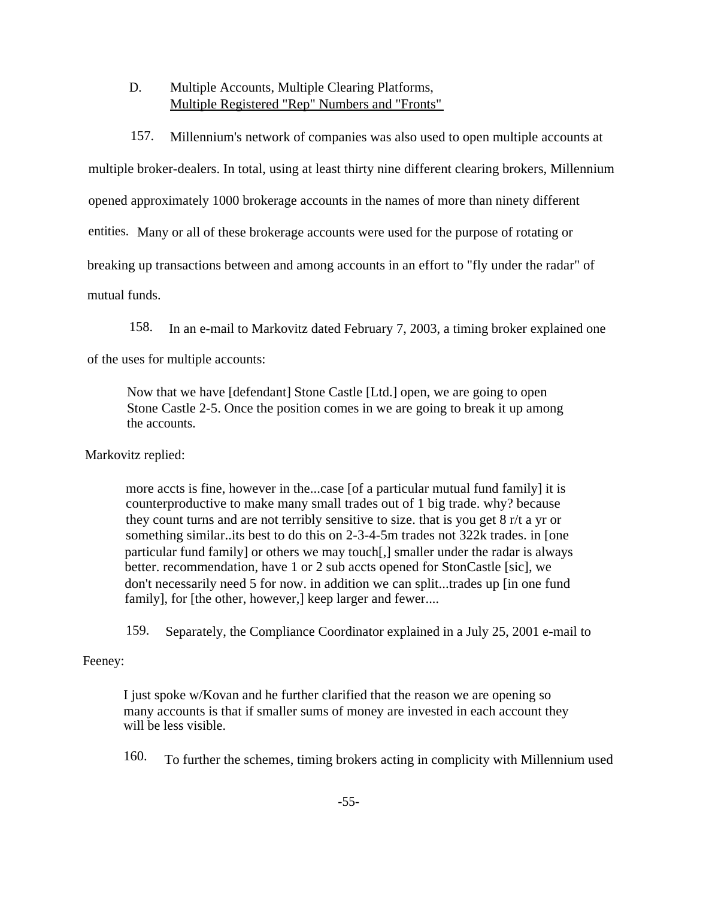### D. Multiple Accounts, Multiple Clearing Platforms, Multiple Registered "Rep" Numbers and "Fronts"

157. Millennium's network of companies was also used to open multiple accounts at multiple broker-dealers. In total, using at least thirty nine different clearing brokers, Millennium opened approximately 1000 brokerage accounts in the names of more than ninety different entities. Many or all of these brokerage accounts were used for the purpose of rotating or breaking up transactions between and among accounts in an effort to "fly under the radar" of mutual funds.

158. In an e-mail to Markovitz dated February 7, 2003, a timing broker explained one of the uses for multiple accounts:

> Now that we have [defendant] Stone Castle [Ltd.] open, we are going to open Stone Castle 2-5. Once the position comes in we are going to break it up among the accounts.

Markovitz replied:

> more accts is fine, however in the...case [of a particular mutual fund family] it is counterproductive to make many small trades out of 1 big trade. why? because they count turns and are not terribly sensitive to size. that is you get 8 r/t a yr or something similar..its best to do this on 2-3-4-5m trades not 322k trades. in [one particular fund family] or others we may touch[,] smaller under the radar is always better. recommendation, have 1 or 2 sub accts opened for StonCastle [sic], we don't necessarily need 5 for now. in addition we can split...trades up [in one fund family], for [the other, however,] keep larger and fewer....

159. Separately, the Compliance Coordinator explained in a July 25, 2001 e-mail to Feeney:

> I just spoke w/Kovan and he further clarified that the reason we are opening so many accounts is that if smaller sums of money are invested in each account they will be less visible.

160. To further the schemes, timing brokers acting in complicity with Millennium used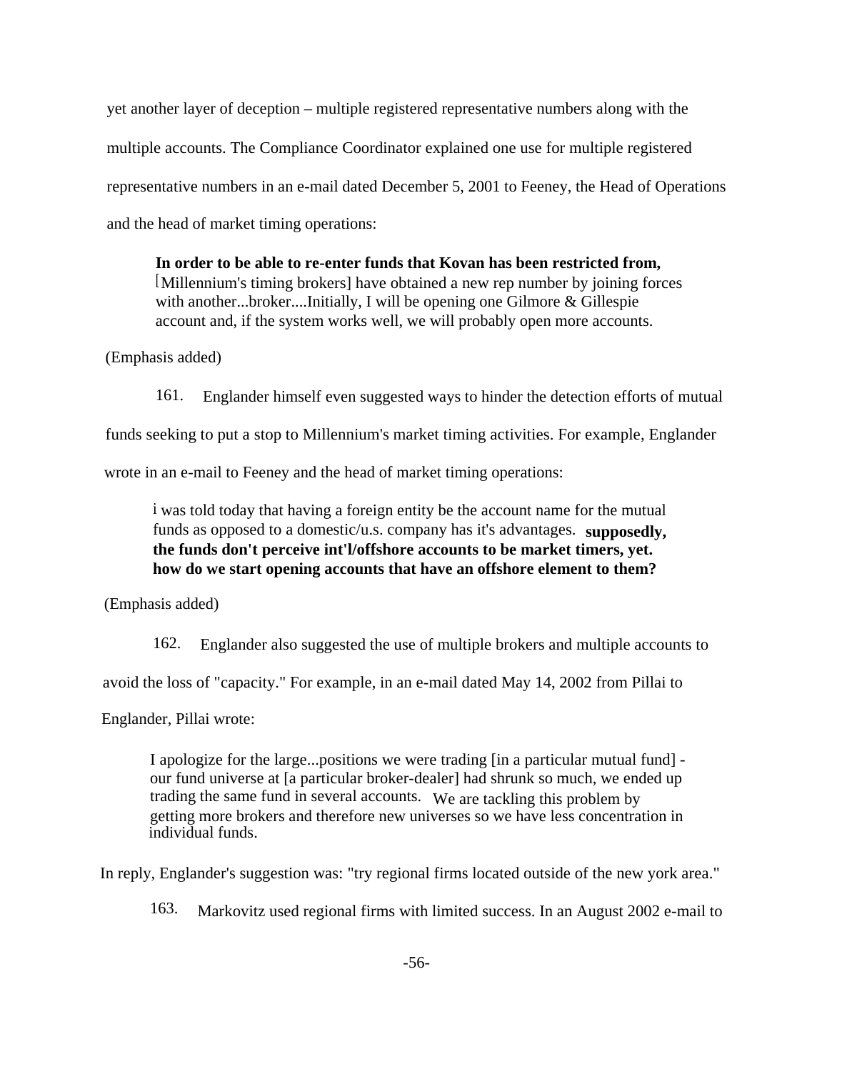yet another layer of deception – multiple registered representative numbers along with the multiple accounts. The Compliance Coordinator explained one use for multiple registered representative numbers in an e-mail dated December 5, 2001 to Feeney, the Head of Operations and the head of market timing operations:

> **In order to be able to re-enter funds that Kovan has been restricted from,** [Millennium's timing brokers] have obtained a new rep number by joining forces with another...broker....Initially, I will be opening one Gilmore & Gillespie account and, if the system works well, we will probably open more accounts.

(Emphasis added)

161. Englander himself even suggested ways to hinder the detection efforts of mutual funds seeking to put a stop to Millennium's market timing activities. For example, Englander wrote in an e-mail to Feeney and the head of market timing operations:

> i was told today that having a foreign entity be the account name for the mutual funds as opposed to a domestic/u.s. company has it's advantages. **supposedly, the funds don't perceive int'l/offshore accounts to be market timers, yet. how do we start opening accounts that have an offshore element to them?**

(Emphasis added)

162. Englander also suggested the use of multiple brokers and multiple accounts to avoid the loss of "capacity." For example, in an e-mail dated May 14, 2002 from Pillai to Englander, Pillai wrote:

> I apologize for the large...positions we were trading [in a particular mutual fund] - our fund universe at [a particular broker-dealer] had shrunk so much, we ended up trading the same fund in several accounts. We are tackling this problem by getting more brokers and therefore new universes so we have less concentration in individual funds.

In reply, Englander's suggestion was: "try regional firms located outside of the new york area."

163. Markovitz used regional firms with limited success. In an August 2002 e-mail to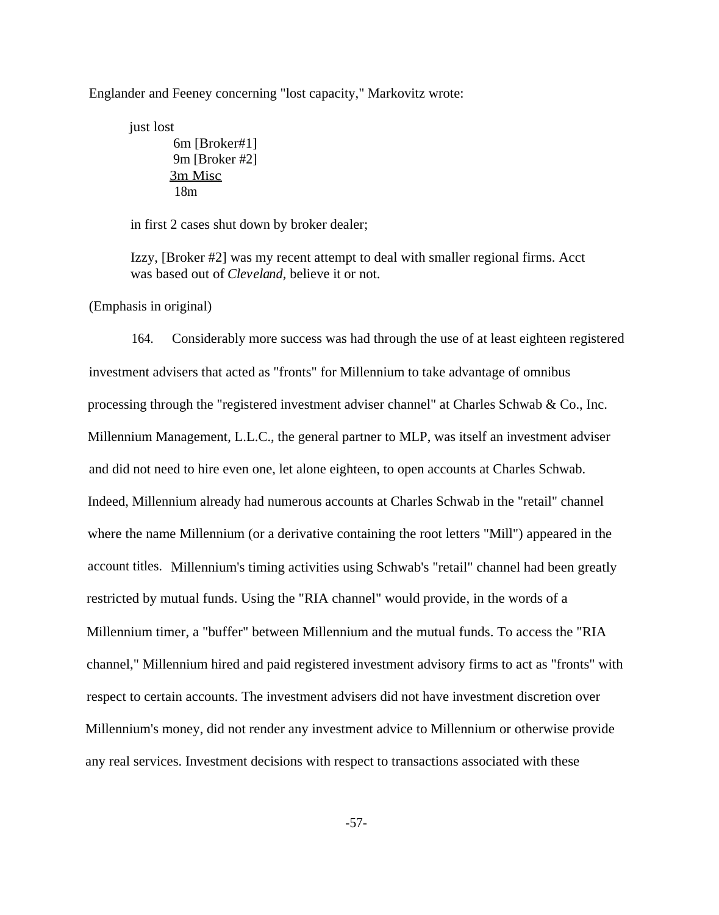Englander and Feeney concerning "lost capacity," Markovitz wrote:

> just lost
>
> 6m [Broker#1]
> 9m [Broker #2]
> <u>3m Misc</u>
> 18m
>
> in first 2 cases shut down by broker dealer;
>
> Izzy, [Broker #2] was my recent attempt to deal with smaller regional firms. Acct was based out of *Cleveland*, believe it or not.

(Emphasis in original)

164. Considerably more success was had through the use of at least eighteen registered investment advisers that acted as "fronts" for Millennium to take advantage of omnibus processing through the "registered investment adviser channel" at Charles Schwab & Co., Inc. Millennium Management, L.L.C., the general partner to MLP, was itself an investment adviser and did not need to hire even one, let alone eighteen, to open accounts at Charles Schwab. Indeed, Millennium already had numerous accounts at Charles Schwab in the "retail" channel where the name Millennium (or a derivative containing the root letters "Mill") appeared in the account titles. Millennium's timing activities using Schwab's "retail" channel had been greatly restricted by mutual funds. Using the "RIA channel" would provide, in the words of a Millennium timer, a "buffer" between Millennium and the mutual funds. To access the "RIA channel," Millennium hired and paid registered investment advisory firms to act as "fronts" with respect to certain accounts. The investment advisers did not have investment discretion over Millennium's money, did not render any investment advice to Millennium or otherwise provide any real services. Investment decisions with respect to transactions associated with these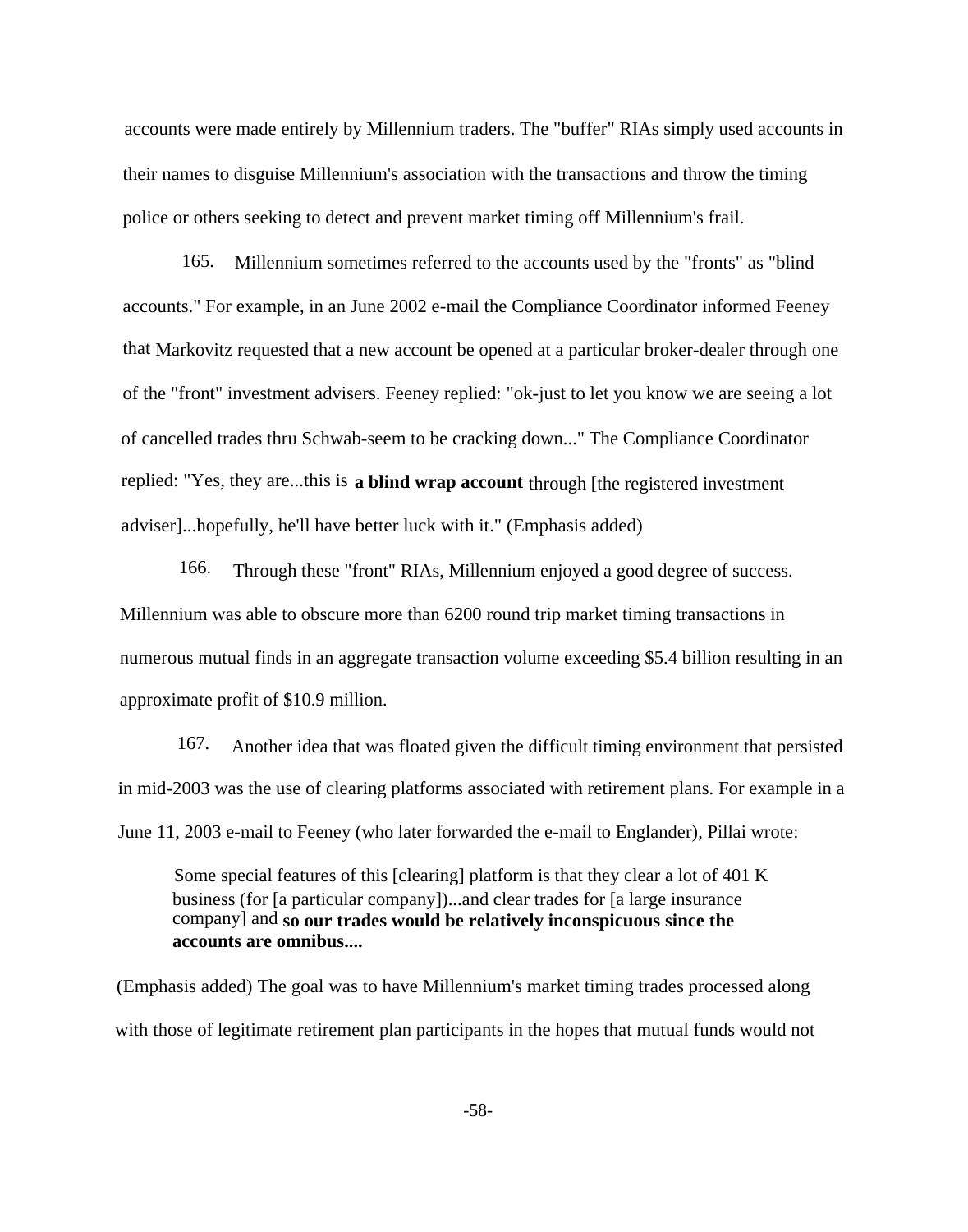accounts were made entirely by Millennium traders. The "buffer" RIAs simply used accounts in their names to disguise Millennium's association with the transactions and throw the timing police or others seeking to detect and prevent market timing off Millennium's frail.

165. Millennium sometimes referred to the accounts used by the "fronts" as "blind accounts." For example, in an June 2002 e-mail the Compliance Coordinator informed Feeney that Markovitz requested that a new account be opened at a particular broker-dealer through one of the "front" investment advisers. Feeney replied: "ok-just to let you know we are seeing a lot of cancelled trades thru Schwab-seem to be cracking down..." The Compliance Coordinator replied: "Yes, they are...this is **a blind wrap account** through [the registered investment adviser]...hopefully, he'll have better luck with it." (Emphasis added)

166. Through these "front" RIAs, Millennium enjoyed a good degree of success. Millennium was able to obscure more than 6200 round trip market timing transactions in numerous mutual finds in an aggregate transaction volume exceeding $5.4 billion resulting in an approximate profit of $10.9 million.

167. Another idea that was floated given the difficult timing environment that persisted in mid-2003 was the use of clearing platforms associated with retirement plans. For example in a June 11, 2003 e-mail to Feeney (who later forwarded the e-mail to Englander), Pillai wrote:

> Some special features of this [clearing] platform is that they clear a lot of 401 K business (for [a particular company])...and clear trades for [a large insurance company] and **so our trades would be relatively inconspicuous since the accounts are omnibus....**

(Emphasis added) The goal was to have Millennium's market timing trades processed along with those of legitimate retirement plan participants in the hopes that mutual funds would not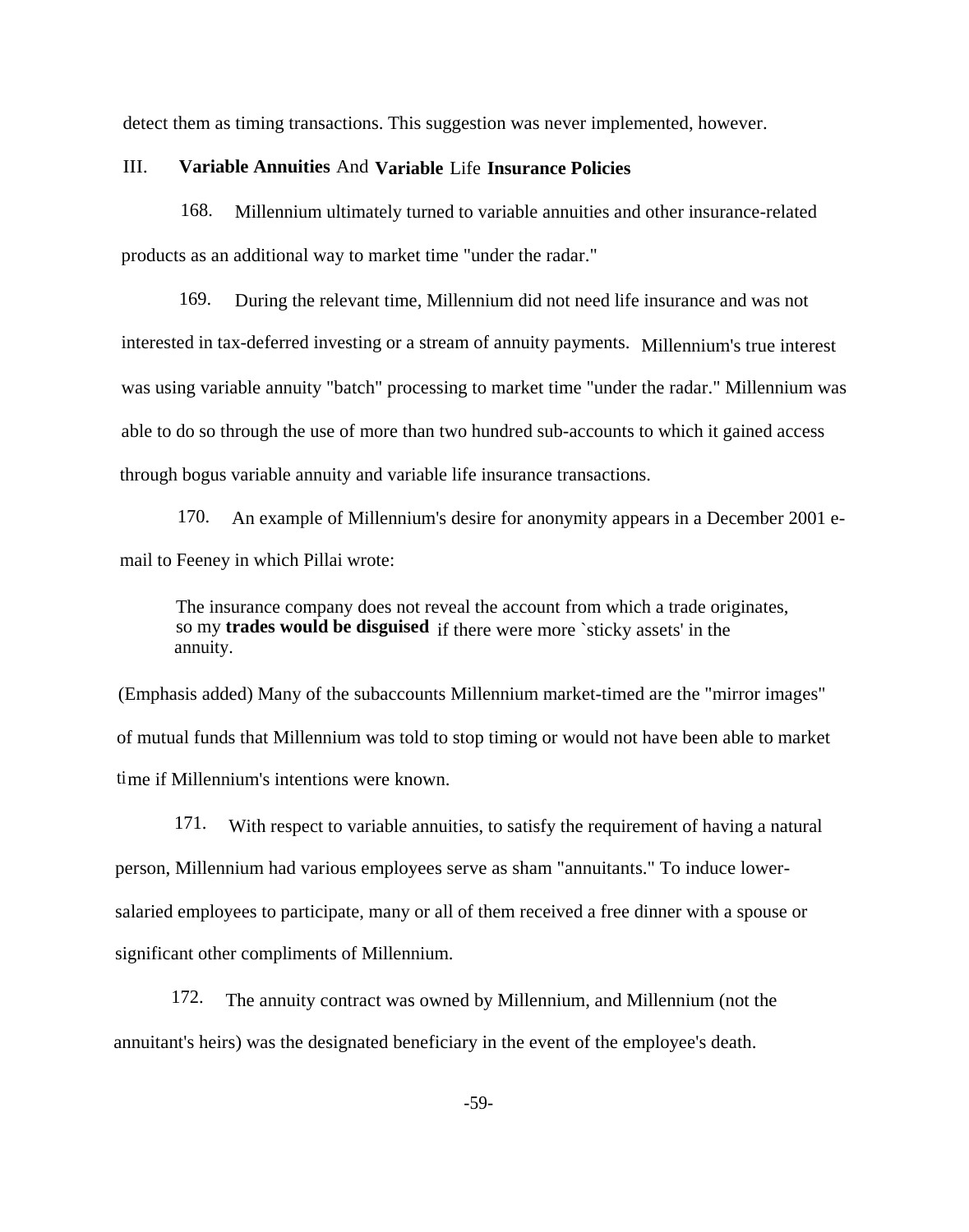detect them as timing transactions. This suggestion was never implemented, however.

## III. Variable Annuities And Variable Life Insurance Policies

168. Millennium ultimately turned to variable annuities and other insurance-related products as an additional way to market time "under the radar."

169. During the relevant time, Millennium did not need life insurance and was not interested in tax-deferred investing or a stream of annuity payments. Millennium's true interest was using variable annuity "batch" processing to market time "under the radar." Millennium was able to do so through the use of more than two hundred sub-accounts to which it gained access through bogus variable annuity and variable life insurance transactions.

170. An example of Millennium's desire for anonymity appears in a December 2001 e-mail to Feeney in which Pillai wrote:

> The insurance company does not reveal the account from which a trade originates, so my **trades would be disguised** if there were more `sticky assets' in the annuity.

(Emphasis added) Many of the subaccounts Millennium market-timed are the "mirror images" of mutual funds that Millennium was told to stop timing or would not have been able to market time if Millennium's intentions were known.

171. With respect to variable annuities, to satisfy the requirement of having a natural person, Millennium had various employees serve as sham "annuitants." To induce lower-salaried employees to participate, many or all of them received a free dinner with a spouse or significant other compliments of Millennium.

172. The annuity contract was owned by Millennium, and Millennium (not the annuitant's heirs) was the designated beneficiary in the event of the employee's death.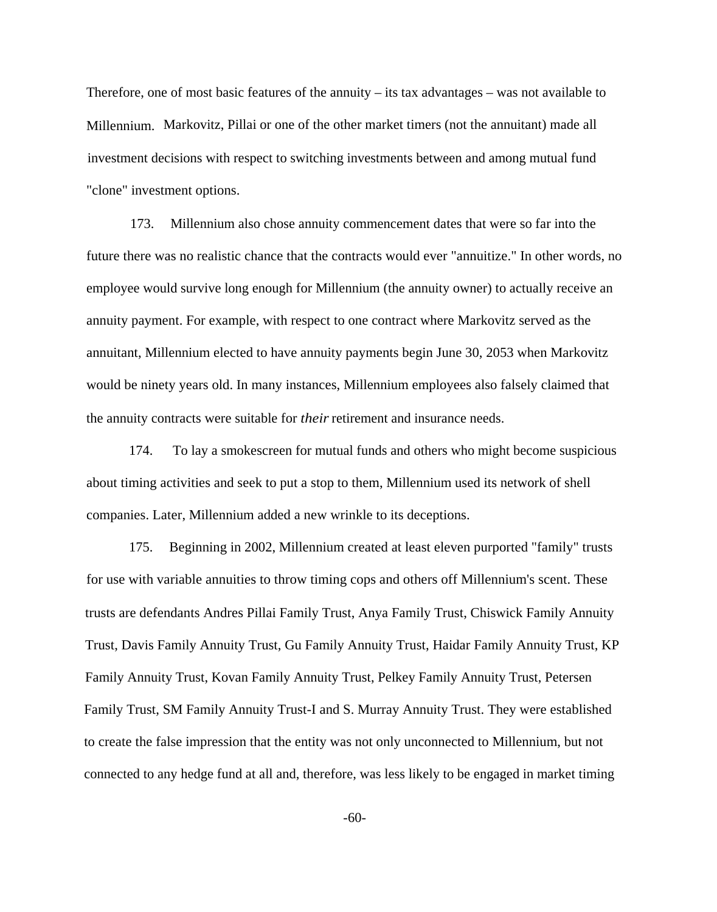Therefore, one of most basic features of the annuity – its tax advantages – was not available to Millennium. Markovitz, Pillai or one of the other market timers (not the annuitant) made all investment decisions with respect to switching investments between and among mutual fund "clone" investment options.

173. Millennium also chose annuity commencement dates that were so far into the future there was no realistic chance that the contracts would ever "annuitize." In other words, no employee would survive long enough for Millennium (the annuity owner) to actually receive an annuity payment. For example, with respect to one contract where Markovitz served as the annuitant, Millennium elected to have annuity payments begin June 30, 2053 when Markovitz would be ninety years old. In many instances, Millennium employees also falsely claimed that the annuity contracts were suitable for *their* retirement and insurance needs.

174. To lay a smokescreen for mutual funds and others who might become suspicious about timing activities and seek to put a stop to them, Millennium used its network of shell companies. Later, Millennium added a new wrinkle to its deceptions.

175. Beginning in 2002, Millennium created at least eleven purported "family" trusts for use with variable annuities to throw timing cops and others off Millennium's scent. These trusts are defendants Andres Pillai Family Trust, Anya Family Trust, Chiswick Family Annuity Trust, Davis Family Annuity Trust, Gu Family Annuity Trust, Haidar Family Annuity Trust, KP Family Annuity Trust, Kovan Family Annuity Trust, Pelkey Family Annuity Trust, Petersen Family Trust, SM Family Annuity Trust-I and S. Murray Annuity Trust. They were established to create the false impression that the entity was not only unconnected to Millennium, but not connected to any hedge fund at all and, therefore, was less likely to be engaged in market timing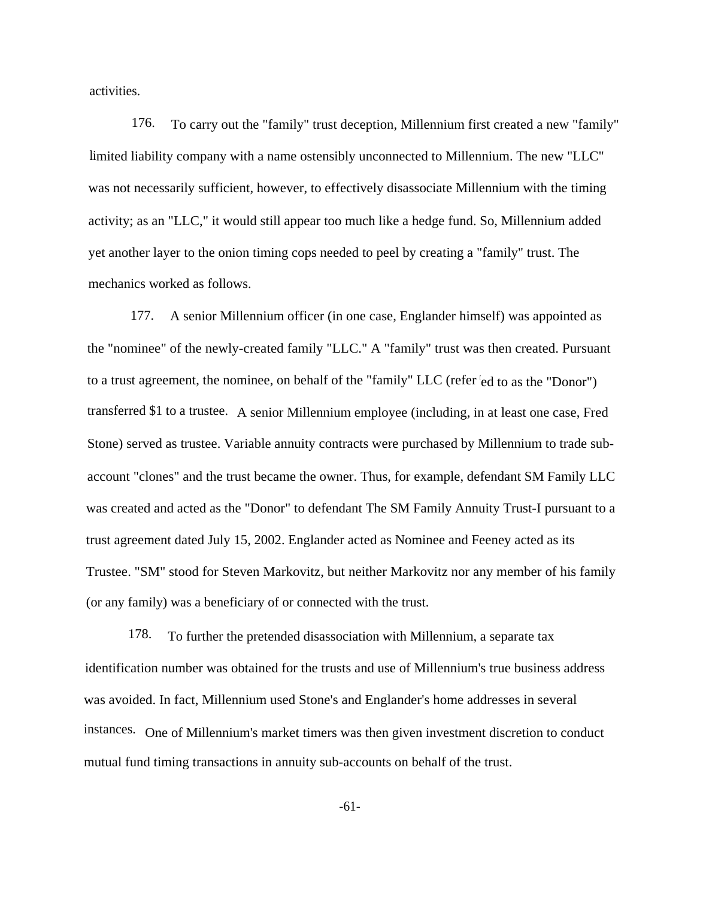activities.

176. To carry out the "family" trust deception, Millennium first created a new "family" limited liability company with a name ostensibly unconnected to Millennium. The new "LLC" was not necessarily sufficient, however, to effectively disassociate Millennium with the timing activity; as an "LLC," it would still appear too much like a hedge fund. So, Millennium added yet another layer to the onion timing cops needed to peel by creating a "family" trust. The mechanics worked as follows.

177. A senior Millennium officer (in one case, Englander himself) was appointed as the "nominee" of the newly-created family "LLC." A "family" trust was then created. Pursuant to a trust agreement, the nominee, on behalf of the "family" LLC (referred to as the "Donor") transferred $1 to a trustee. A senior Millennium employee (including, in at least one case, Fred Stone) served as trustee. Variable annuity contracts were purchased by Millennium to trade sub-account "clones" and the trust became the owner. Thus, for example, defendant SM Family LLC was created and acted as the "Donor" to defendant The SM Family Annuity Trust-I pursuant to a trust agreement dated July 15, 2002. Englander acted as Nominee and Feeney acted as its Trustee. "SM" stood for Steven Markovitz, but neither Markovitz nor any member of his family (or any family) was a beneficiary of or connected with the trust.

178. To further the pretended disassociation with Millennium, a separate tax identification number was obtained for the trusts and use of Millennium's true business address was avoided. In fact, Millennium used Stone's and Englander's home addresses in several instances. One of Millennium's market timers was then given investment discretion to conduct mutual fund timing transactions in annuity sub-accounts on behalf of the trust.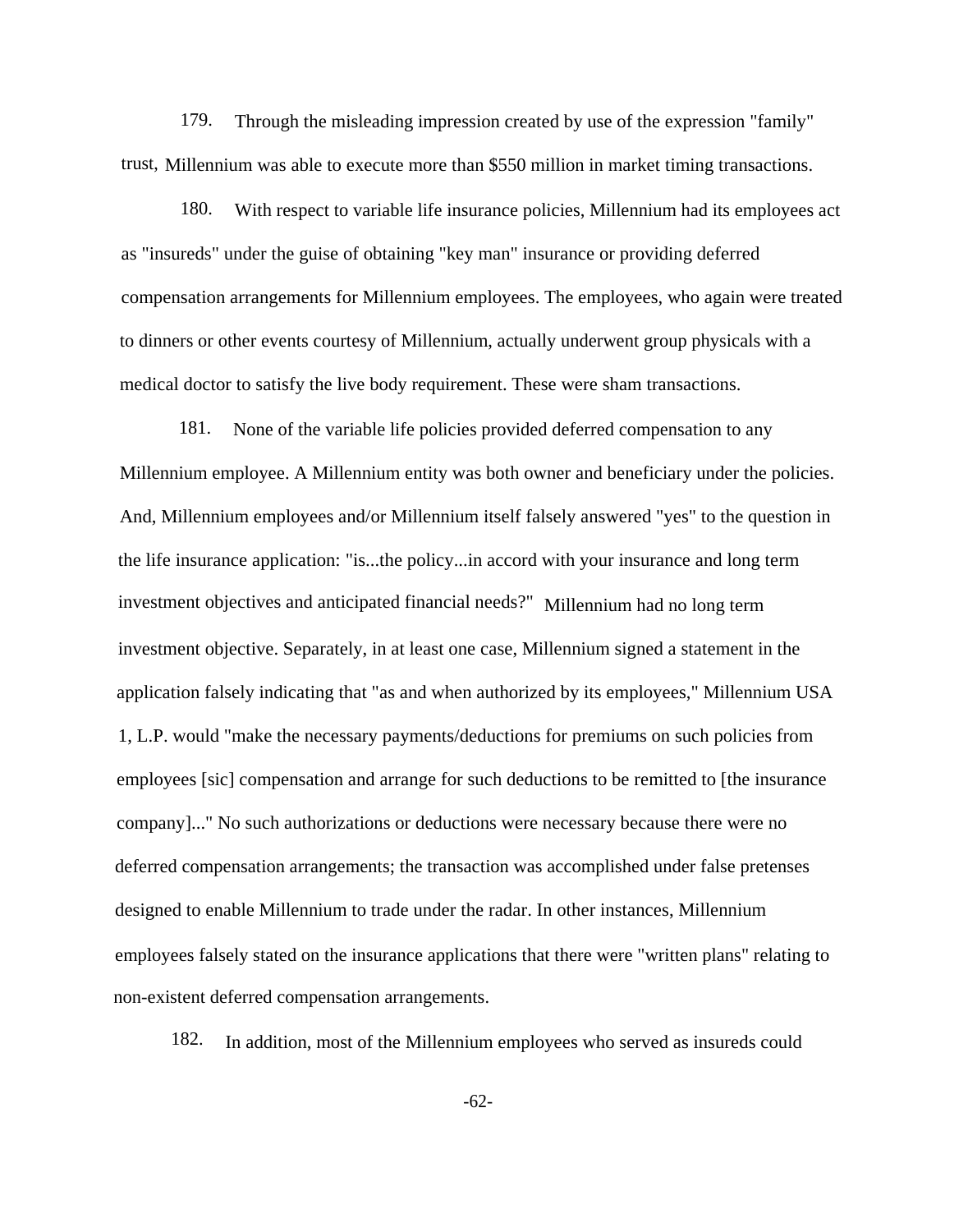179. Through the misleading impression created by use of the expression "family" trust, Millennium was able to execute more than $550 million in market timing transactions.

180. With respect to variable life insurance policies, Millennium had its employees act as "insureds" under the guise of obtaining "key man" insurance or providing deferred compensation arrangements for Millennium employees. The employees, who again were treated to dinners or other events courtesy of Millennium, actually underwent group physicals with a medical doctor to satisfy the live body requirement. These were sham transactions.

181. None of the variable life policies provided deferred compensation to any Millennium employee. A Millennium entity was both owner and beneficiary under the policies. And, Millennium employees and/or Millennium itself falsely answered "yes" to the question in the life insurance application: "is...the policy...in accord with your insurance and long term investment objectives and anticipated financial needs?" Millennium had no long term investment objective. Separately, in at least one case, Millennium signed a statement in the application falsely indicating that "as and when authorized by its employees," Millennium USA 1, L.P. would "make the necessary payments/deductions for premiums on such policies from employees [sic] compensation and arrange for such deductions to be remitted to [the insurance company]..." No such authorizations or deductions were necessary because there were no deferred compensation arrangements; the transaction was accomplished under false pretenses designed to enable Millennium to trade under the radar. In other instances, Millennium employees falsely stated on the insurance applications that there were "written plans" relating to non-existent deferred compensation arrangements.

182. In addition, most of the Millennium employees who served as insureds could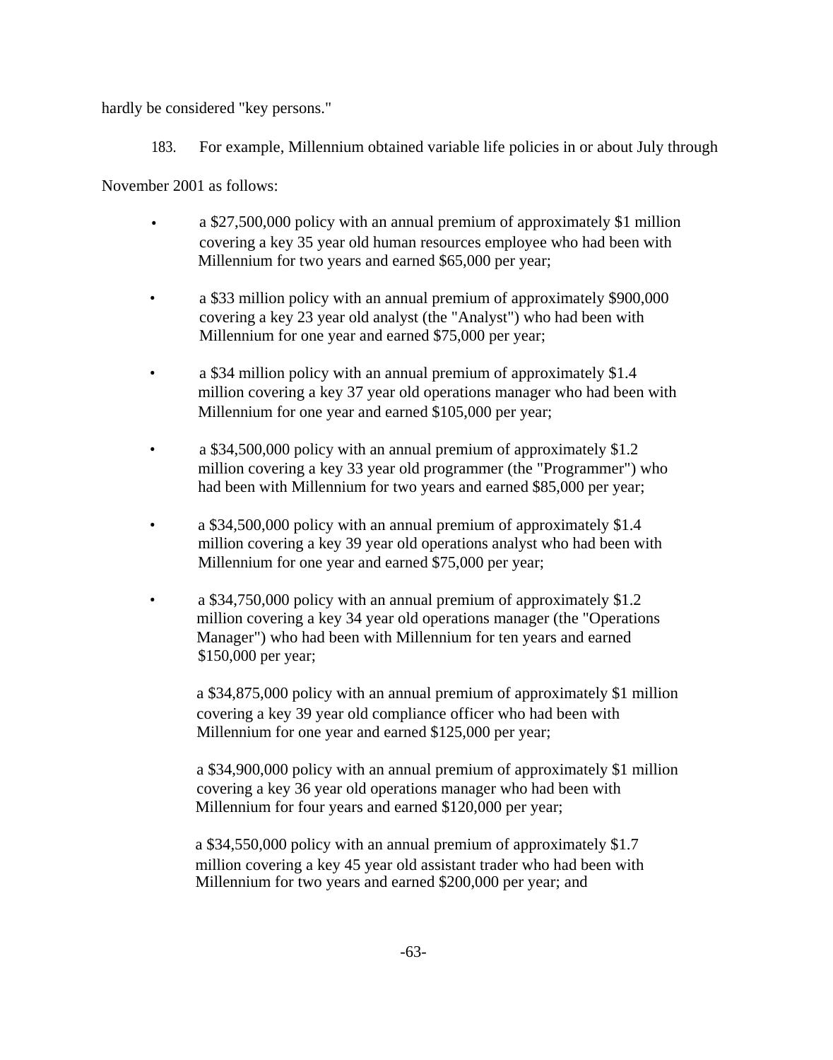hardly be considered "key persons."

183. For example, Millennium obtained variable life policies in or about July through November 2001 as follows:

- a $27,500,000 policy with an annual premium of approximately $1 million covering a key 35 year old human resources employee who had been with Millennium for two years and earned $65,000 per year;
- a $33 million policy with an annual premium of approximately $900,000 covering a key 23 year old analyst (the "Analyst") who had been with Millennium for one year and earned $75,000 per year;
- a $34 million policy with an annual premium of approximately $1.4 million covering a key 37 year old operations manager who had been with Millennium for one year and earned $105,000 per year;
- a $34,500,000 policy with an annual premium of approximately $1.2 million covering a key 33 year old programmer (the "Programmer") who had been with Millennium for two years and earned $85,000 per year;
- a $34,500,000 policy with an annual premium of approximately $1.4 million covering a key 39 year old operations analyst who had been with Millennium for one year and earned $75,000 per year;
- a $34,750,000 policy with an annual premium of approximately $1.2 million covering a key 34 year old operations manager (the "Operations Manager") who had been with Millennium for ten years and earned $150,000 per year;

a $34,875,000 policy with an annual premium of approximately $1 million covering a key 39 year old compliance officer who had been with Millennium for one year and earned $125,000 per year;

a $34,900,000 policy with an annual premium of approximately $1 million covering a key 36 year old operations manager who had been with Millennium for four years and earned $120,000 per year;

a $34,550,000 policy with an annual premium of approximately $1.7 million covering a key 45 year old assistant trader who had been with Millennium for two years and earned $200,000 per year; and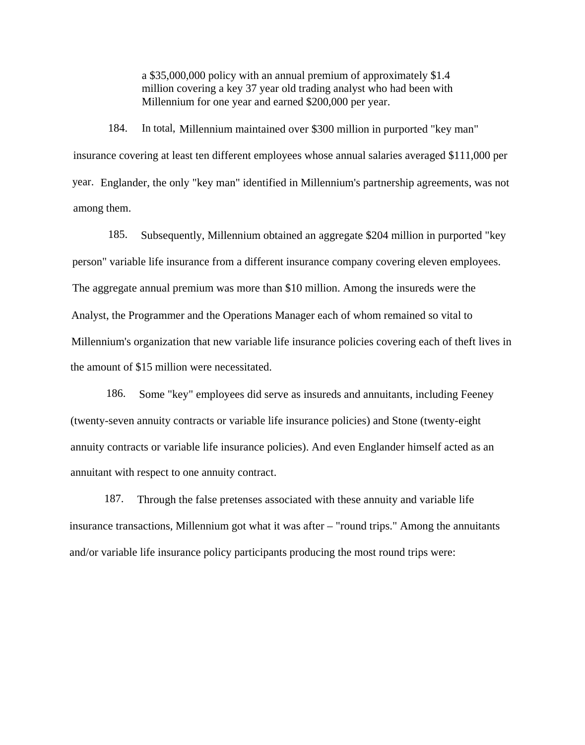> a $35,000,000 policy with an annual premium of approximately $1.4 million covering a key 37 year old trading analyst who had been with Millennium for one year and earned $200,000 per year.

184. In total, Millennium maintained over $300 million in purported "key man" insurance covering at least ten different employees whose annual salaries averaged $111,000 per year. Englander, the only "key man" identified in Millennium's partnership agreements, was not among them.

185. Subsequently, Millennium obtained an aggregate $204 million in purported "key person" variable life insurance from a different insurance company covering eleven employees. The aggregate annual premium was more than $10 million. Among the insureds were the Analyst, the Programmer and the Operations Manager each of whom remained so vital to Millennium's organization that new variable life insurance policies covering each of theft lives in the amount of $15 million were necessitated.

186. Some "key" employees did serve as insureds and annuitants, including Feeney (twenty-seven annuity contracts or variable life insurance policies) and Stone (twenty-eight annuity contracts or variable life insurance policies). And even Englander himself acted as an annuitant with respect to one annuity contract.

187. Through the false pretenses associated with these annuity and variable life insurance transactions, Millennium got what it was after – "round trips." Among the annuitants and/or variable life insurance policy participants producing the most round trips were: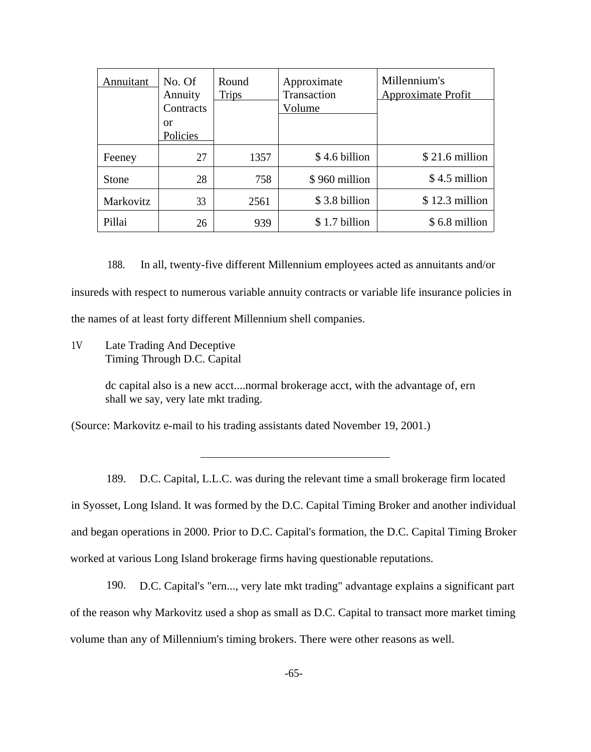| Annuitant | No. Of Annuity Contracts or Policies | Round Trips | Approximate Transaction Volume | Millennium's Approximate Profit |
|---|---|---|---|---|
| Feeney | 27 | 1357 | $ 4.6 billion | $ 21.6 million |
| Stone | 28 | 758 | $ 960 million | $ 4.5 million |
| Markovitz | 33 | 2561 | $ 3.8 billion | $ 12.3 million |
| Pillai | 26 | 939 | $ 1.7 billion | $ 6.8 million |

188. In all, twenty-five different Millennium employees acted as annuitants and/or insureds with respect to numerous variable annuity contracts or variable life insurance policies in the names of at least forty different Millennium shell companies.

## 1V Late Trading And Deceptive Timing Through D.C. Capital

> dc capital also is a new acct....normal brokerage acct, with the advantage of, ern shall we say, very late mkt trading.

(Source: Markovitz e-mail to his trading assistants dated November 19, 2001.)

---

189. D.C. Capital, L.L.C. was during the relevant time a small brokerage firm located in Syosset, Long Island. It was formed by the D.C. Capital Timing Broker and another individual and began operations in 2000. Prior to D.C. Capital's formation, the D.C. Capital Timing Broker worked at various Long Island brokerage firms having questionable reputations.

190. D.C. Capital's "ern..., very late mkt trading" advantage explains a significant part of the reason why Markovitz used a shop as small as D.C. Capital to transact more market timing volume than any of Millennium's timing brokers. There were other reasons as well.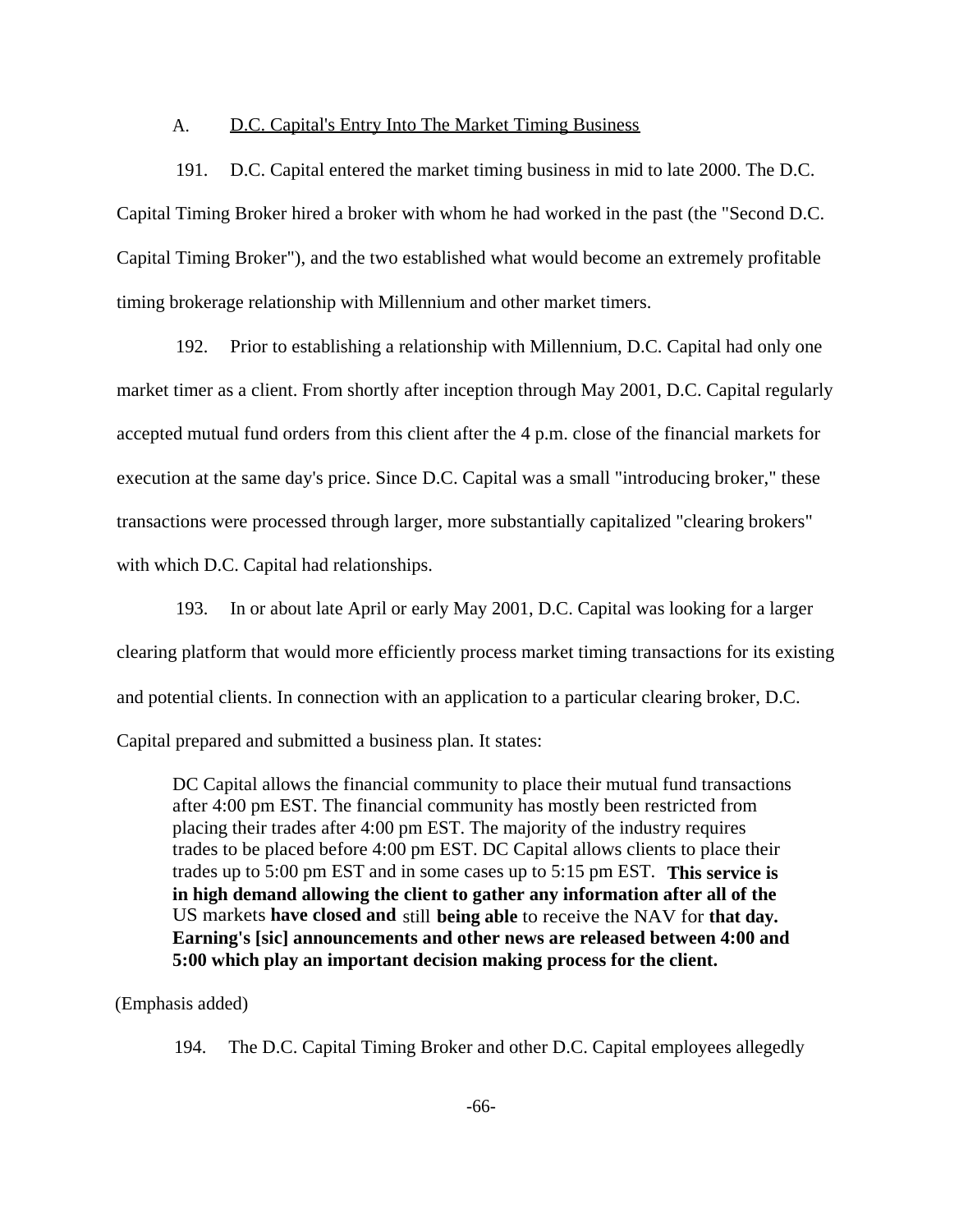### A. D.C. Capital's Entry Into The Market Timing Business

191. D.C. Capital entered the market timing business in mid to late 2000. The D.C. Capital Timing Broker hired a broker with whom he had worked in the past (the "Second D.C. Capital Timing Broker"), and the two established what would become an extremely profitable timing brokerage relationship with Millennium and other market timers.

192. Prior to establishing a relationship with Millennium, D.C. Capital had only one market timer as a client. From shortly after inception through May 2001, D.C. Capital regularly accepted mutual fund orders from this client after the 4 p.m. close of the financial markets for execution at the same day's price. Since D.C. Capital was a small "introducing broker," these transactions were processed through larger, more substantially capitalized "clearing brokers" with which D.C. Capital had relationships.

193. In or about late April or early May 2001, D.C. Capital was looking for a larger clearing platform that would more efficiently process market timing transactions for its existing and potential clients. In connection with an application to a particular clearing broker, D.C. Capital prepared and submitted a business plan. It states:

> DC Capital allows the financial community to place their mutual fund transactions after 4:00 pm EST. The financial community has mostly been restricted from placing their trades after 4:00 pm EST. The majority of the industry requires trades to be placed before 4:00 pm EST. DC Capital allows clients to place their trades up to 5:00 pm EST and in some cases up to 5:15 pm EST. **This service is in high demand allowing the client to gather any information after all of the** US markets **have closed and** still **being able** to receive the NAV for **that day. Earning's [sic] announcements and other news are released between 4:00 and 5:00 which play an important decision making process for the client.**

(Emphasis added)

194. The D.C. Capital Timing Broker and other D.C. Capital employees allegedly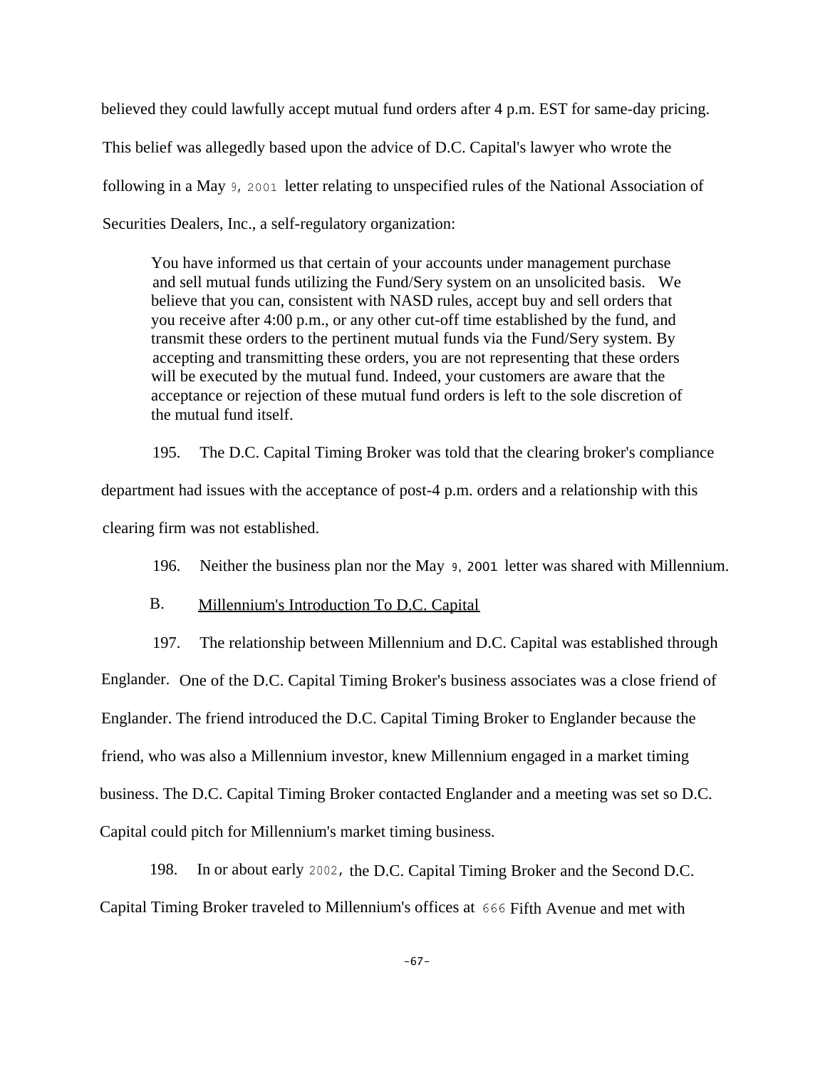believed they could lawfully accept mutual fund orders after 4 p.m. EST for same-day pricing. This belief was allegedly based upon the advice of D.C. Capital's lawyer who wrote the following in a May 9, 2001 letter relating to unspecified rules of the National Association of Securities Dealers, Inc., a self-regulatory organization:

> You have informed us that certain of your accounts under management purchase and sell mutual funds utilizing the Fund/Sery system on an unsolicited basis. We believe that you can, consistent with NASD rules, accept buy and sell orders that you receive after 4:00 p.m., or any other cut-off time established by the fund, and transmit these orders to the pertinent mutual funds via the Fund/Sery system. By accepting and transmitting these orders, you are not representing that these orders will be executed by the mutual fund. Indeed, your customers are aware that the acceptance or rejection of these mutual fund orders is left to the sole discretion of the mutual fund itself.

195. The D.C. Capital Timing Broker was told that the clearing broker's compliance department had issues with the acceptance of post-4 p.m. orders and a relationship with this clearing firm was not established.

196. Neither the business plan nor the May 9, 2001 letter was shared with Millennium.

B. Millennium's Introduction To D.C. Capital

197. The relationship between Millennium and D.C. Capital was established through Englander. One of the D.C. Capital Timing Broker's business associates was a close friend of Englander. The friend introduced the D.C. Capital Timing Broker to Englander because the friend, who was also a Millennium investor, knew Millennium engaged in a market timing business. The D.C. Capital Timing Broker contacted Englander and a meeting was set so D.C. Capital could pitch for Millennium's market timing business.

198. In or about early 2002, the D.C. Capital Timing Broker and the Second D.C. Capital Timing Broker traveled to Millennium's offices at 666 Fifth Avenue and met with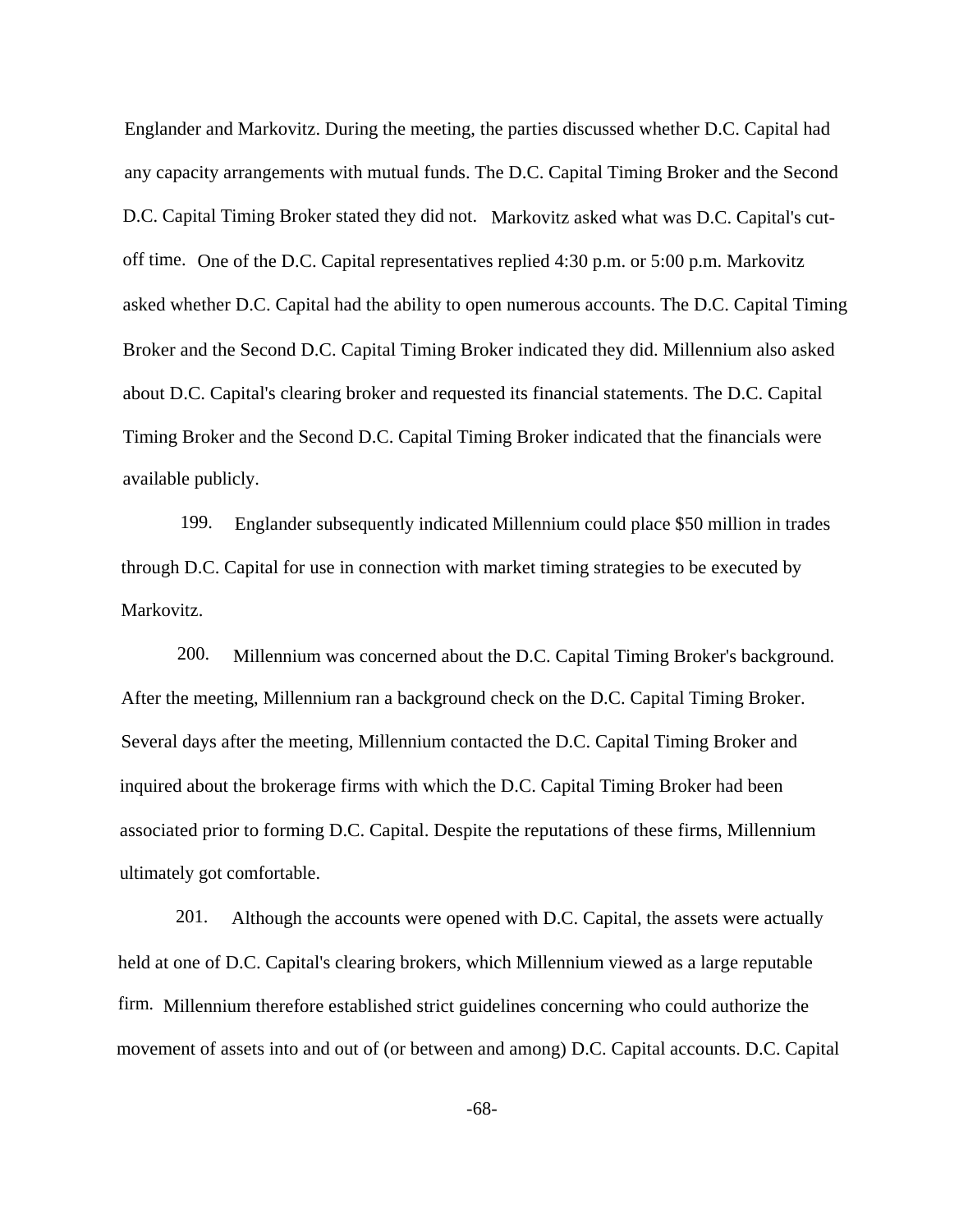Englander and Markovitz. During the meeting, the parties discussed whether D.C. Capital had any capacity arrangements with mutual funds. The D.C. Capital Timing Broker and the Second D.C. Capital Timing Broker stated they did not. Markovitz asked what was D.C. Capital's cut-off time. One of the D.C. Capital representatives replied 4:30 p.m. or 5:00 p.m. Markovitz asked whether D.C. Capital had the ability to open numerous accounts. The D.C. Capital Timing Broker and the Second D.C. Capital Timing Broker indicated they did. Millennium also asked about D.C. Capital's clearing broker and requested its financial statements. The D.C. Capital Timing Broker and the Second D.C. Capital Timing Broker indicated that the financials were available publicly.

199. Englander subsequently indicated Millennium could place $50 million in trades through D.C. Capital for use in connection with market timing strategies to be executed by Markovitz.

200. Millennium was concerned about the D.C. Capital Timing Broker's background. After the meeting, Millennium ran a background check on the D.C. Capital Timing Broker. Several days after the meeting, Millennium contacted the D.C. Capital Timing Broker and inquired about the brokerage firms with which the D.C. Capital Timing Broker had been associated prior to forming D.C. Capital. Despite the reputations of these firms, Millennium ultimately got comfortable.

201. Although the accounts were opened with D.C. Capital, the assets were actually held at one of D.C. Capital's clearing brokers, which Millennium viewed as a large reputable firm. Millennium therefore established strict guidelines concerning who could authorize the movement of assets into and out of (or between and among) D.C. Capital accounts. D.C. Capital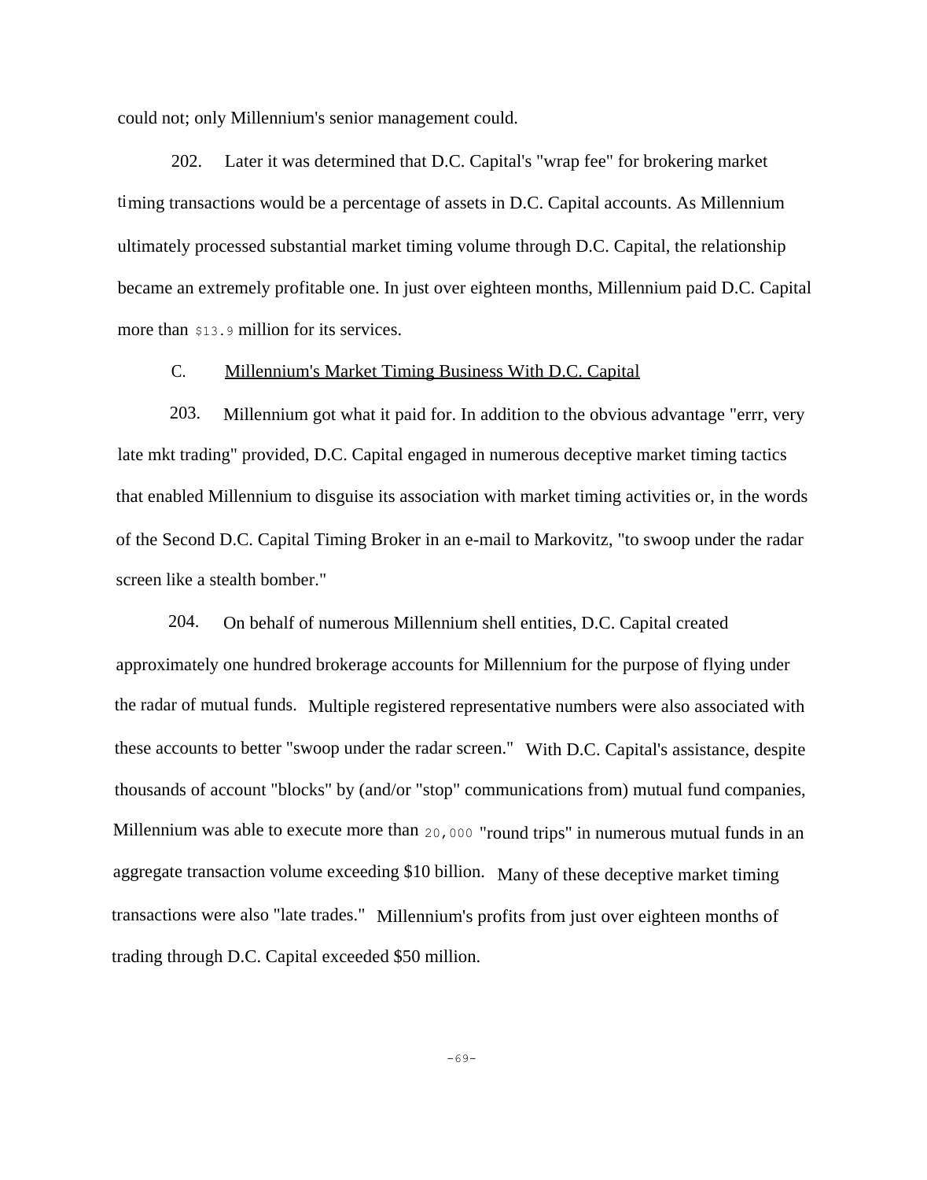could not; only Millennium's senior management could.

202. Later it was determined that D.C. Capital's "wrap fee" for brokering market timing transactions would be a percentage of assets in D.C. Capital accounts. As Millennium ultimately processed substantial market timing volume through D.C. Capital, the relationship became an extremely profitable one. In just over eighteen months, Millennium paid D.C. Capital more than $13.9 million for its services.

C. Millennium's Market Timing Business With D.C. Capital

203. Millennium got what it paid for. In addition to the obvious advantage "errr, very late mkt trading" provided, D.C. Capital engaged in numerous deceptive market timing tactics that enabled Millennium to disguise its association with market timing activities or, in the words of the Second D.C. Capital Timing Broker in an e-mail to Markovitz, "to swoop under the radar screen like a stealth bomber."

204. On behalf of numerous Millennium shell entities, D.C. Capital created approximately one hundred brokerage accounts for Millennium for the purpose of flying under the radar of mutual funds. Multiple registered representative numbers were also associated with these accounts to better "swoop under the radar screen." With D.C. Capital's assistance, despite thousands of account "blocks" by (and/or "stop" communications from) mutual fund companies, Millennium was able to execute more than 20,000 "round trips" in numerous mutual funds in an aggregate transaction volume exceeding $10 billion. Many of these deceptive market timing transactions were also "late trades." Millennium's profits from just over eighteen months of trading through D.C. Capital exceeded $50 million.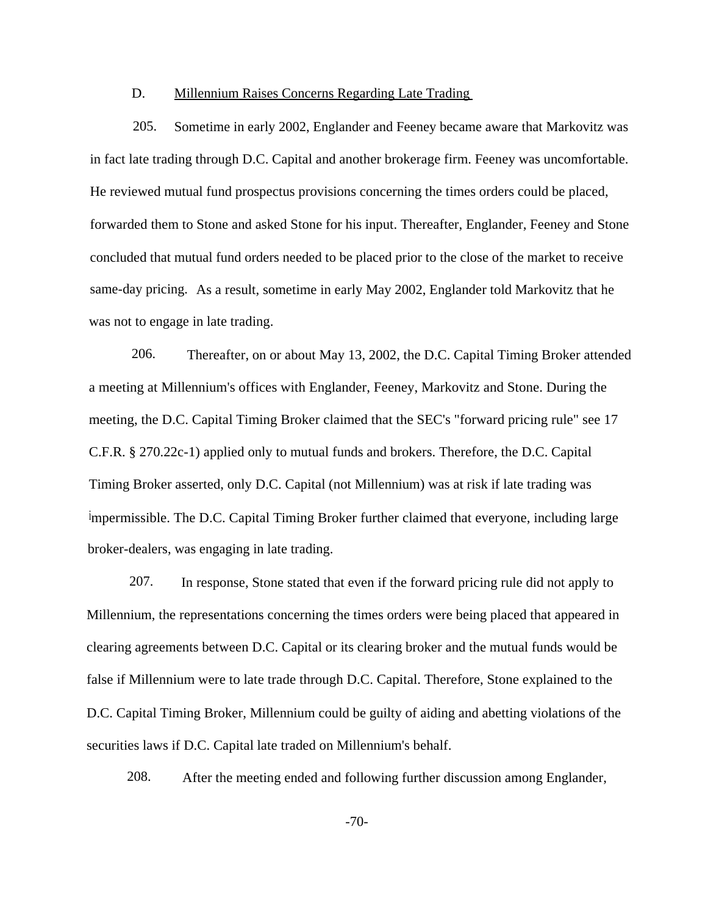D. Millennium Raises Concerns Regarding Late Trading

205. Sometime in early 2002, Englander and Feeney became aware that Markovitz was in fact late trading through D.C. Capital and another brokerage firm. Feeney was uncomfortable. He reviewed mutual fund prospectus provisions concerning the times orders could be placed, forwarded them to Stone and asked Stone for his input. Thereafter, Englander, Feeney and Stone concluded that mutual fund orders needed to be placed prior to the close of the market to receive same-day pricing. As a result, sometime in early May 2002, Englander told Markovitz that he was not to engage in late trading.

206. Thereafter, on or about May 13, 2002, the D.C. Capital Timing Broker attended a meeting at Millennium's offices with Englander, Feeney, Markovitz and Stone. During the meeting, the D.C. Capital Timing Broker claimed that the SEC's "forward pricing rule" see 17 C.F.R. § 270.22c-1) applied only to mutual funds and brokers. Therefore, the D.C. Capital Timing Broker asserted, only D.C. Capital (not Millennium) was at risk if late trading was impermissible. The D.C. Capital Timing Broker further claimed that everyone, including large broker-dealers, was engaging in late trading.

207. In response, Stone stated that even if the forward pricing rule did not apply to Millennium, the representations concerning the times orders were being placed that appeared in clearing agreements between D.C. Capital or its clearing broker and the mutual funds would be false if Millennium were to late trade through D.C. Capital. Therefore, Stone explained to the D.C. Capital Timing Broker, Millennium could be guilty of aiding and abetting violations of the securities laws if D.C. Capital late traded on Millennium's behalf.

208. After the meeting ended and following further discussion among Englander,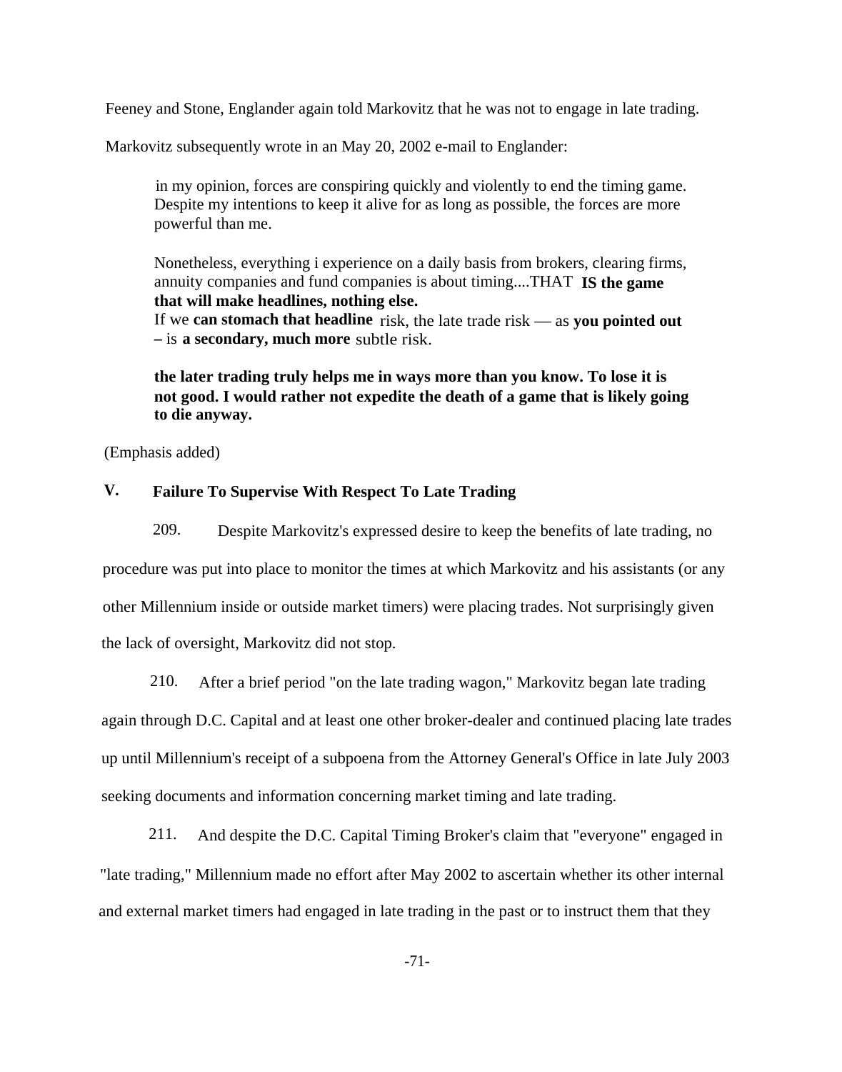Feeney and Stone, Englander again told Markovitz that he was not to engage in late trading.

Markovitz subsequently wrote in an May 20, 2002 e-mail to Englander:

> in my opinion, forces are conspiring quickly and violently to end the timing game. Despite my intentions to keep it alive for as long as possible, the forces are more powerful than me.
>
> Nonetheless, everything i experience on a daily basis from brokers, clearing firms, annuity companies and fund companies is about timing....THAT **IS the game that will make headlines, nothing else.** If we **can stomach that headline** risk, the late trade risk — as **you pointed out –** is **a secondary, much more** subtle risk.
>
> **the later trading truly helps me in ways more than you know. To lose it is not good. I would rather not expedite the death of a game that is likely going to die anyway.**

(Emphasis added)

## V. Failure To Supervise With Respect To Late Trading

209. Despite Markovitz's expressed desire to keep the benefits of late trading, no procedure was put into place to monitor the times at which Markovitz and his assistants (or any other Millennium inside or outside market timers) were placing trades. Not surprisingly given the lack of oversight, Markovitz did not stop.

210. After a brief period "on the late trading wagon," Markovitz began late trading again through D.C. Capital and at least one other broker-dealer and continued placing late trades up until Millennium's receipt of a subpoena from the Attorney General's Office in late July 2003 seeking documents and information concerning market timing and late trading.

211. And despite the D.C. Capital Timing Broker's claim that "everyone" engaged in "late trading," Millennium made no effort after May 2002 to ascertain whether its other internal and external market timers had engaged in late trading in the past or to instruct them that they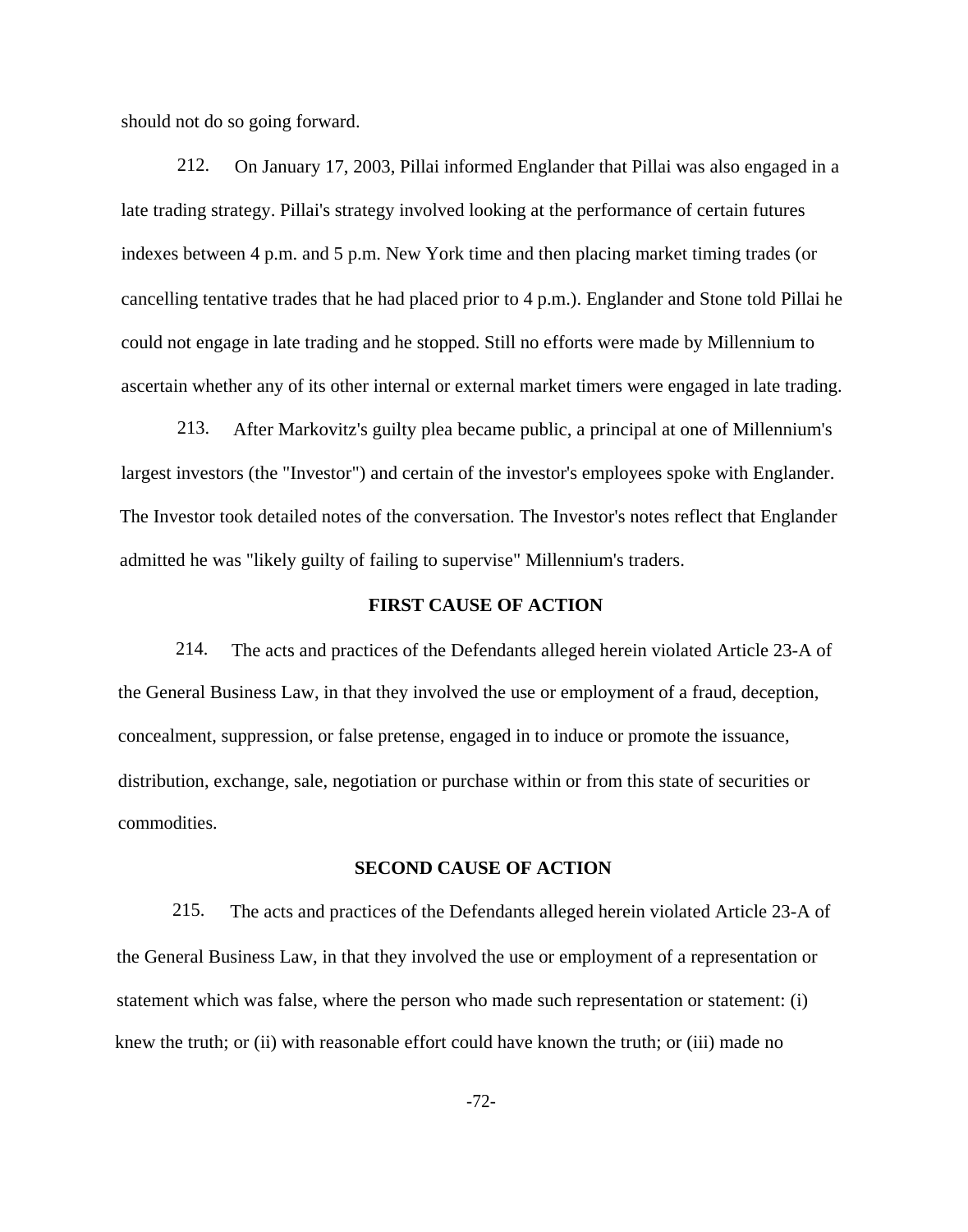should not do so going forward.

212. On January 17, 2003, Pillai informed Englander that Pillai was also engaged in a late trading strategy. Pillai's strategy involved looking at the performance of certain futures indexes between 4 p.m. and 5 p.m. New York time and then placing market timing trades (or cancelling tentative trades that he had placed prior to 4 p.m.). Englander and Stone told Pillai he could not engage in late trading and he stopped. Still no efforts were made by Millennium to ascertain whether any of its other internal or external market timers were engaged in late trading.

213. After Markovitz's guilty plea became public, a principal at one of Millennium's largest investors (the "Investor") and certain of the investor's employees spoke with Englander. The Investor took detailed notes of the conversation. The Investor's notes reflect that Englander admitted he was "likely guilty of failing to supervise" Millennium's traders.

## FIRST CAUSE OF ACTION

214. The acts and practices of the Defendants alleged herein violated Article 23-A of the General Business Law, in that they involved the use or employment of a fraud, deception, concealment, suppression, or false pretense, engaged in to induce or promote the issuance, distribution, exchange, sale, negotiation or purchase within or from this state of securities or commodities.

## SECOND CAUSE OF ACTION

215. The acts and practices of the Defendants alleged herein violated Article 23-A of the General Business Law, in that they involved the use or employment of a representation or statement which was false, where the person who made such representation or statement: (i) knew the truth; or (ii) with reasonable effort could have known the truth; or (iii) made no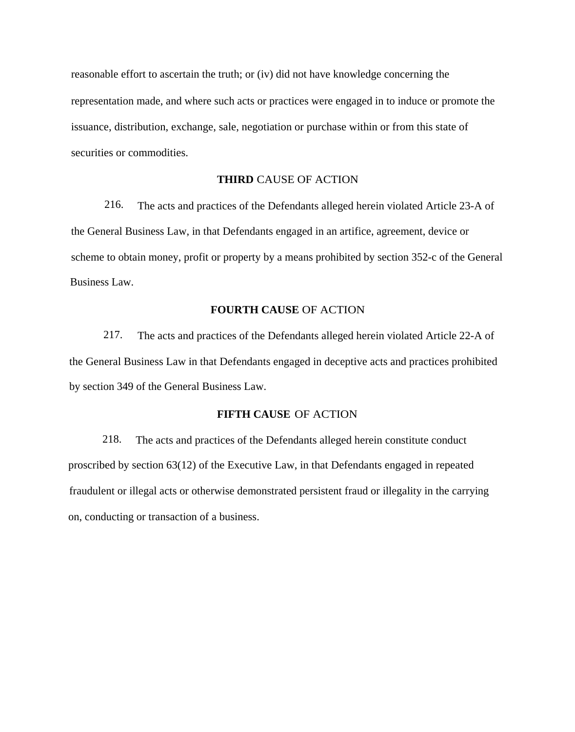reasonable effort to ascertain the truth; or (iv) did not have knowledge concerning the representation made, and where such acts or practices were engaged in to induce or promote the issuance, distribution, exchange, sale, negotiation or purchase within or from this state of securities or commodities.

## **THIRD** CAUSE OF ACTION

216. The acts and practices of the Defendants alleged herein violated Article 23-A of the General Business Law, in that Defendants engaged in an artifice, agreement, device or scheme to obtain money, profit or property by a means prohibited by section 352-c of the General Business Law.

## **FOURTH CAUSE** OF ACTION

217. The acts and practices of the Defendants alleged herein violated Article 22-A of the General Business Law in that Defendants engaged in deceptive acts and practices prohibited by section 349 of the General Business Law.

## **FIFTH CAUSE** OF ACTION

218. The acts and practices of the Defendants alleged herein constitute conduct proscribed by section 63(12) of the Executive Law, in that Defendants engaged in repeated fraudulent or illegal acts or otherwise demonstrated persistent fraud or illegality in the carrying on, conducting or transaction of a business.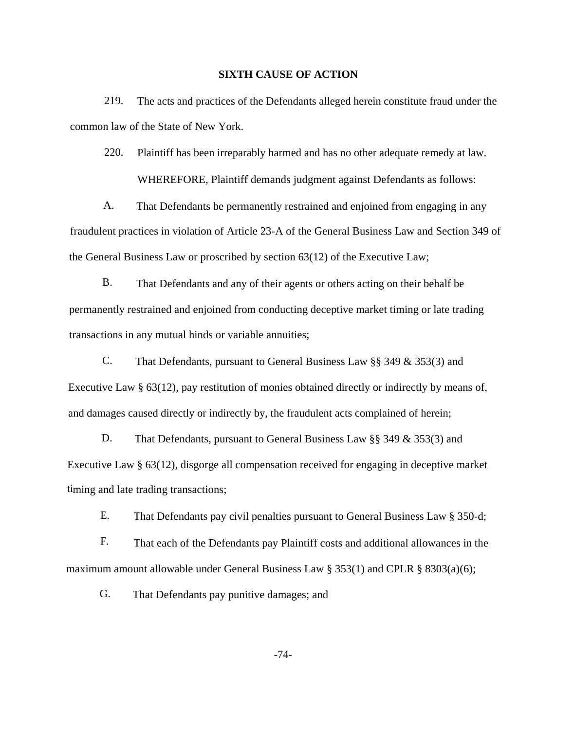**SIXTH CAUSE OF ACTION**

219. The acts and practices of the Defendants alleged herein constitute fraud under the common law of the State of New York.

220. Plaintiff has been irreparably harmed and has no other adequate remedy at law.

WHEREFORE, Plaintiff demands judgment against Defendants as follows:

A. That Defendants be permanently restrained and enjoined from engaging in any fraudulent practices in violation of Article 23-A of the General Business Law and Section 349 of the General Business Law or proscribed by section 63(12) of the Executive Law;

B. That Defendants and any of their agents or others acting on their behalf be permanently restrained and enjoined from conducting deceptive market timing or late trading transactions in any mutual hinds or variable annuities;

C. That Defendants, pursuant to General Business Law §§ 349 & 353(3) and Executive Law § 63(12), pay restitution of monies obtained directly or indirectly by means of, and damages caused directly or indirectly by, the fraudulent acts complained of herein;

D. That Defendants, pursuant to General Business Law §§ 349 & 353(3) and Executive Law § 63(12), disgorge all compensation received for engaging in deceptive market timing and late trading transactions;

E. That Defendants pay civil penalties pursuant to General Business Law § 350-d;

F. That each of the Defendants pay Plaintiff costs and additional allowances in the maximum amount allowable under General Business Law § 353(1) and CPLR § 8303(a)(6);

G. That Defendants pay punitive damages; and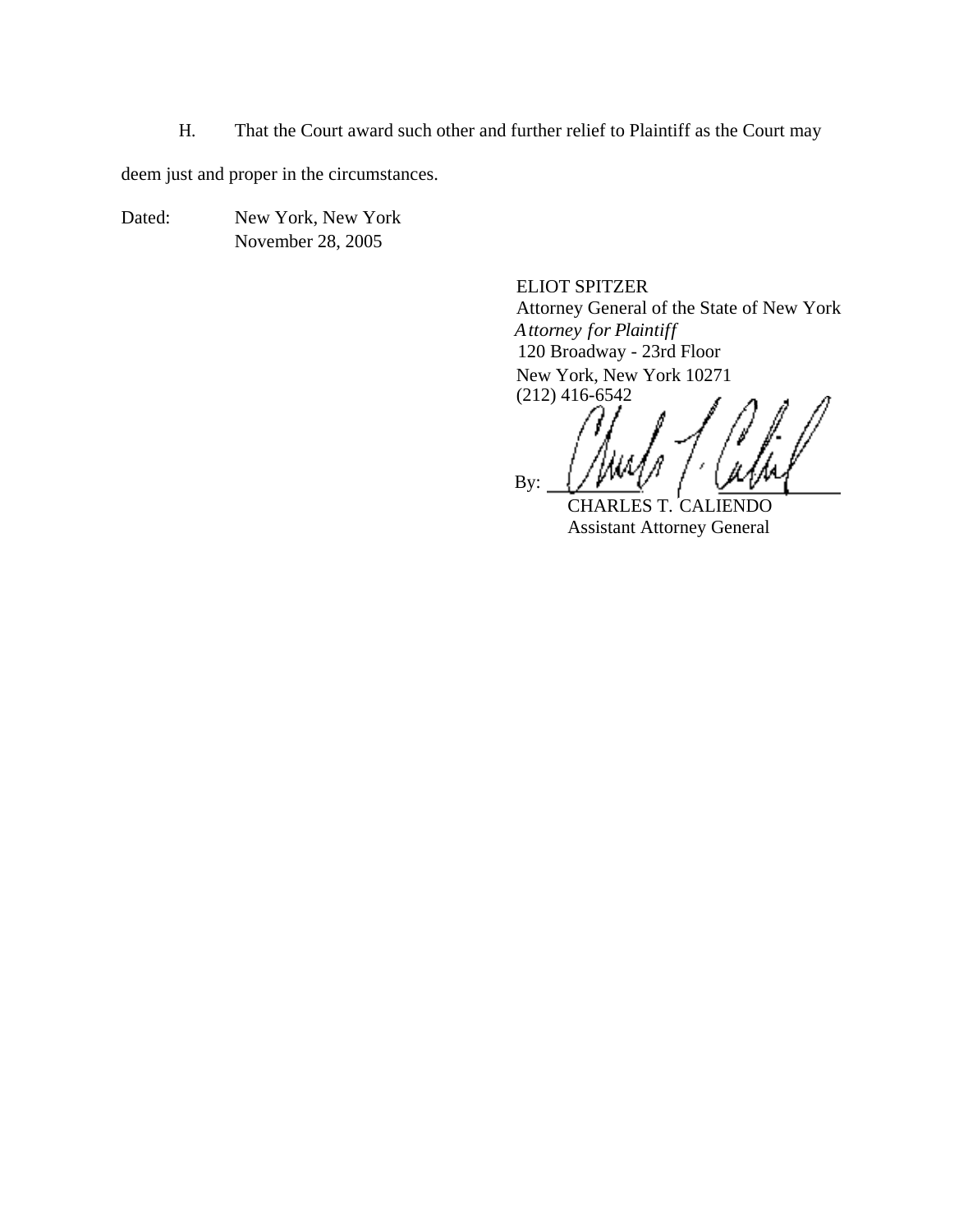H. That the Court award such other and further relief to Plaintiff as the Court may deem just and proper in the circumstances.

Dated: New York, New York
November 28, 2005

ELIOT SPITZER
Attorney General of the State of New York
*Attorney for Plaintiff*
120 Broadway - 23rd Floor
New York, New York 10271
(212) 416-6542

By: ____________________
CHARLES T. CALIENDO
Assistant Attorney General